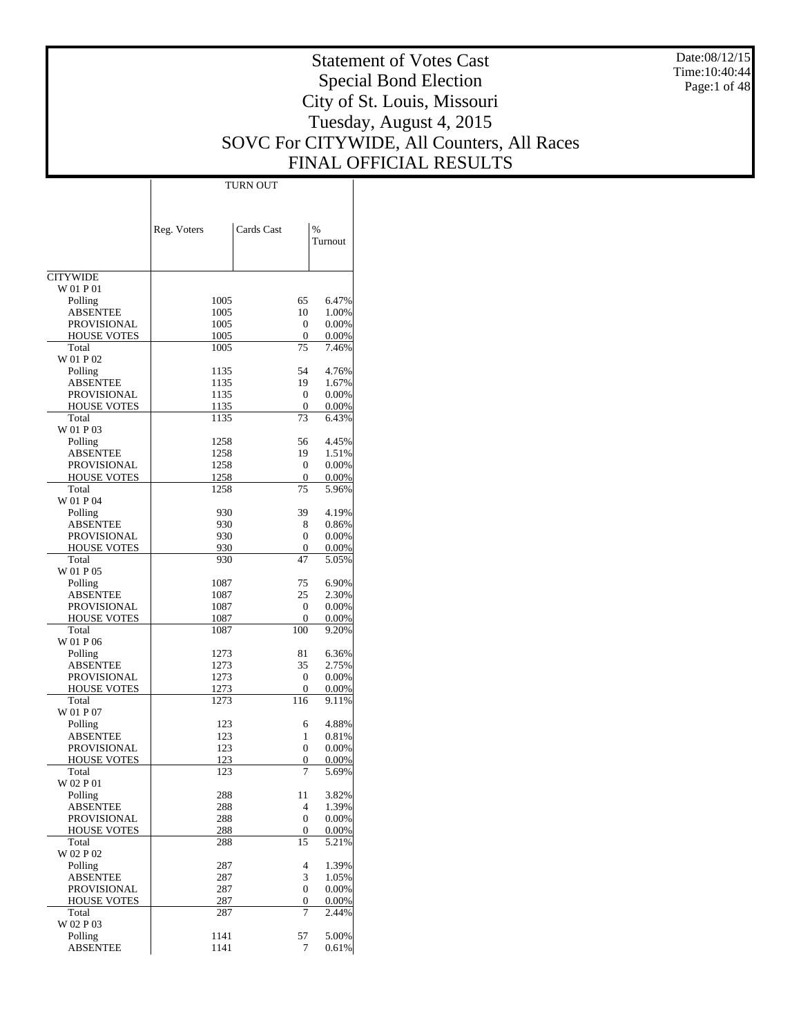# Statement of Votes Cast
## Special Bond Election
## City of St. Louis, Missouri
## Tuesday, August 4, 2015
## SOVC For CITYWIDE, All Counters, All Races
## FINAL OFFICIAL RESULTS

Date:08/12/15
Time:10:40:44

| | TURN OUT | | |
|---|---|---|---|
| | Reg. Voters | Cards Cast | % Turnout |
| CITYWIDE | | | |
| W 01 P 01 | | | |
| Polling | 1005 | 65 | 6.47% |
| ABSENTEE | 1005 | 10 | 1.00% |
| PROVISIONAL | 1005 | 0 | 0.00% |
| HOUSE VOTES | 1005 | 0 | 0.00% |
| Total | 1005 | 75 | 7.46% |
| W 01 P 02 | | | |
| Polling | 1135 | 54 | 4.76% |
| ABSENTEE | 1135 | 19 | 1.67% |
| PROVISIONAL | 1135 | 0 | 0.00% |
| HOUSE VOTES | 1135 | 0 | 0.00% |
| Total | 1135 | 73 | 6.43% |
| W 01 P 03 | | | |
| Polling | 1258 | 56 | 4.45% |
| ABSENTEE | 1258 | 19 | 1.51% |
| PROVISIONAL | 1258 | 0 | 0.00% |
| HOUSE VOTES | 1258 | 0 | 0.00% |
| Total | 1258 | 75 | 5.96% |
| W 01 P 04 | | | |
| Polling | 930 | 39 | 4.19% |
| ABSENTEE | 930 | 8 | 0.86% |
| PROVISIONAL | 930 | 0 | 0.00% |
| HOUSE VOTES | 930 | 0 | 0.00% |
| Total | 930 | 47 | 5.05% |
| W 01 P 05 | | | |
| Polling | 1087 | 75 | 6.90% |
| ABSENTEE | 1087 | 25 | 2.30% |
| PROVISIONAL | 1087 | 0 | 0.00% |
| HOUSE VOTES | 1087 | 0 | 0.00% |
| Total | 1087 | 100 | 9.20% |
| W 01 P 06 | | | |
| Polling | 1273 | 81 | 6.36% |
| ABSENTEE | 1273 | 35 | 2.75% |
| PROVISIONAL | 1273 | 0 | 0.00% |
| HOUSE VOTES | 1273 | 0 | 0.00% |
| Total | 1273 | 116 | 9.11% |
| W 01 P 07 | | | |
| Polling | 123 | 6 | 4.88% |
| ABSENTEE | 123 | 1 | 0.81% |
| PROVISIONAL | 123 | 0 | 0.00% |
| HOUSE VOTES | 123 | 0 | 0.00% |
| Total | 123 | 7 | 5.69% |
| W 02 P 01 | | | |
| Polling | 288 | 11 | 3.82% |
| ABSENTEE | 288 | 4 | 1.39% |
| PROVISIONAL | 288 | 0 | 0.00% |
| HOUSE VOTES | 288 | 0 | 0.00% |
| Total | 288 | 15 | 5.21% |
| W 02 P 02 | | | |
| Polling | 287 | 4 | 1.39% |
| ABSENTEE | 287 | 3 | 1.05% |
| PROVISIONAL | 287 | 0 | 0.00% |
| HOUSE VOTES | 287 | 0 | 0.00% |
| Total | 287 | 7 | 2.44% |
| W 02 P 03 | | | |
| Polling | 1141 | 57 | 5.00% |
| ABSENTEE | 1141 | 7 | 0.61% |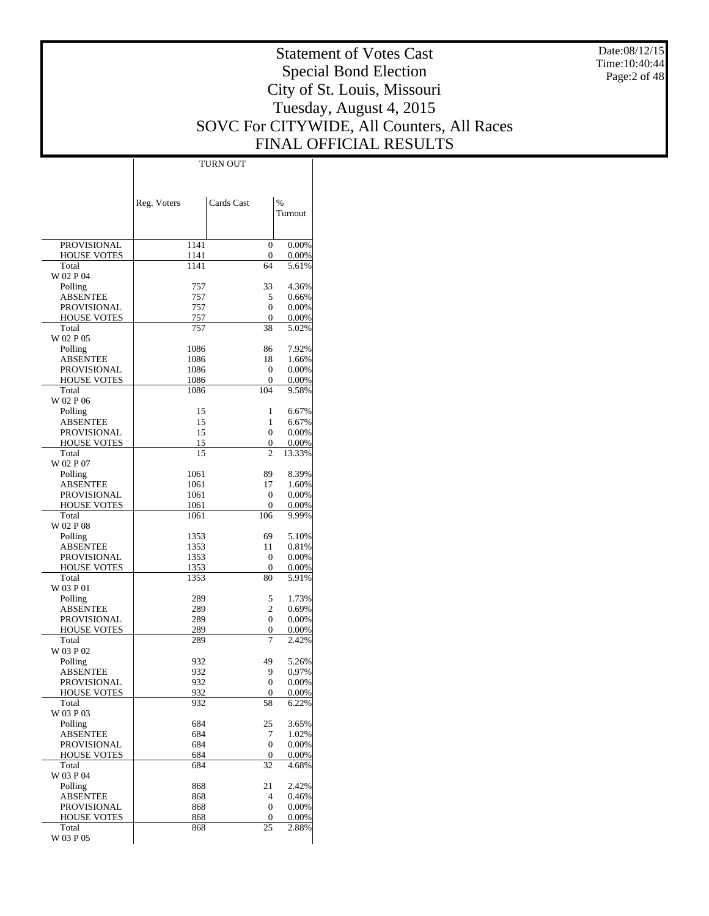# Statement of Votes Cast
## Special Bond Election
## City of St. Louis, Missouri
## Tuesday, August 4, 2015
## SOVC For CITYWIDE, All Counters, All Races
## FINAL OFFICIAL RESULTS

Date:08/12/15
Time:10:40:44

| | TURN OUT | | |
|---|---|---|---|
| | Reg. Voters | Cards Cast | % Turnout |
| PROVISIONAL | 1141 | 0 | 0.00% |
| HOUSE VOTES | 1141 | 0 | 0.00% |
| Total | 1141 | 64 | 5.61% |
| W 02 P 04 | | | |
| Polling | 757 | 33 | 4.36% |
| ABSENTEE | 757 | 5 | 0.66% |
| PROVISIONAL | 757 | 0 | 0.00% |
| HOUSE VOTES | 757 | 0 | 0.00% |
| Total | 757 | 38 | 5.02% |
| W 02 P 05 | | | |
| Polling | 1086 | 86 | 7.92% |
| ABSENTEE | 1086 | 18 | 1.66% |
| PROVISIONAL | 1086 | 0 | 0.00% |
| HOUSE VOTES | 1086 | 0 | 0.00% |
| Total | 1086 | 104 | 9.58% |
| W 02 P 06 | | | |
| Polling | 15 | 1 | 6.67% |
| ABSENTEE | 15 | 1 | 6.67% |
| PROVISIONAL | 15 | 0 | 0.00% |
| HOUSE VOTES | 15 | 0 | 0.00% |
| Total | 15 | 2 | 13.33% |
| W 02 P 07 | | | |
| Polling | 1061 | 89 | 8.39% |
| ABSENTEE | 1061 | 17 | 1.60% |
| PROVISIONAL | 1061 | 0 | 0.00% |
| HOUSE VOTES | 1061 | 0 | 0.00% |
| Total | 1061 | 106 | 9.99% |
| W 02 P 08 | | | |
| Polling | 1353 | 69 | 5.10% |
| ABSENTEE | 1353 | 11 | 0.81% |
| PROVISIONAL | 1353 | 0 | 0.00% |
| HOUSE VOTES | 1353 | 0 | 0.00% |
| Total | 1353 | 80 | 5.91% |
| W 03 P 01 | | | |
| Polling | 289 | 5 | 1.73% |
| ABSENTEE | 289 | 2 | 0.69% |
| PROVISIONAL | 289 | 0 | 0.00% |
| HOUSE VOTES | 289 | 0 | 0.00% |
| Total | 289 | 7 | 2.42% |
| W 03 P 02 | | | |
| Polling | 932 | 49 | 5.26% |
| ABSENTEE | 932 | 9 | 0.97% |
| PROVISIONAL | 932 | 0 | 0.00% |
| HOUSE VOTES | 932 | 0 | 0.00% |
| Total | 932 | 58 | 6.22% |
| W 03 P 03 | | | |
| Polling | 684 | 25 | 3.65% |
| ABSENTEE | 684 | 7 | 1.02% |
| PROVISIONAL | 684 | 0 | 0.00% |
| HOUSE VOTES | 684 | 0 | 0.00% |
| Total | 684 | 32 | 4.68% |
| W 03 P 04 | | | |
| Polling | 868 | 21 | 2.42% |
| ABSENTEE | 868 | 4 | 0.46% |
| PROVISIONAL | 868 | 0 | 0.00% |
| HOUSE VOTES | 868 | 0 | 0.00% |
| Total | 868 | 25 | 2.88% |
| W 03 P 05 | | | |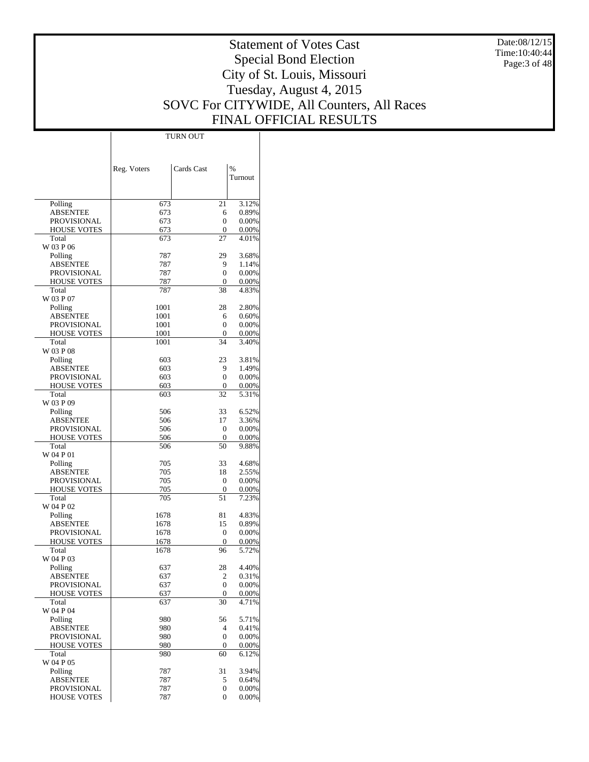# Statement of Votes Cast
## Special Bond Election
## City of St. Louis, Missouri
## Tuesday, August 4, 2015
## SOVC For CITYWIDE, All Counters, All Races
## FINAL OFFICIAL RESULTS

Date:08/12/15
Time:10:40:44

| | TURN OUT | | |
|---|---|---|---|
| | Reg. Voters | Cards Cast | % Turnout |
| Polling | 673 | 21 | 3.12% |
| ABSENTEE | 673 | 6 | 0.89% |
| PROVISIONAL | 673 | 0 | 0.00% |
| HOUSE VOTES | 673 | 0 | 0.00% |
| Total | 673 | 27 | 4.01% |
| W 03 P 06 | | | |
| Polling | 787 | 29 | 3.68% |
| ABSENTEE | 787 | 9 | 1.14% |
| PROVISIONAL | 787 | 0 | 0.00% |
| HOUSE VOTES | 787 | 0 | 0.00% |
| Total | 787 | 38 | 4.83% |
| W 03 P 07 | | | |
| Polling | 1001 | 28 | 2.80% |
| ABSENTEE | 1001 | 6 | 0.60% |
| PROVISIONAL | 1001 | 0 | 0.00% |
| HOUSE VOTES | 1001 | 0 | 0.00% |
| Total | 1001 | 34 | 3.40% |
| W 03 P 08 | | | |
| Polling | 603 | 23 | 3.81% |
| ABSENTEE | 603 | 9 | 1.49% |
| PROVISIONAL | 603 | 0 | 0.00% |
| HOUSE VOTES | 603 | 0 | 0.00% |
| Total | 603 | 32 | 5.31% |
| W 03 P 09 | | | |
| Polling | 506 | 33 | 6.52% |
| ABSENTEE | 506 | 17 | 3.36% |
| PROVISIONAL | 506 | 0 | 0.00% |
| HOUSE VOTES | 506 | 0 | 0.00% |
| Total | 506 | 50 | 9.88% |
| W 04 P 01 | | | |
| Polling | 705 | 33 | 4.68% |
| ABSENTEE | 705 | 18 | 2.55% |
| PROVISIONAL | 705 | 0 | 0.00% |
| HOUSE VOTES | 705 | 0 | 0.00% |
| Total | 705 | 51 | 7.23% |
| W 04 P 02 | | | |
| Polling | 1678 | 81 | 4.83% |
| ABSENTEE | 1678 | 15 | 0.89% |
| PROVISIONAL | 1678 | 0 | 0.00% |
| HOUSE VOTES | 1678 | 0 | 0.00% |
| Total | 1678 | 96 | 5.72% |
| W 04 P 03 | | | |
| Polling | 637 | 28 | 4.40% |
| ABSENTEE | 637 | 2 | 0.31% |
| PROVISIONAL | 637 | 0 | 0.00% |
| HOUSE VOTES | 637 | 0 | 0.00% |
| Total | 637 | 30 | 4.71% |
| W 04 P 04 | | | |
| Polling | 980 | 56 | 5.71% |
| ABSENTEE | 980 | 4 | 0.41% |
| PROVISIONAL | 980 | 0 | 0.00% |
| HOUSE VOTES | 980 | 0 | 0.00% |
| Total | 980 | 60 | 6.12% |
| W 04 P 05 | | | |
| Polling | 787 | 31 | 3.94% |
| ABSENTEE | 787 | 5 | 0.64% |
| PROVISIONAL | 787 | 0 | 0.00% |
| HOUSE VOTES | 787 | 0 | 0.00% |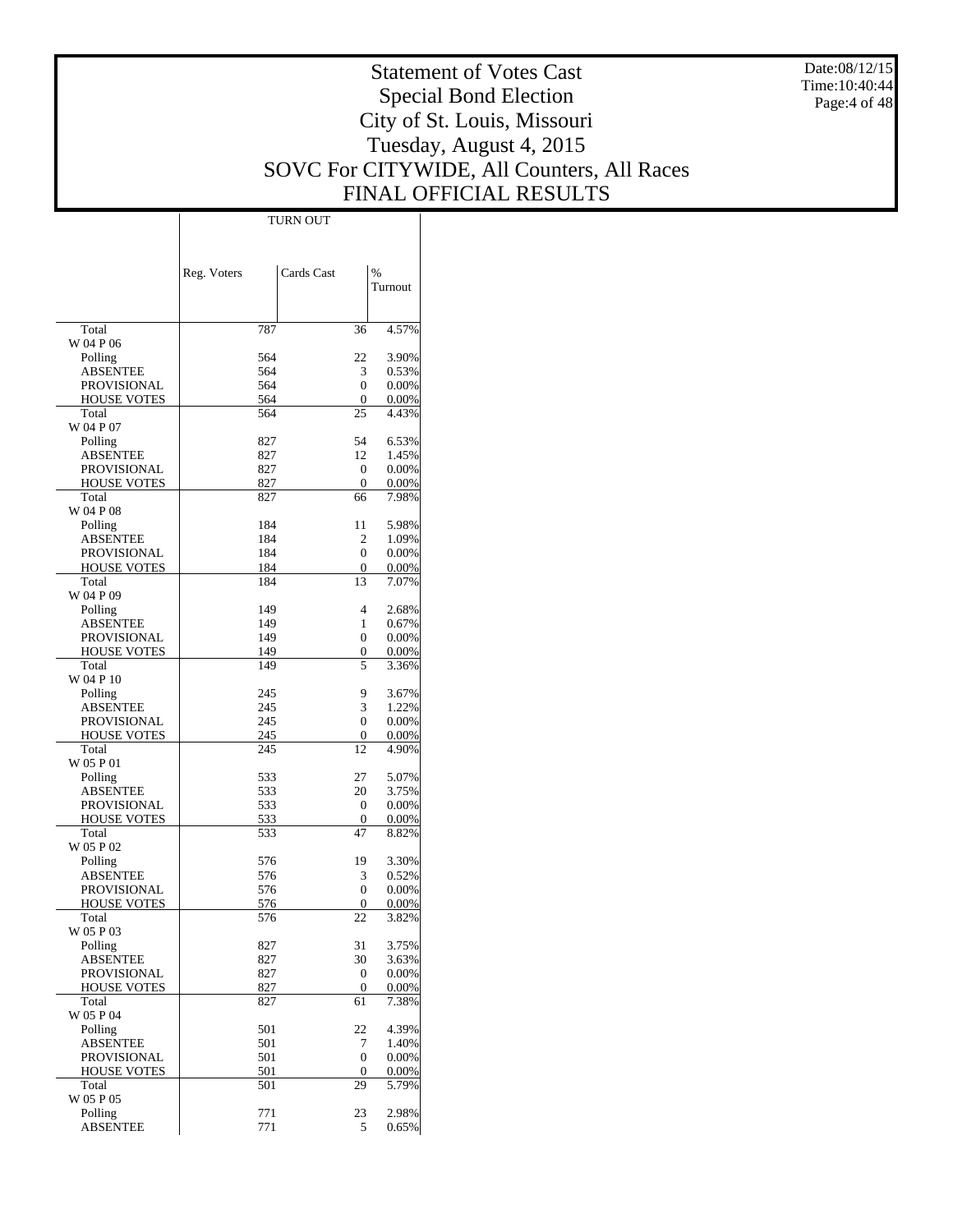# Statement of Votes Cast
## Special Bond Election
## City of St. Louis, Missouri
## Tuesday, August 4, 2015
## SOVC For CITYWIDE, All Counters, All Races
## FINAL OFFICIAL RESULTS

Date:08/12/15
Time:10:40:44

| | TURN OUT | | |
|---|---|---|---|
| | Reg. Voters | Cards Cast | % Turnout |
| Total | 787 | 36 | 4.57% |
| W 04 P 06 | | | |
| Polling | 564 | 22 | 3.90% |
| ABSENTEE | 564 | 3 | 0.53% |
| PROVISIONAL | 564 | 0 | 0.00% |
| HOUSE VOTES | 564 | 0 | 0.00% |
| Total | 564 | 25 | 4.43% |
| W 04 P 07 | | | |
| Polling | 827 | 54 | 6.53% |
| ABSENTEE | 827 | 12 | 1.45% |
| PROVISIONAL | 827 | 0 | 0.00% |
| HOUSE VOTES | 827 | 0 | 0.00% |
| Total | 827 | 66 | 7.98% |
| W 04 P 08 | | | |
| Polling | 184 | 11 | 5.98% |
| ABSENTEE | 184 | 2 | 1.09% |
| PROVISIONAL | 184 | 0 | 0.00% |
| HOUSE VOTES | 184 | 0 | 0.00% |
| Total | 184 | 13 | 7.07% |
| W 04 P 09 | | | |
| Polling | 149 | 4 | 2.68% |
| ABSENTEE | 149 | 1 | 0.67% |
| PROVISIONAL | 149 | 0 | 0.00% |
| HOUSE VOTES | 149 | 0 | 0.00% |
| Total | 149 | 5 | 3.36% |
| W 04 P 10 | | | |
| Polling | 245 | 9 | 3.67% |
| ABSENTEE | 245 | 3 | 1.22% |
| PROVISIONAL | 245 | 0 | 0.00% |
| HOUSE VOTES | 245 | 0 | 0.00% |
| Total | 245 | 12 | 4.90% |
| W 05 P 01 | | | |
| Polling | 533 | 27 | 5.07% |
| ABSENTEE | 533 | 20 | 3.75% |
| PROVISIONAL | 533 | 0 | 0.00% |
| HOUSE VOTES | 533 | 0 | 0.00% |
| Total | 533 | 47 | 8.82% |
| W 05 P 02 | | | |
| Polling | 576 | 19 | 3.30% |
| ABSENTEE | 576 | 3 | 0.52% |
| PROVISIONAL | 576 | 0 | 0.00% |
| HOUSE VOTES | 576 | 0 | 0.00% |
| Total | 576 | 22 | 3.82% |
| W 05 P 03 | | | |
| Polling | 827 | 31 | 3.75% |
| ABSENTEE | 827 | 30 | 3.63% |
| PROVISIONAL | 827 | 0 | 0.00% |
| HOUSE VOTES | 827 | 0 | 0.00% |
| Total | 827 | 61 | 7.38% |
| W 05 P 04 | | | |
| Polling | 501 | 22 | 4.39% |
| ABSENTEE | 501 | 7 | 1.40% |
| PROVISIONAL | 501 | 0 | 0.00% |
| HOUSE VOTES | 501 | 0 | 0.00% |
| Total | 501 | 29 | 5.79% |
| W 05 P 05 | | | |
| Polling | 771 | 23 | 2.98% |
| ABSENTEE | 771 | 5 | 0.65% |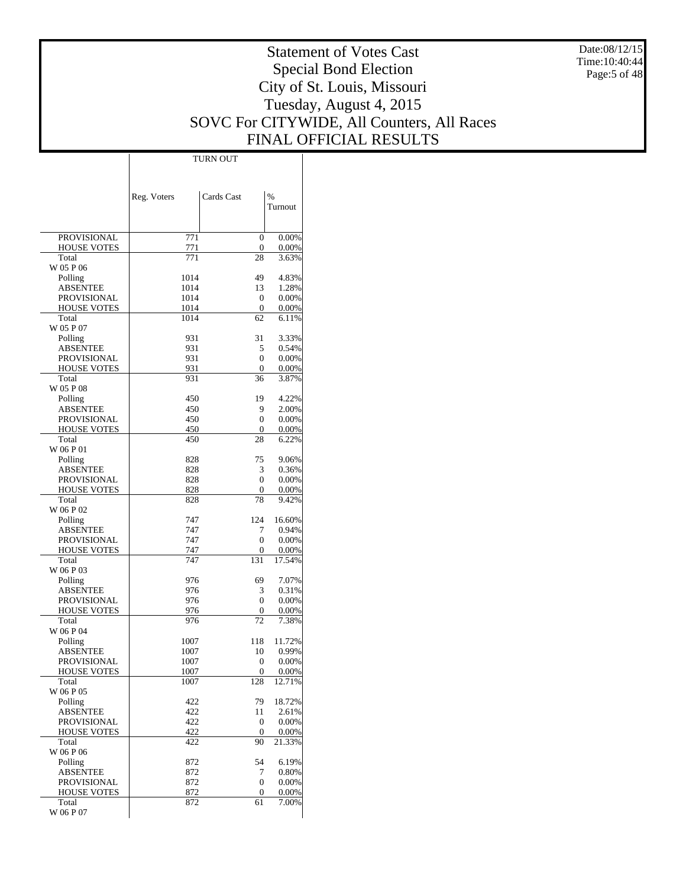# Statement of Votes Cast
## Special Bond Election
## City of St. Louis, Missouri
## Tuesday, August 4, 2015
## SOVC For CITYWIDE, All Counters, All Races
## FINAL OFFICIAL RESULTS

Date:08/12/15
Time:10:40:44

| | TURN OUT | | |
|---|---|---|---|
| | Reg. Voters | Cards Cast | % Turnout |
| PROVISIONAL | 771 | 0 | 0.00% |
| HOUSE VOTES | 771 | 0 | 0.00% |
| Total | 771 | 28 | 3.63% |
| W 05 P 06 | | | |
| Polling | 1014 | 49 | 4.83% |
| ABSENTEE | 1014 | 13 | 1.28% |
| PROVISIONAL | 1014 | 0 | 0.00% |
| HOUSE VOTES | 1014 | 0 | 0.00% |
| Total | 1014 | 62 | 6.11% |
| W 05 P 07 | | | |
| Polling | 931 | 31 | 3.33% |
| ABSENTEE | 931 | 5 | 0.54% |
| PROVISIONAL | 931 | 0 | 0.00% |
| HOUSE VOTES | 931 | 0 | 0.00% |
| Total | 931 | 36 | 3.87% |
| W 05 P 08 | | | |
| Polling | 450 | 19 | 4.22% |
| ABSENTEE | 450 | 9 | 2.00% |
| PROVISIONAL | 450 | 0 | 0.00% |
| HOUSE VOTES | 450 | 0 | 0.00% |
| Total | 450 | 28 | 6.22% |
| W 06 P 01 | | | |
| Polling | 828 | 75 | 9.06% |
| ABSENTEE | 828 | 3 | 0.36% |
| PROVISIONAL | 828 | 0 | 0.00% |
| HOUSE VOTES | 828 | 0 | 0.00% |
| Total | 828 | 78 | 9.42% |
| W 06 P 02 | | | |
| Polling | 747 | 124 | 16.60% |
| ABSENTEE | 747 | 7 | 0.94% |
| PROVISIONAL | 747 | 0 | 0.00% |
| HOUSE VOTES | 747 | 0 | 0.00% |
| Total | 747 | 131 | 17.54% |
| W 06 P 03 | | | |
| Polling | 976 | 69 | 7.07% |
| ABSENTEE | 976 | 3 | 0.31% |
| PROVISIONAL | 976 | 0 | 0.00% |
| HOUSE VOTES | 976 | 0 | 0.00% |
| Total | 976 | 72 | 7.38% |
| W 06 P 04 | | | |
| Polling | 1007 | 118 | 11.72% |
| ABSENTEE | 1007 | 10 | 0.99% |
| PROVISIONAL | 1007 | 0 | 0.00% |
| HOUSE VOTES | 1007 | 0 | 0.00% |
| Total | 1007 | 128 | 12.71% |
| W 06 P 05 | | | |
| Polling | 422 | 79 | 18.72% |
| ABSENTEE | 422 | 11 | 2.61% |
| PROVISIONAL | 422 | 0 | 0.00% |
| HOUSE VOTES | 422 | 0 | 0.00% |
| Total | 422 | 90 | 21.33% |
| W 06 P 06 | | | |
| Polling | 872 | 54 | 6.19% |
| ABSENTEE | 872 | 7 | 0.80% |
| PROVISIONAL | 872 | 0 | 0.00% |
| HOUSE VOTES | 872 | 0 | 0.00% |
| Total | 872 | 61 | 7.00% |
| W 06 P 07 | | | |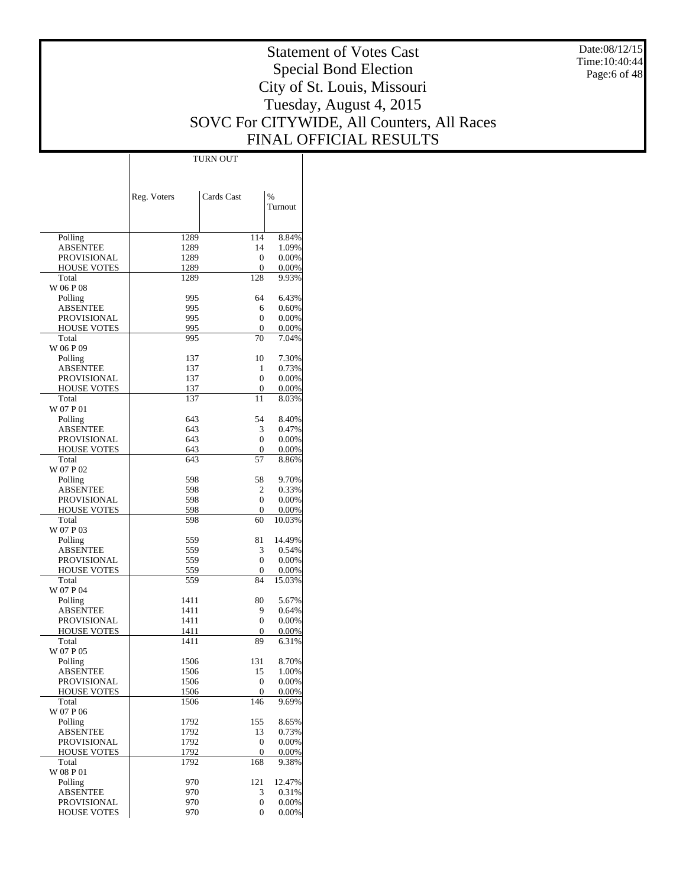# Statement of Votes Cast
## Special Bond Election
## City of St. Louis, Missouri
## Tuesday, August 4, 2015
## SOVC For CITYWIDE, All Counters, All Races
## FINAL OFFICIAL RESULTS

Date:08/12/15
Time:10:40:44

| | TURN OUT | | |
|---|---|---|---|
| | Reg. Voters | Cards Cast | % Turnout |
| Polling | 1289 | 114 | 8.84% |
| ABSENTEE | 1289 | 14 | 1.09% |
| PROVISIONAL | 1289 | 0 | 0.00% |
| HOUSE VOTES | 1289 | 0 | 0.00% |
| Total | 1289 | 128 | 9.93% |
| W 06 P 08 | | | |
| Polling | 995 | 64 | 6.43% |
| ABSENTEE | 995 | 6 | 0.60% |
| PROVISIONAL | 995 | 0 | 0.00% |
| HOUSE VOTES | 995 | 0 | 0.00% |
| Total | 995 | 70 | 7.04% |
| W 06 P 09 | | | |
| Polling | 137 | 10 | 7.30% |
| ABSENTEE | 137 | 1 | 0.73% |
| PROVISIONAL | 137 | 0 | 0.00% |
| HOUSE VOTES | 137 | 0 | 0.00% |
| Total | 137 | 11 | 8.03% |
| W 07 P 01 | | | |
| Polling | 643 | 54 | 8.40% |
| ABSENTEE | 643 | 3 | 0.47% |
| PROVISIONAL | 643 | 0 | 0.00% |
| HOUSE VOTES | 643 | 0 | 0.00% |
| Total | 643 | 57 | 8.86% |
| W 07 P 02 | | | |
| Polling | 598 | 58 | 9.70% |
| ABSENTEE | 598 | 2 | 0.33% |
| PROVISIONAL | 598 | 0 | 0.00% |
| HOUSE VOTES | 598 | 0 | 0.00% |
| Total | 598 | 60 | 10.03% |
| W 07 P 03 | | | |
| Polling | 559 | 81 | 14.49% |
| ABSENTEE | 559 | 3 | 0.54% |
| PROVISIONAL | 559 | 0 | 0.00% |
| HOUSE VOTES | 559 | 0 | 0.00% |
| Total | 559 | 84 | 15.03% |
| W 07 P 04 | | | |
| Polling | 1411 | 80 | 5.67% |
| ABSENTEE | 1411 | 9 | 0.64% |
| PROVISIONAL | 1411 | 0 | 0.00% |
| HOUSE VOTES | 1411 | 0 | 0.00% |
| Total | 1411 | 89 | 6.31% |
| W 07 P 05 | | | |
| Polling | 1506 | 131 | 8.70% |
| ABSENTEE | 1506 | 15 | 1.00% |
| PROVISIONAL | 1506 | 0 | 0.00% |
| HOUSE VOTES | 1506 | 0 | 0.00% |
| Total | 1506 | 146 | 9.69% |
| W 07 P 06 | | | |
| Polling | 1792 | 155 | 8.65% |
| ABSENTEE | 1792 | 13 | 0.73% |
| PROVISIONAL | 1792 | 0 | 0.00% |
| HOUSE VOTES | 1792 | 0 | 0.00% |
| Total | 1792 | 168 | 9.38% |
| W 08 P 01 | | | |
| Polling | 970 | 121 | 12.47% |
| ABSENTEE | 970 | 3 | 0.31% |
| PROVISIONAL | 970 | 0 | 0.00% |
| HOUSE VOTES | 970 | 0 | 0.00% |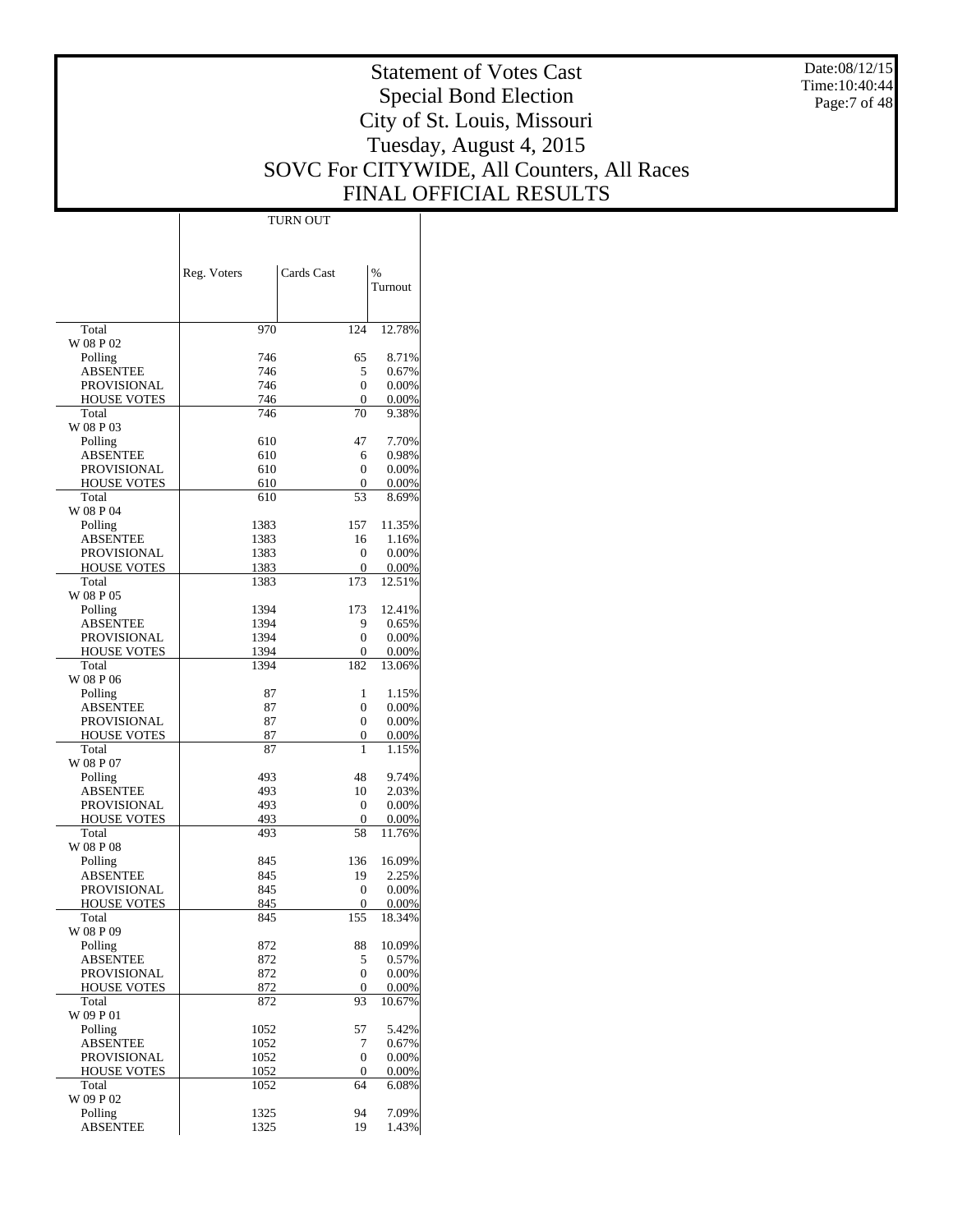# Statement of Votes Cast
## Special Bond Election
## City of St. Louis, Missouri
## Tuesday, August 4, 2015
## SOVC For CITYWIDE, All Counters, All Races
## FINAL OFFICIAL RESULTS

Date:08/12/15
Time:10:40:44

| | TURN OUT | | |
|---|---|---|---|
| | Reg. Voters | Cards Cast | % Turnout |
| Total | 970 | 124 | 12.78% |
| W 08 P 02 | | | |
| Polling | 746 | 65 | 8.71% |
| ABSENTEE | 746 | 5 | 0.67% |
| PROVISIONAL | 746 | 0 | 0.00% |
| HOUSE VOTES | 746 | 0 | 0.00% |
| Total | 746 | 70 | 9.38% |
| W 08 P 03 | | | |
| Polling | 610 | 47 | 7.70% |
| ABSENTEE | 610 | 6 | 0.98% |
| PROVISIONAL | 610 | 0 | 0.00% |
| HOUSE VOTES | 610 | 0 | 0.00% |
| Total | 610 | 53 | 8.69% |
| W 08 P 04 | | | |
| Polling | 1383 | 157 | 11.35% |
| ABSENTEE | 1383 | 16 | 1.16% |
| PROVISIONAL | 1383 | 0 | 0.00% |
| HOUSE VOTES | 1383 | 0 | 0.00% |
| Total | 1383 | 173 | 12.51% |
| W 08 P 05 | | | |
| Polling | 1394 | 173 | 12.41% |
| ABSENTEE | 1394 | 9 | 0.65% |
| PROVISIONAL | 1394 | 0 | 0.00% |
| HOUSE VOTES | 1394 | 0 | 0.00% |
| Total | 1394 | 182 | 13.06% |
| W 08 P 06 | | | |
| Polling | 87 | 1 | 1.15% |
| ABSENTEE | 87 | 0 | 0.00% |
| PROVISIONAL | 87 | 0 | 0.00% |
| HOUSE VOTES | 87 | 0 | 0.00% |
| Total | 87 | 1 | 1.15% |
| W 08 P 07 | | | |
| Polling | 493 | 48 | 9.74% |
| ABSENTEE | 493 | 10 | 2.03% |
| PROVISIONAL | 493 | 0 | 0.00% |
| HOUSE VOTES | 493 | 0 | 0.00% |
| Total | 493 | 58 | 11.76% |
| W 08 P 08 | | | |
| Polling | 845 | 136 | 16.09% |
| ABSENTEE | 845 | 19 | 2.25% |
| PROVISIONAL | 845 | 0 | 0.00% |
| HOUSE VOTES | 845 | 0 | 0.00% |
| Total | 845 | 155 | 18.34% |
| W 08 P 09 | | | |
| Polling | 872 | 88 | 10.09% |
| ABSENTEE | 872 | 5 | 0.57% |
| PROVISIONAL | 872 | 0 | 0.00% |
| HOUSE VOTES | 872 | 0 | 0.00% |
| Total | 872 | 93 | 10.67% |
| W 09 P 01 | | | |
| Polling | 1052 | 57 | 5.42% |
| ABSENTEE | 1052 | 7 | 0.67% |
| PROVISIONAL | 1052 | 0 | 0.00% |
| HOUSE VOTES | 1052 | 0 | 0.00% |
| Total | 1052 | 64 | 6.08% |
| W 09 P 02 | | | |
| Polling | 1325 | 94 | 7.09% |
| ABSENTEE | 1325 | 19 | 1.43% |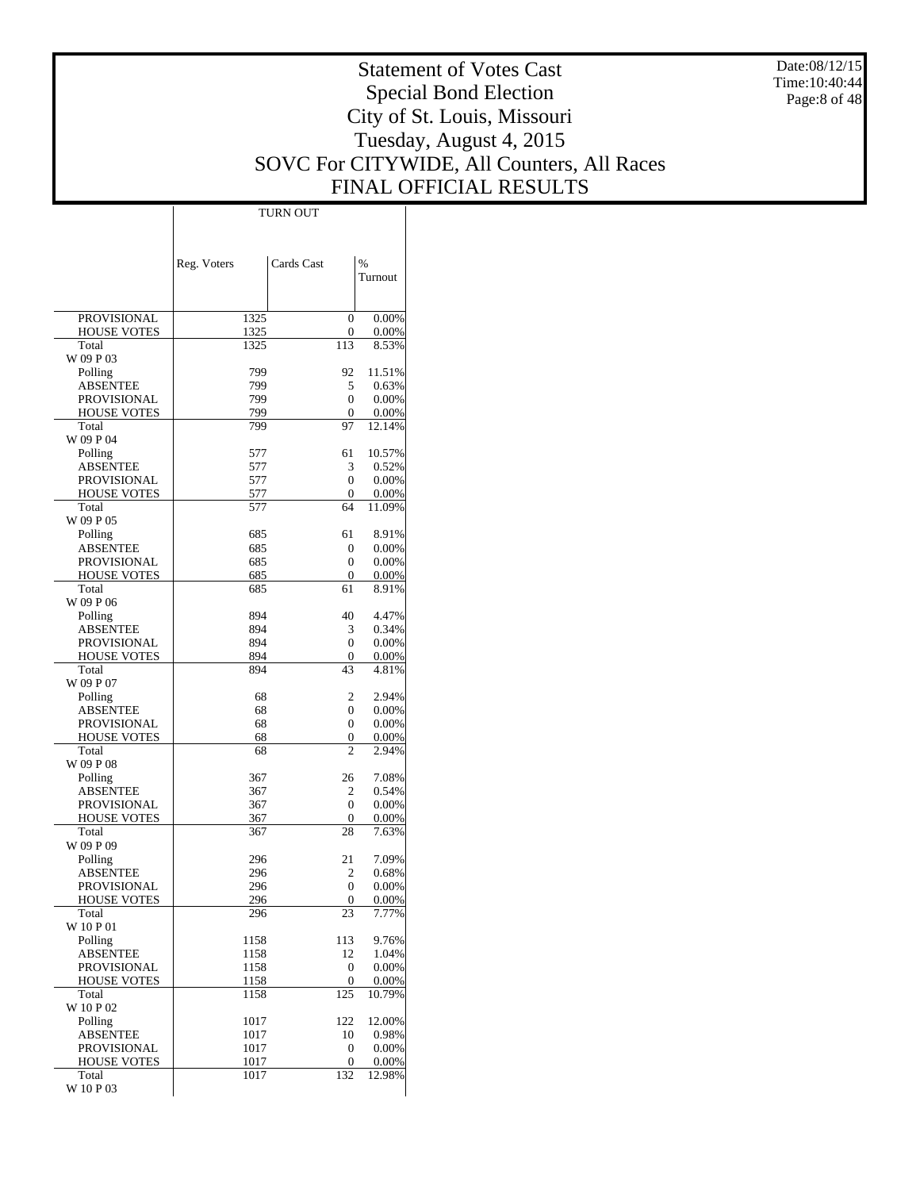# Statement of Votes Cast
## Special Bond Election
## City of St. Louis, Missouri
## Tuesday, August 4, 2015
## SOVC For CITYWIDE, All Counters, All Races
## FINAL OFFICIAL RESULTS

Date:08/12/15
Time:10:40:44

| | TURN OUT | | |
|---|---|---|---|
| | Reg. Voters | Cards Cast | % Turnout |
| PROVISIONAL | 1325 | 0 | 0.00% |
| HOUSE VOTES | 1325 | 0 | 0.00% |
| Total | 1325 | 113 | 8.53% |
| W 09 P 03 | | | |
| Polling | 799 | 92 | 11.51% |
| ABSENTEE | 799 | 5 | 0.63% |
| PROVISIONAL | 799 | 0 | 0.00% |
| HOUSE VOTES | 799 | 0 | 0.00% |
| Total | 799 | 97 | 12.14% |
| W 09 P 04 | | | |
| Polling | 577 | 61 | 10.57% |
| ABSENTEE | 577 | 3 | 0.52% |
| PROVISIONAL | 577 | 0 | 0.00% |
| HOUSE VOTES | 577 | 0 | 0.00% |
| Total | 577 | 64 | 11.09% |
| W 09 P 05 | | | |
| Polling | 685 | 61 | 8.91% |
| ABSENTEE | 685 | 0 | 0.00% |
| PROVISIONAL | 685 | 0 | 0.00% |
| HOUSE VOTES | 685 | 0 | 0.00% |
| Total | 685 | 61 | 8.91% |
| W 09 P 06 | | | |
| Polling | 894 | 40 | 4.47% |
| ABSENTEE | 894 | 3 | 0.34% |
| PROVISIONAL | 894 | 0 | 0.00% |
| HOUSE VOTES | 894 | 0 | 0.00% |
| Total | 894 | 43 | 4.81% |
| W 09 P 07 | | | |
| Polling | 68 | 2 | 2.94% |
| ABSENTEE | 68 | 0 | 0.00% |
| PROVISIONAL | 68 | 0 | 0.00% |
| HOUSE VOTES | 68 | 0 | 0.00% |
| Total | 68 | 2 | 2.94% |
| W 09 P 08 | | | |
| Polling | 367 | 26 | 7.08% |
| ABSENTEE | 367 | 2 | 0.54% |
| PROVISIONAL | 367 | 0 | 0.00% |
| HOUSE VOTES | 367 | 0 | 0.00% |
| Total | 367 | 28 | 7.63% |
| W 09 P 09 | | | |
| Polling | 296 | 21 | 7.09% |
| ABSENTEE | 296 | 2 | 0.68% |
| PROVISIONAL | 296 | 0 | 0.00% |
| HOUSE VOTES | 296 | 0 | 0.00% |
| Total | 296 | 23 | 7.77% |
| W 10 P 01 | | | |
| Polling | 1158 | 113 | 9.76% |
| ABSENTEE | 1158 | 12 | 1.04% |
| PROVISIONAL | 1158 | 0 | 0.00% |
| HOUSE VOTES | 1158 | 0 | 0.00% |
| Total | 1158 | 125 | 10.79% |
| W 10 P 02 | | | |
| Polling | 1017 | 122 | 12.00% |
| ABSENTEE | 1017 | 10 | 0.98% |
| PROVISIONAL | 1017 | 0 | 0.00% |
| HOUSE VOTES | 1017 | 0 | 0.00% |
| Total | 1017 | 132 | 12.98% |
| W 10 P 03 | | | |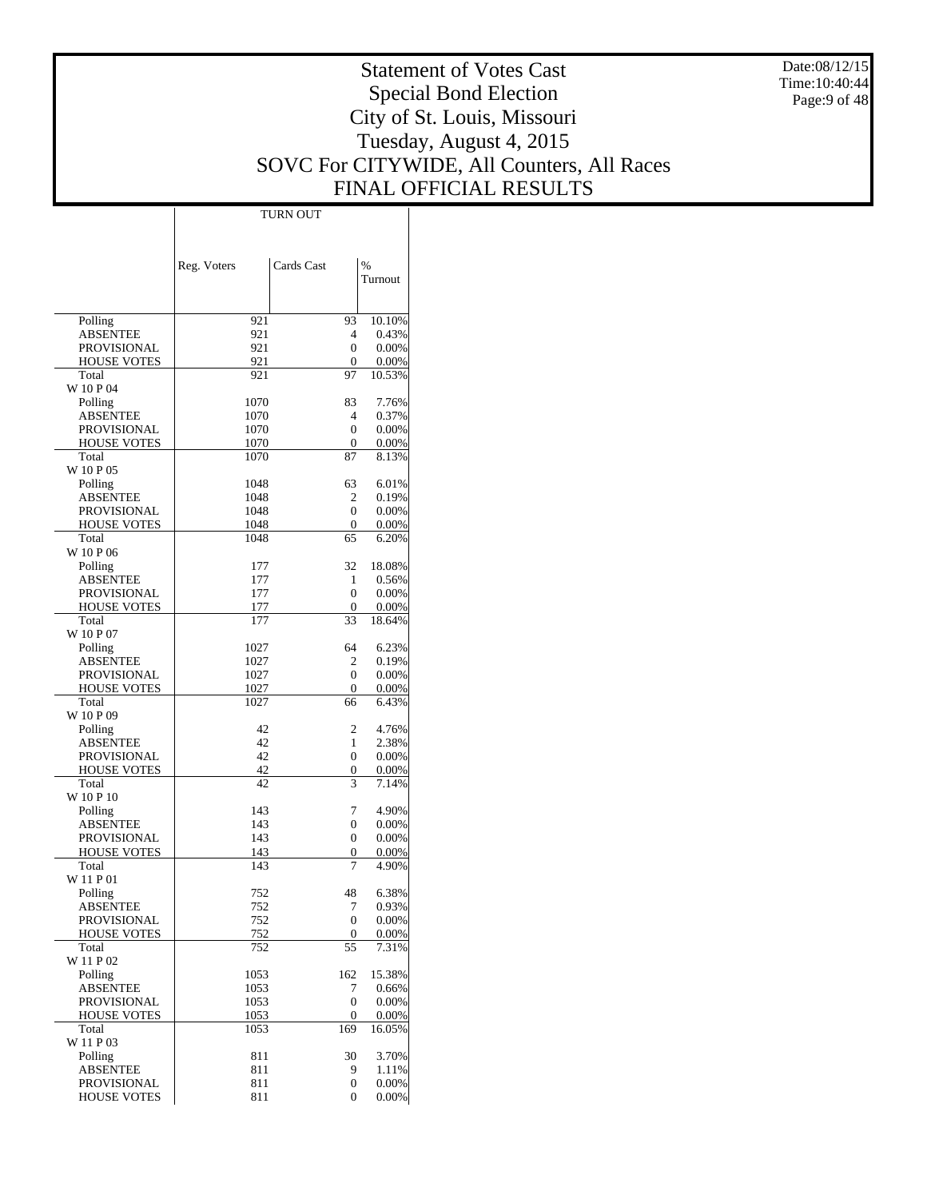# Statement of Votes Cast
## Special Bond Election
## City of St. Louis, Missouri
## Tuesday, August 4, 2015
## SOVC For CITYWIDE, All Counters, All Races
## FINAL OFFICIAL RESULTS

Date:08/12/15
Time:10:40:44

| | TURN OUT | | |
|---|---|---|---|
| | Reg. Voters | Cards Cast | % Turnout |
| Polling | 921 | 93 | 10.10% |
| ABSENTEE | 921 | 4 | 0.43% |
| PROVISIONAL | 921 | 0 | 0.00% |
| HOUSE VOTES | 921 | 0 | 0.00% |
| Total | 921 | 97 | 10.53% |
| W 10 P 04 | | | |
| Polling | 1070 | 83 | 7.76% |
| ABSENTEE | 1070 | 4 | 0.37% |
| PROVISIONAL | 1070 | 0 | 0.00% |
| HOUSE VOTES | 1070 | 0 | 0.00% |
| Total | 1070 | 87 | 8.13% |
| W 10 P 05 | | | |
| Polling | 1048 | 63 | 6.01% |
| ABSENTEE | 1048 | 2 | 0.19% |
| PROVISIONAL | 1048 | 0 | 0.00% |
| HOUSE VOTES | 1048 | 0 | 0.00% |
| Total | 1048 | 65 | 6.20% |
| W 10 P 06 | | | |
| Polling | 177 | 32 | 18.08% |
| ABSENTEE | 177 | 1 | 0.56% |
| PROVISIONAL | 177 | 0 | 0.00% |
| HOUSE VOTES | 177 | 0 | 0.00% |
| Total | 177 | 33 | 18.64% |
| W 10 P 07 | | | |
| Polling | 1027 | 64 | 6.23% |
| ABSENTEE | 1027 | 2 | 0.19% |
| PROVISIONAL | 1027 | 0 | 0.00% |
| HOUSE VOTES | 1027 | 0 | 0.00% |
| Total | 1027 | 66 | 6.43% |
| W 10 P 09 | | | |
| Polling | 42 | 2 | 4.76% |
| ABSENTEE | 42 | 1 | 2.38% |
| PROVISIONAL | 42 | 0 | 0.00% |
| HOUSE VOTES | 42 | 0 | 0.00% |
| Total | 42 | 3 | 7.14% |
| W 10 P 10 | | | |
| Polling | 143 | 7 | 4.90% |
| ABSENTEE | 143 | 0 | 0.00% |
| PROVISIONAL | 143 | 0 | 0.00% |
| HOUSE VOTES | 143 | 0 | 0.00% |
| Total | 143 | 7 | 4.90% |
| W 11 P 01 | | | |
| Polling | 752 | 48 | 6.38% |
| ABSENTEE | 752 | 7 | 0.93% |
| PROVISIONAL | 752 | 0 | 0.00% |
| HOUSE VOTES | 752 | 0 | 0.00% |
| Total | 752 | 55 | 7.31% |
| W 11 P 02 | | | |
| Polling | 1053 | 162 | 15.38% |
| ABSENTEE | 1053 | 7 | 0.66% |
| PROVISIONAL | 1053 | 0 | 0.00% |
| HOUSE VOTES | 1053 | 0 | 0.00% |
| Total | 1053 | 169 | 16.05% |
| W 11 P 03 | | | |
| Polling | 811 | 30 | 3.70% |
| ABSENTEE | 811 | 9 | 1.11% |
| PROVISIONAL | 811 | 0 | 0.00% |
| HOUSE VOTES | 811 | 0 | 0.00% |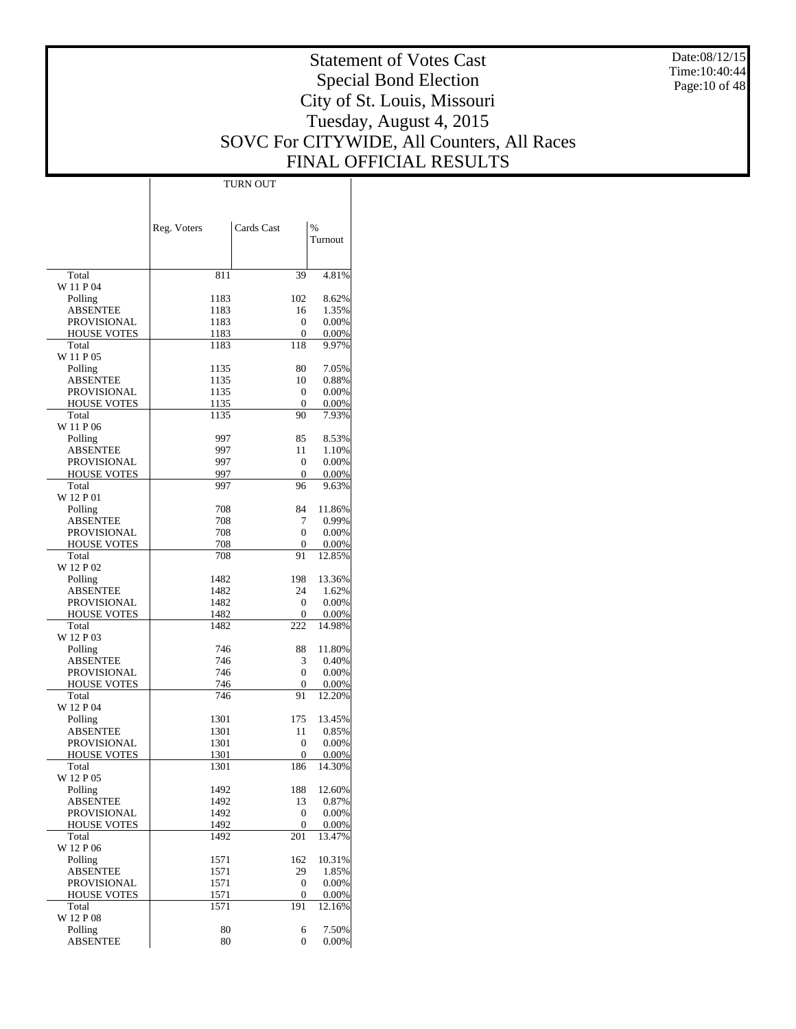# Statement of Votes Cast
## Special Bond Election
## City of St. Louis, Missouri
## Tuesday, August 4, 2015
## SOVC For CITYWIDE, All Counters, All Races
## FINAL OFFICIAL RESULTS

Date:08/12/15
Time:10:40:44

| | TURN OUT | | |
|---|---|---|---|
| | Reg. Voters | Cards Cast | % Turnout |
| Total | 811 | 39 | 4.81% |
| W 11 P 04 | | | |
| Polling | 1183 | 102 | 8.62% |
| ABSENTEE | 1183 | 16 | 1.35% |
| PROVISIONAL | 1183 | 0 | 0.00% |
| HOUSE VOTES | 1183 | 0 | 0.00% |
| Total | 1183 | 118 | 9.97% |
| W 11 P 05 | | | |
| Polling | 1135 | 80 | 7.05% |
| ABSENTEE | 1135 | 10 | 0.88% |
| PROVISIONAL | 1135 | 0 | 0.00% |
| HOUSE VOTES | 1135 | 0 | 0.00% |
| Total | 1135 | 90 | 7.93% |
| W 11 P 06 | | | |
| Polling | 997 | 85 | 8.53% |
| ABSENTEE | 997 | 11 | 1.10% |
| PROVISIONAL | 997 | 0 | 0.00% |
| HOUSE VOTES | 997 | 0 | 0.00% |
| Total | 997 | 96 | 9.63% |
| W 12 P 01 | | | |
| Polling | 708 | 84 | 11.86% |
| ABSENTEE | 708 | 7 | 0.99% |
| PROVISIONAL | 708 | 0 | 0.00% |
| HOUSE VOTES | 708 | 0 | 0.00% |
| Total | 708 | 91 | 12.85% |
| W 12 P 02 | | | |
| Polling | 1482 | 198 | 13.36% |
| ABSENTEE | 1482 | 24 | 1.62% |
| PROVISIONAL | 1482 | 0 | 0.00% |
| HOUSE VOTES | 1482 | 0 | 0.00% |
| Total | 1482 | 222 | 14.98% |
| W 12 P 03 | | | |
| Polling | 746 | 88 | 11.80% |
| ABSENTEE | 746 | 3 | 0.40% |
| PROVISIONAL | 746 | 0 | 0.00% |
| HOUSE VOTES | 746 | 0 | 0.00% |
| Total | 746 | 91 | 12.20% |
| W 12 P 04 | | | |
| Polling | 1301 | 175 | 13.45% |
| ABSENTEE | 1301 | 11 | 0.85% |
| PROVISIONAL | 1301 | 0 | 0.00% |
| HOUSE VOTES | 1301 | 0 | 0.00% |
| Total | 1301 | 186 | 14.30% |
| W 12 P 05 | | | |
| Polling | 1492 | 188 | 12.60% |
| ABSENTEE | 1492 | 13 | 0.87% |
| PROVISIONAL | 1492 | 0 | 0.00% |
| HOUSE VOTES | 1492 | 0 | 0.00% |
| Total | 1492 | 201 | 13.47% |
| W 12 P 06 | | | |
| Polling | 1571 | 162 | 10.31% |
| ABSENTEE | 1571 | 29 | 1.85% |
| PROVISIONAL | 1571 | 0 | 0.00% |
| HOUSE VOTES | 1571 | 0 | 0.00% |
| Total | 1571 | 191 | 12.16% |
| W 12 P 08 | | | |
| Polling | 80 | 6 | 7.50% |
| ABSENTEE | 80 | 0 | 0.00% |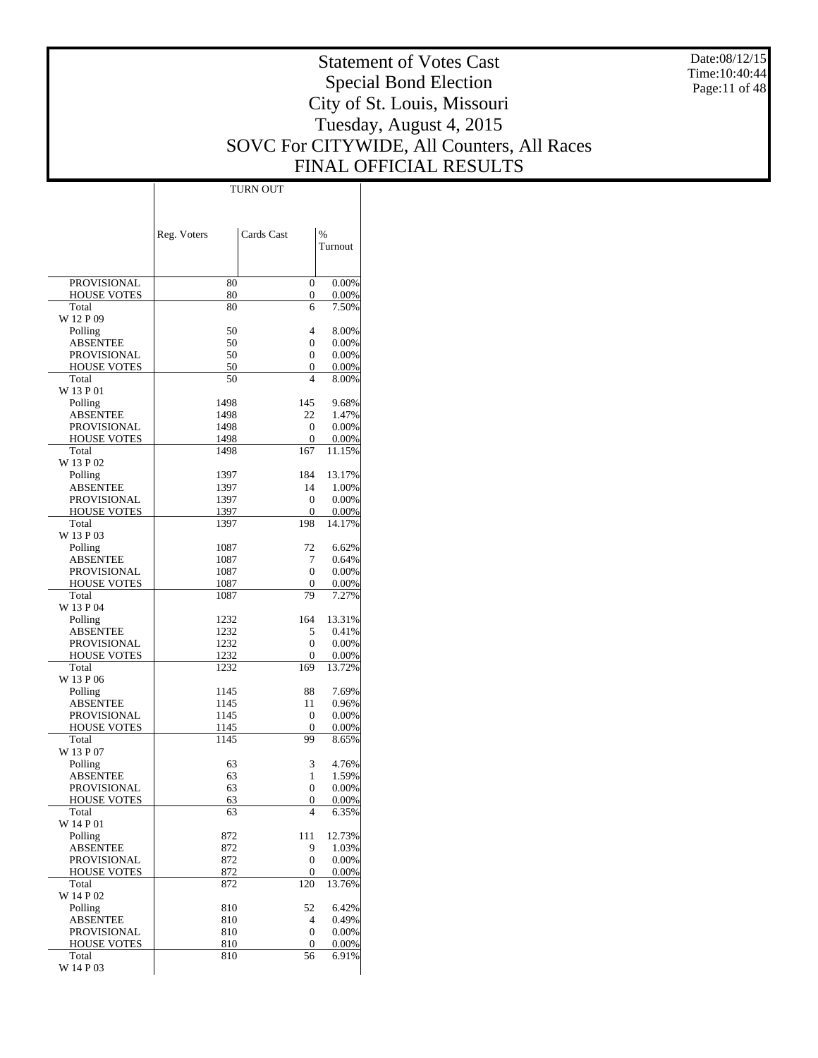# Statement of Votes Cast
# Special Bond Election
# City of St. Louis, Missouri
# Tuesday, August 4, 2015
# SOVC For CITYWIDE, All Counters, All Races
# FINAL OFFICIAL RESULTS

Date:08/12/15
Time:10:40:44

| | TURN OUT | | |
|---|---|---|---|
| | Reg. Voters | Cards Cast | % Turnout |
| PROVISIONAL | 80 | 0 | 0.00% |
| HOUSE VOTES | 80 | 0 | 0.00% |
| Total | 80 | 6 | 7.50% |
| W 12 P 09 | | | |
| Polling | 50 | 4 | 8.00% |
| ABSENTEE | 50 | 0 | 0.00% |
| PROVISIONAL | 50 | 0 | 0.00% |
| HOUSE VOTES | 50 | 0 | 0.00% |
| Total | 50 | 4 | 8.00% |
| W 13 P 01 | | | |
| Polling | 1498 | 145 | 9.68% |
| ABSENTEE | 1498 | 22 | 1.47% |
| PROVISIONAL | 1498 | 0 | 0.00% |
| HOUSE VOTES | 1498 | 0 | 0.00% |
| Total | 1498 | 167 | 11.15% |
| W 13 P 02 | | | |
| Polling | 1397 | 184 | 13.17% |
| ABSENTEE | 1397 | 14 | 1.00% |
| PROVISIONAL | 1397 | 0 | 0.00% |
| HOUSE VOTES | 1397 | 0 | 0.00% |
| Total | 1397 | 198 | 14.17% |
| W 13 P 03 | | | |
| Polling | 1087 | 72 | 6.62% |
| ABSENTEE | 1087 | 7 | 0.64% |
| PROVISIONAL | 1087 | 0 | 0.00% |
| HOUSE VOTES | 1087 | 0 | 0.00% |
| Total | 1087 | 79 | 7.27% |
| W 13 P 04 | | | |
| Polling | 1232 | 164 | 13.31% |
| ABSENTEE | 1232 | 5 | 0.41% |
| PROVISIONAL | 1232 | 0 | 0.00% |
| HOUSE VOTES | 1232 | 0 | 0.00% |
| Total | 1232 | 169 | 13.72% |
| W 13 P 06 | | | |
| Polling | 1145 | 88 | 7.69% |
| ABSENTEE | 1145 | 11 | 0.96% |
| PROVISIONAL | 1145 | 0 | 0.00% |
| HOUSE VOTES | 1145 | 0 | 0.00% |
| Total | 1145 | 99 | 8.65% |
| W 13 P 07 | | | |
| Polling | 63 | 3 | 4.76% |
| ABSENTEE | 63 | 1 | 1.59% |
| PROVISIONAL | 63 | 0 | 0.00% |
| HOUSE VOTES | 63 | 0 | 0.00% |
| Total | 63 | 4 | 6.35% |
| W 14 P 01 | | | |
| Polling | 872 | 111 | 12.73% |
| ABSENTEE | 872 | 9 | 1.03% |
| PROVISIONAL | 872 | 0 | 0.00% |
| HOUSE VOTES | 872 | 0 | 0.00% |
| Total | 872 | 120 | 13.76% |
| W 14 P 02 | | | |
| Polling | 810 | 52 | 6.42% |
| ABSENTEE | 810 | 4 | 0.49% |
| PROVISIONAL | 810 | 0 | 0.00% |
| HOUSE VOTES | 810 | 0 | 0.00% |
| Total | 810 | 56 | 6.91% |
| W 14 P 03 | | | |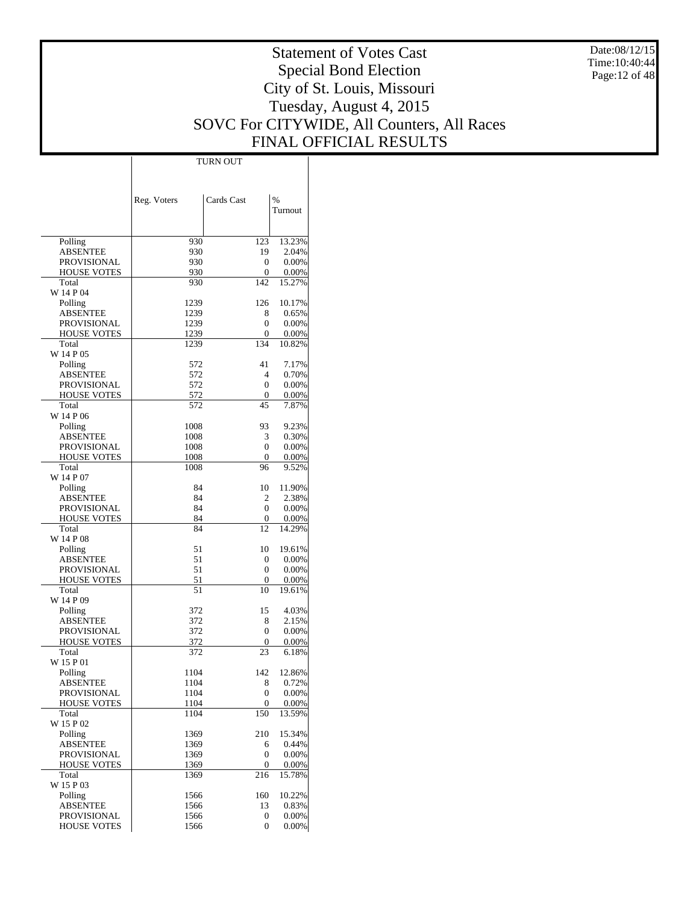# Statement of Votes Cast
# Special Bond Election
# City of St. Louis, Missouri
# Tuesday, August 4, 2015
# SOVC For CITYWIDE, All Counters, All Races
# FINAL OFFICIAL RESULTS

Date:08/12/15
Time:10:40:44

| | TURN OUT | | |
|---|---|---|---|
| | Reg. Voters | Cards Cast | % Turnout |
| Polling | 930 | 123 | 13.23% |
| ABSENTEE | 930 | 19 | 2.04% |
| PROVISIONAL | 930 | 0 | 0.00% |
| HOUSE VOTES | 930 | 0 | 0.00% |
| Total | 930 | 142 | 15.27% |
| W 14 P 04 | | | |
| Polling | 1239 | 126 | 10.17% |
| ABSENTEE | 1239 | 8 | 0.65% |
| PROVISIONAL | 1239 | 0 | 0.00% |
| HOUSE VOTES | 1239 | 0 | 0.00% |
| Total | 1239 | 134 | 10.82% |
| W 14 P 05 | | | |
| Polling | 572 | 41 | 7.17% |
| ABSENTEE | 572 | 4 | 0.70% |
| PROVISIONAL | 572 | 0 | 0.00% |
| HOUSE VOTES | 572 | 0 | 0.00% |
| Total | 572 | 45 | 7.87% |
| W 14 P 06 | | | |
| Polling | 1008 | 93 | 9.23% |
| ABSENTEE | 1008 | 3 | 0.30% |
| PROVISIONAL | 1008 | 0 | 0.00% |
| HOUSE VOTES | 1008 | 0 | 0.00% |
| Total | 1008 | 96 | 9.52% |
| W 14 P 07 | | | |
| Polling | 84 | 10 | 11.90% |
| ABSENTEE | 84 | 2 | 2.38% |
| PROVISIONAL | 84 | 0 | 0.00% |
| HOUSE VOTES | 84 | 0 | 0.00% |
| Total | 84 | 12 | 14.29% |
| W 14 P 08 | | | |
| Polling | 51 | 10 | 19.61% |
| ABSENTEE | 51 | 0 | 0.00% |
| PROVISIONAL | 51 | 0 | 0.00% |
| HOUSE VOTES | 51 | 0 | 0.00% |
| Total | 51 | 10 | 19.61% |
| W 14 P 09 | | | |
| Polling | 372 | 15 | 4.03% |
| ABSENTEE | 372 | 8 | 2.15% |
| PROVISIONAL | 372 | 0 | 0.00% |
| HOUSE VOTES | 372 | 0 | 0.00% |
| Total | 372 | 23 | 6.18% |
| W 15 P 01 | | | |
| Polling | 1104 | 142 | 12.86% |
| ABSENTEE | 1104 | 8 | 0.72% |
| PROVISIONAL | 1104 | 0 | 0.00% |
| HOUSE VOTES | 1104 | 0 | 0.00% |
| Total | 1104 | 150 | 13.59% |
| W 15 P 02 | | | |
| Polling | 1369 | 210 | 15.34% |
| ABSENTEE | 1369 | 6 | 0.44% |
| PROVISIONAL | 1369 | 0 | 0.00% |
| HOUSE VOTES | 1369 | 0 | 0.00% |
| Total | 1369 | 216 | 15.78% |
| W 15 P 03 | | | |
| Polling | 1566 | 160 | 10.22% |
| ABSENTEE | 1566 | 13 | 0.83% |
| PROVISIONAL | 1566 | 0 | 0.00% |
| HOUSE VOTES | 1566 | 0 | 0.00% |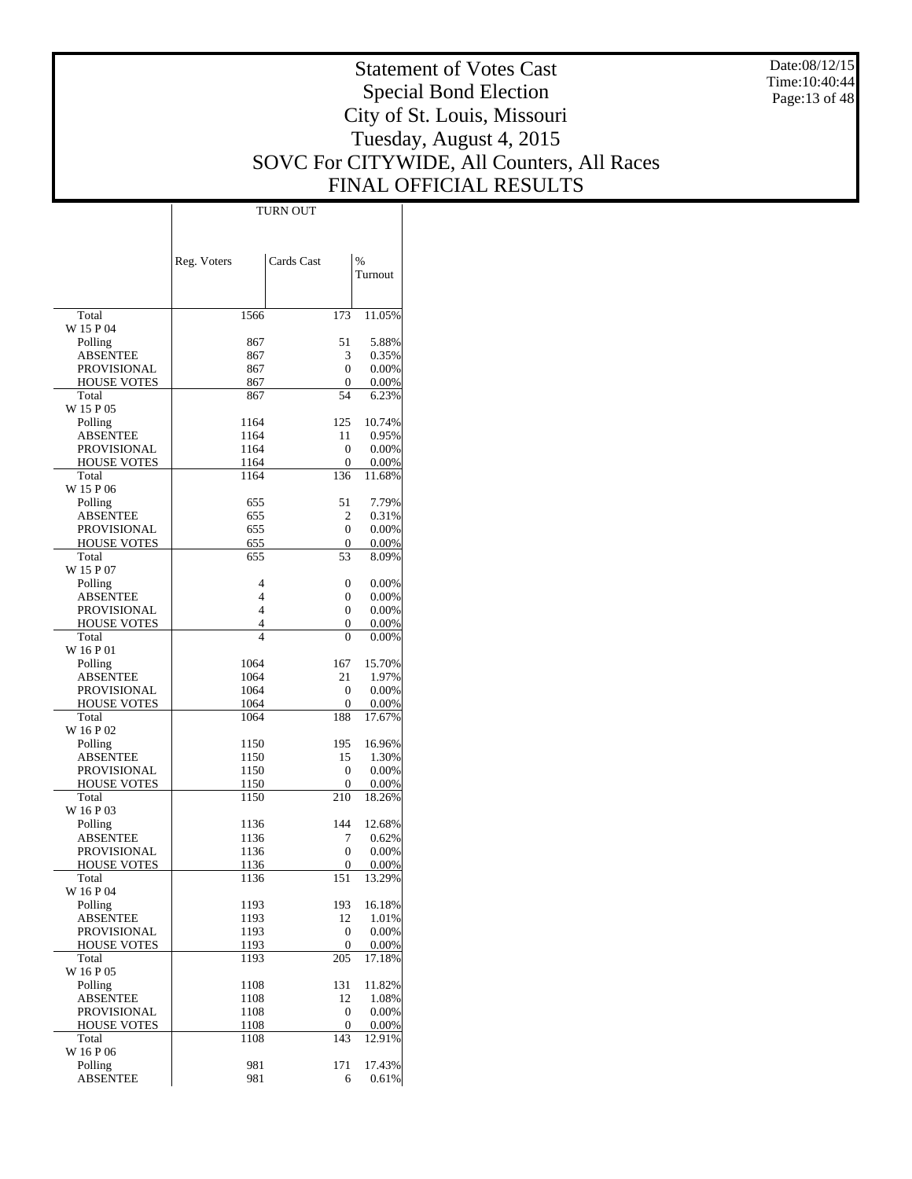# Statement of Votes Cast
# Special Bond Election
# City of St. Louis, Missouri
# Tuesday, August 4, 2015
# SOVC For CITYWIDE, All Counters, All Races
# FINAL OFFICIAL RESULTS

Date:08/12/15
Time:10:40:44

| | TURN OUT | | |
|---|---|---|---|
| | Reg. Voters | Cards Cast | % Turnout |
| Total | 1566 | 173 | 11.05% |
| W 15 P 04 | | | |
| Polling | 867 | 51 | 5.88% |
| ABSENTEE | 867 | 3 | 0.35% |
| PROVISIONAL | 867 | 0 | 0.00% |
| HOUSE VOTES | 867 | 0 | 0.00% |
| Total | 867 | 54 | 6.23% |
| W 15 P 05 | | | |
| Polling | 1164 | 125 | 10.74% |
| ABSENTEE | 1164 | 11 | 0.95% |
| PROVISIONAL | 1164 | 0 | 0.00% |
| HOUSE VOTES | 1164 | 0 | 0.00% |
| Total | 1164 | 136 | 11.68% |
| W 15 P 06 | | | |
| Polling | 655 | 51 | 7.79% |
| ABSENTEE | 655 | 2 | 0.31% |
| PROVISIONAL | 655 | 0 | 0.00% |
| HOUSE VOTES | 655 | 0 | 0.00% |
| Total | 655 | 53 | 8.09% |
| W 15 P 07 | | | |
| Polling | 4 | 0 | 0.00% |
| ABSENTEE | 4 | 0 | 0.00% |
| PROVISIONAL | 4 | 0 | 0.00% |
| HOUSE VOTES | 4 | 0 | 0.00% |
| Total | 4 | 0 | 0.00% |
| W 16 P 01 | | | |
| Polling | 1064 | 167 | 15.70% |
| ABSENTEE | 1064 | 21 | 1.97% |
| PROVISIONAL | 1064 | 0 | 0.00% |
| HOUSE VOTES | 1064 | 0 | 0.00% |
| Total | 1064 | 188 | 17.67% |
| W 16 P 02 | | | |
| Polling | 1150 | 195 | 16.96% |
| ABSENTEE | 1150 | 15 | 1.30% |
| PROVISIONAL | 1150 | 0 | 0.00% |
| HOUSE VOTES | 1150 | 0 | 0.00% |
| Total | 1150 | 210 | 18.26% |
| W 16 P 03 | | | |
| Polling | 1136 | 144 | 12.68% |
| ABSENTEE | 1136 | 7 | 0.62% |
| PROVISIONAL | 1136 | 0 | 0.00% |
| HOUSE VOTES | 1136 | 0 | 0.00% |
| Total | 1136 | 151 | 13.29% |
| W 16 P 04 | | | |
| Polling | 1193 | 193 | 16.18% |
| ABSENTEE | 1193 | 12 | 1.01% |
| PROVISIONAL | 1193 | 0 | 0.00% |
| HOUSE VOTES | 1193 | 0 | 0.00% |
| Total | 1193 | 205 | 17.18% |
| W 16 P 05 | | | |
| Polling | 1108 | 131 | 11.82% |
| ABSENTEE | 1108 | 12 | 1.08% |
| PROVISIONAL | 1108 | 0 | 0.00% |
| HOUSE VOTES | 1108 | 0 | 0.00% |
| Total | 1108 | 143 | 12.91% |
| W 16 P 06 | | | |
| Polling | 981 | 171 | 17.43% |
| ABSENTEE | 981 | 6 | 0.61% |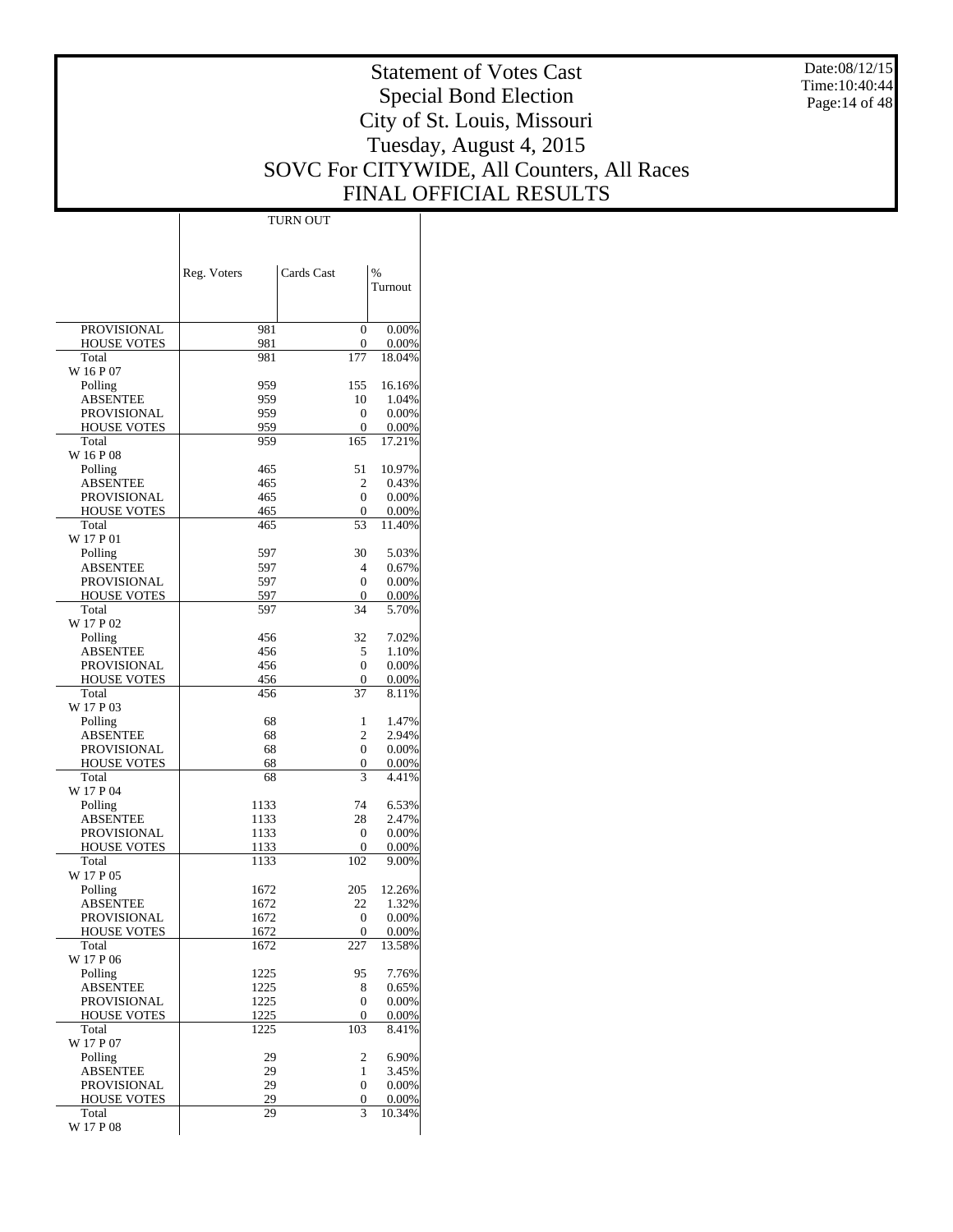# Statement of Votes Cast
# Special Bond Election
# City of St. Louis, Missouri
# Tuesday, August 4, 2015
# SOVC For CITYWIDE, All Counters, All Races
# FINAL OFFICIAL RESULTS

Date:08/12/15
Time:10:40:44

| | TURN OUT | | |
|---|---|---|---|
| | Reg. Voters | Cards Cast | % Turnout |
| PROVISIONAL | 981 | 0 | 0.00% |
| HOUSE VOTES | 981 | 0 | 0.00% |
| Total | 981 | 177 | 18.04% |
| W 16 P 07 | | | |
| Polling | 959 | 155 | 16.16% |
| ABSENTEE | 959 | 10 | 1.04% |
| PROVISIONAL | 959 | 0 | 0.00% |
| HOUSE VOTES | 959 | 0 | 0.00% |
| Total | 959 | 165 | 17.21% |
| W 16 P 08 | | | |
| Polling | 465 | 51 | 10.97% |
| ABSENTEE | 465 | 2 | 0.43% |
| PROVISIONAL | 465 | 0 | 0.00% |
| HOUSE VOTES | 465 | 0 | 0.00% |
| Total | 465 | 53 | 11.40% |
| W 17 P 01 | | | |
| Polling | 597 | 30 | 5.03% |
| ABSENTEE | 597 | 4 | 0.67% |
| PROVISIONAL | 597 | 0 | 0.00% |
| HOUSE VOTES | 597 | 0 | 0.00% |
| Total | 597 | 34 | 5.70% |
| W 17 P 02 | | | |
| Polling | 456 | 32 | 7.02% |
| ABSENTEE | 456 | 5 | 1.10% |
| PROVISIONAL | 456 | 0 | 0.00% |
| HOUSE VOTES | 456 | 0 | 0.00% |
| Total | 456 | 37 | 8.11% |
| W 17 P 03 | | | |
| Polling | 68 | 1 | 1.47% |
| ABSENTEE | 68 | 2 | 2.94% |
| PROVISIONAL | 68 | 0 | 0.00% |
| HOUSE VOTES | 68 | 0 | 0.00% |
| Total | 68 | 3 | 4.41% |
| W 17 P 04 | | | |
| Polling | 1133 | 74 | 6.53% |
| ABSENTEE | 1133 | 28 | 2.47% |
| PROVISIONAL | 1133 | 0 | 0.00% |
| HOUSE VOTES | 1133 | 0 | 0.00% |
| Total | 1133 | 102 | 9.00% |
| W 17 P 05 | | | |
| Polling | 1672 | 205 | 12.26% |
| ABSENTEE | 1672 | 22 | 1.32% |
| PROVISIONAL | 1672 | 0 | 0.00% |
| HOUSE VOTES | 1672 | 0 | 0.00% |
| Total | 1672 | 227 | 13.58% |
| W 17 P 06 | | | |
| Polling | 1225 | 95 | 7.76% |
| ABSENTEE | 1225 | 8 | 0.65% |
| PROVISIONAL | 1225 | 0 | 0.00% |
| HOUSE VOTES | 1225 | 0 | 0.00% |
| Total | 1225 | 103 | 8.41% |
| W 17 P 07 | | | |
| Polling | 29 | 2 | 6.90% |
| ABSENTEE | 29 | 1 | 3.45% |
| PROVISIONAL | 29 | 0 | 0.00% |
| HOUSE VOTES | 29 | 0 | 0.00% |
| Total | 29 | 3 | 10.34% |
| W 17 P 08 | | | |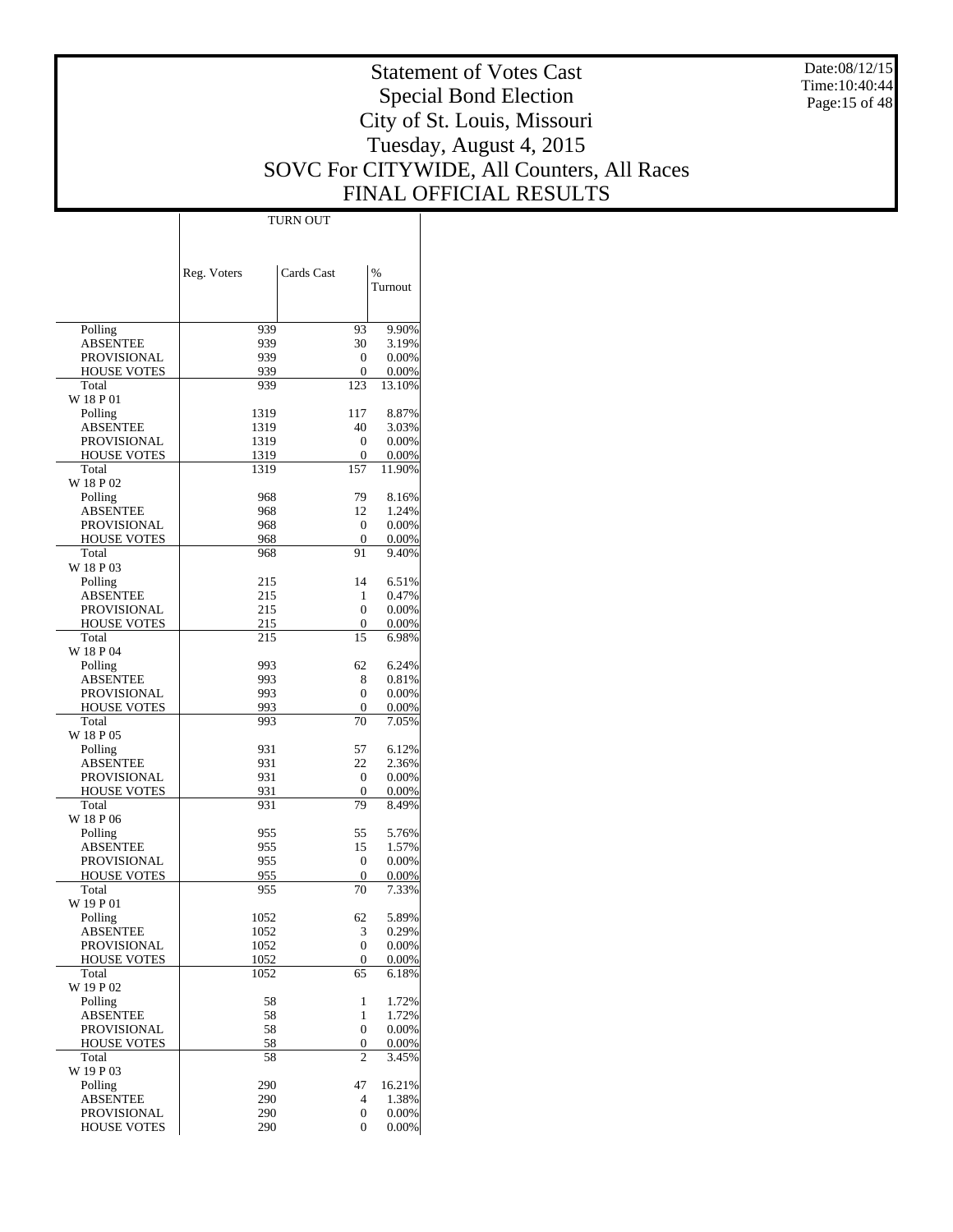# Statement of Votes Cast
## Special Bond Election
## City of St. Louis, Missouri
## Tuesday, August 4, 2015
## SOVC For CITYWIDE, All Counters, All Races
## FINAL OFFICIAL RESULTS

Date:08/12/15
Time:10:40:44

| | TURN OUT | | |
|---|---|---|---|
| | Reg. Voters | Cards Cast | % Turnout |
| Polling | 939 | 93 | 9.90% |
| ABSENTEE | 939 | 30 | 3.19% |
| PROVISIONAL | 939 | 0 | 0.00% |
| HOUSE VOTES | 939 | 0 | 0.00% |
| Total | 939 | 123 | 13.10% |
| W 18 P 01 | | | |
| Polling | 1319 | 117 | 8.87% |
| ABSENTEE | 1319 | 40 | 3.03% |
| PROVISIONAL | 1319 | 0 | 0.00% |
| HOUSE VOTES | 1319 | 0 | 0.00% |
| Total | 1319 | 157 | 11.90% |
| W 18 P 02 | | | |
| Polling | 968 | 79 | 8.16% |
| ABSENTEE | 968 | 12 | 1.24% |
| PROVISIONAL | 968 | 0 | 0.00% |
| HOUSE VOTES | 968 | 0 | 0.00% |
| Total | 968 | 91 | 9.40% |
| W 18 P 03 | | | |
| Polling | 215 | 14 | 6.51% |
| ABSENTEE | 215 | 1 | 0.47% |
| PROVISIONAL | 215 | 0 | 0.00% |
| HOUSE VOTES | 215 | 0 | 0.00% |
| Total | 215 | 15 | 6.98% |
| W 18 P 04 | | | |
| Polling | 993 | 62 | 6.24% |
| ABSENTEE | 993 | 8 | 0.81% |
| PROVISIONAL | 993 | 0 | 0.00% |
| HOUSE VOTES | 993 | 0 | 0.00% |
| Total | 993 | 70 | 7.05% |
| W 18 P 05 | | | |
| Polling | 931 | 57 | 6.12% |
| ABSENTEE | 931 | 22 | 2.36% |
| PROVISIONAL | 931 | 0 | 0.00% |
| HOUSE VOTES | 931 | 0 | 0.00% |
| Total | 931 | 79 | 8.49% |
| W 18 P 06 | | | |
| Polling | 955 | 55 | 5.76% |
| ABSENTEE | 955 | 15 | 1.57% |
| PROVISIONAL | 955 | 0 | 0.00% |
| HOUSE VOTES | 955 | 0 | 0.00% |
| Total | 955 | 70 | 7.33% |
| W 19 P 01 | | | |
| Polling | 1052 | 62 | 5.89% |
| ABSENTEE | 1052 | 3 | 0.29% |
| PROVISIONAL | 1052 | 0 | 0.00% |
| HOUSE VOTES | 1052 | 0 | 0.00% |
| Total | 1052 | 65 | 6.18% |
| W 19 P 02 | | | |
| Polling | 58 | 1 | 1.72% |
| ABSENTEE | 58 | 1 | 1.72% |
| PROVISIONAL | 58 | 0 | 0.00% |
| HOUSE VOTES | 58 | 0 | 0.00% |
| Total | 58 | 2 | 3.45% |
| W 19 P 03 | | | |
| Polling | 290 | 47 | 16.21% |
| ABSENTEE | 290 | 4 | 1.38% |
| PROVISIONAL | 290 | 0 | 0.00% |
| HOUSE VOTES | 290 | 0 | 0.00% |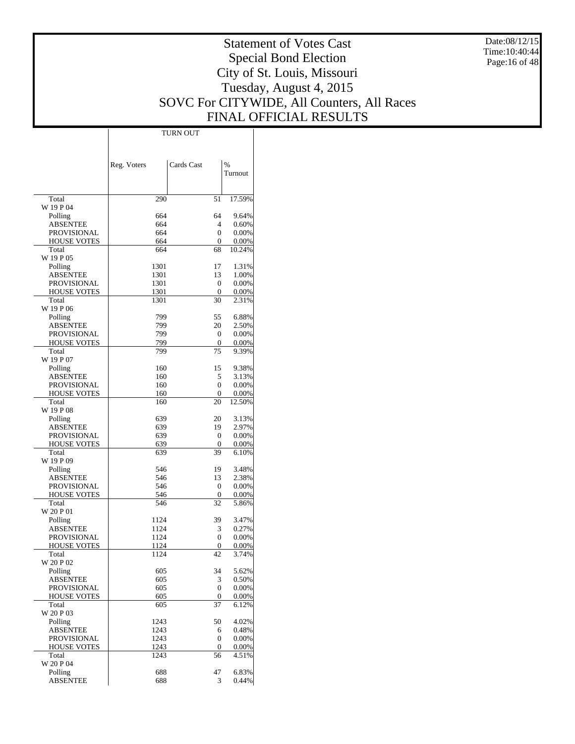# Statement of Votes Cast
# Special Bond Election
# City of St. Louis, Missouri
# Tuesday, August 4, 2015
# SOVC For CITYWIDE, All Counters, All Races
# FINAL OFFICIAL RESULTS

Date:08/12/15
Time:10:40:44

| | TURN OUT | | |
|---|---|---|---|
| | Reg. Voters | Cards Cast | % Turnout |
| Total | 290 | 51 | 17.59% |
| W 19 P 04 | | | |
| Polling | 664 | 64 | 9.64% |
| ABSENTEE | 664 | 4 | 0.60% |
| PROVISIONAL | 664 | 0 | 0.00% |
| HOUSE VOTES | 664 | 0 | 0.00% |
| Total | 664 | 68 | 10.24% |
| W 19 P 05 | | | |
| Polling | 1301 | 17 | 1.31% |
| ABSENTEE | 1301 | 13 | 1.00% |
| PROVISIONAL | 1301 | 0 | 0.00% |
| HOUSE VOTES | 1301 | 0 | 0.00% |
| Total | 1301 | 30 | 2.31% |
| W 19 P 06 | | | |
| Polling | 799 | 55 | 6.88% |
| ABSENTEE | 799 | 20 | 2.50% |
| PROVISIONAL | 799 | 0 | 0.00% |
| HOUSE VOTES | 799 | 0 | 0.00% |
| Total | 799 | 75 | 9.39% |
| W 19 P 07 | | | |
| Polling | 160 | 15 | 9.38% |
| ABSENTEE | 160 | 5 | 3.13% |
| PROVISIONAL | 160 | 0 | 0.00% |
| HOUSE VOTES | 160 | 0 | 0.00% |
| Total | 160 | 20 | 12.50% |
| W 19 P 08 | | | |
| Polling | 639 | 20 | 3.13% |
| ABSENTEE | 639 | 19 | 2.97% |
| PROVISIONAL | 639 | 0 | 0.00% |
| HOUSE VOTES | 639 | 0 | 0.00% |
| Total | 639 | 39 | 6.10% |
| W 19 P 09 | | | |
| Polling | 546 | 19 | 3.48% |
| ABSENTEE | 546 | 13 | 2.38% |
| PROVISIONAL | 546 | 0 | 0.00% |
| HOUSE VOTES | 546 | 0 | 0.00% |
| Total | 546 | 32 | 5.86% |
| W 20 P 01 | | | |
| Polling | 1124 | 39 | 3.47% |
| ABSENTEE | 1124 | 3 | 0.27% |
| PROVISIONAL | 1124 | 0 | 0.00% |
| HOUSE VOTES | 1124 | 0 | 0.00% |
| Total | 1124 | 42 | 3.74% |
| W 20 P 02 | | | |
| Polling | 605 | 34 | 5.62% |
| ABSENTEE | 605 | 3 | 0.50% |
| PROVISIONAL | 605 | 0 | 0.00% |
| HOUSE VOTES | 605 | 0 | 0.00% |
| Total | 605 | 37 | 6.12% |
| W 20 P 03 | | | |
| Polling | 1243 | 50 | 4.02% |
| ABSENTEE | 1243 | 6 | 0.48% |
| PROVISIONAL | 1243 | 0 | 0.00% |
| HOUSE VOTES | 1243 | 0 | 0.00% |
| Total | 1243 | 56 | 4.51% |
| W 20 P 04 | | | |
| Polling | 688 | 47 | 6.83% |
| ABSENTEE | 688 | 3 | 0.44% |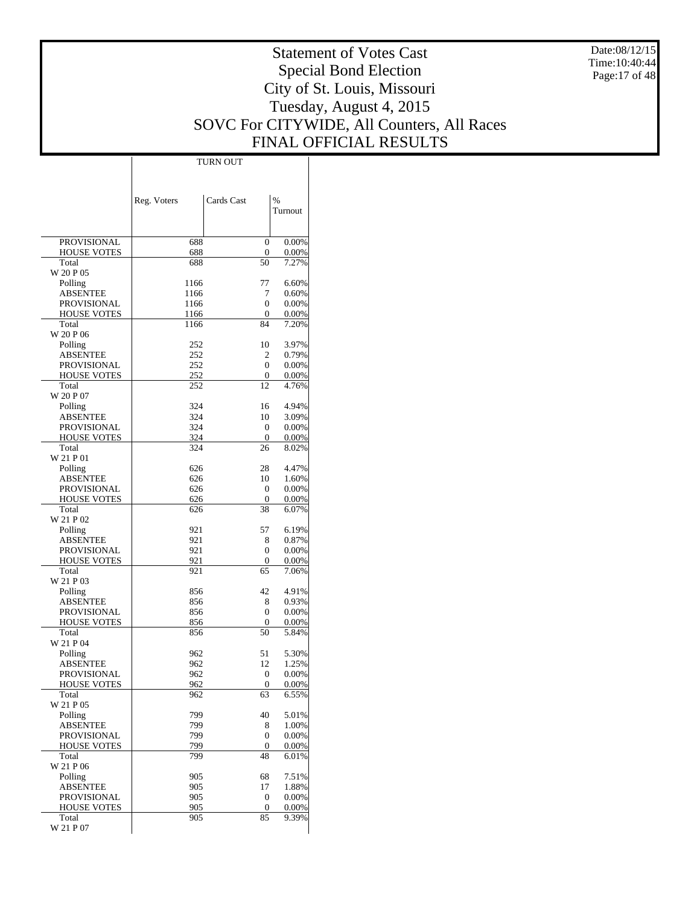# Statement of Votes Cast
## Special Bond Election
## City of St. Louis, Missouri
## Tuesday, August 4, 2015
## SOVC For CITYWIDE, All Counters, All Races
## FINAL OFFICIAL RESULTS

Date:08/12/15
Time:10:40:44

| | TURN OUT | | |
|---|---|---|---|
| | Reg. Voters | Cards Cast | % Turnout |
| PROVISIONAL | 688 | 0 | 0.00% |
| HOUSE VOTES | 688 | 0 | 0.00% |
| Total | 688 | 50 | 7.27% |
| W 20 P 05 | | | |
| Polling | 1166 | 77 | 6.60% |
| ABSENTEE | 1166 | 7 | 0.60% |
| PROVISIONAL | 1166 | 0 | 0.00% |
| HOUSE VOTES | 1166 | 0 | 0.00% |
| Total | 1166 | 84 | 7.20% |
| W 20 P 06 | | | |
| Polling | 252 | 10 | 3.97% |
| ABSENTEE | 252 | 2 | 0.79% |
| PROVISIONAL | 252 | 0 | 0.00% |
| HOUSE VOTES | 252 | 0 | 0.00% |
| Total | 252 | 12 | 4.76% |
| W 20 P 07 | | | |
| Polling | 324 | 16 | 4.94% |
| ABSENTEE | 324 | 10 | 3.09% |
| PROVISIONAL | 324 | 0 | 0.00% |
| HOUSE VOTES | 324 | 0 | 0.00% |
| Total | 324 | 26 | 8.02% |
| W 21 P 01 | | | |
| Polling | 626 | 28 | 4.47% |
| ABSENTEE | 626 | 10 | 1.60% |
| PROVISIONAL | 626 | 0 | 0.00% |
| HOUSE VOTES | 626 | 0 | 0.00% |
| Total | 626 | 38 | 6.07% |
| W 21 P 02 | | | |
| Polling | 921 | 57 | 6.19% |
| ABSENTEE | 921 | 8 | 0.87% |
| PROVISIONAL | 921 | 0 | 0.00% |
| HOUSE VOTES | 921 | 0 | 0.00% |
| Total | 921 | 65 | 7.06% |
| W 21 P 03 | | | |
| Polling | 856 | 42 | 4.91% |
| ABSENTEE | 856 | 8 | 0.93% |
| PROVISIONAL | 856 | 0 | 0.00% |
| HOUSE VOTES | 856 | 0 | 0.00% |
| Total | 856 | 50 | 5.84% |
| W 21 P 04 | | | |
| Polling | 962 | 51 | 5.30% |
| ABSENTEE | 962 | 12 | 1.25% |
| PROVISIONAL | 962 | 0 | 0.00% |
| HOUSE VOTES | 962 | 0 | 0.00% |
| Total | 962 | 63 | 6.55% |
| W 21 P 05 | | | |
| Polling | 799 | 40 | 5.01% |
| ABSENTEE | 799 | 8 | 1.00% |
| PROVISIONAL | 799 | 0 | 0.00% |
| HOUSE VOTES | 799 | 0 | 0.00% |
| Total | 799 | 48 | 6.01% |
| W 21 P 06 | | | |
| Polling | 905 | 68 | 7.51% |
| ABSENTEE | 905 | 17 | 1.88% |
| PROVISIONAL | 905 | 0 | 0.00% |
| HOUSE VOTES | 905 | 0 | 0.00% |
| Total | 905 | 85 | 9.39% |
| W 21 P 07 | | | |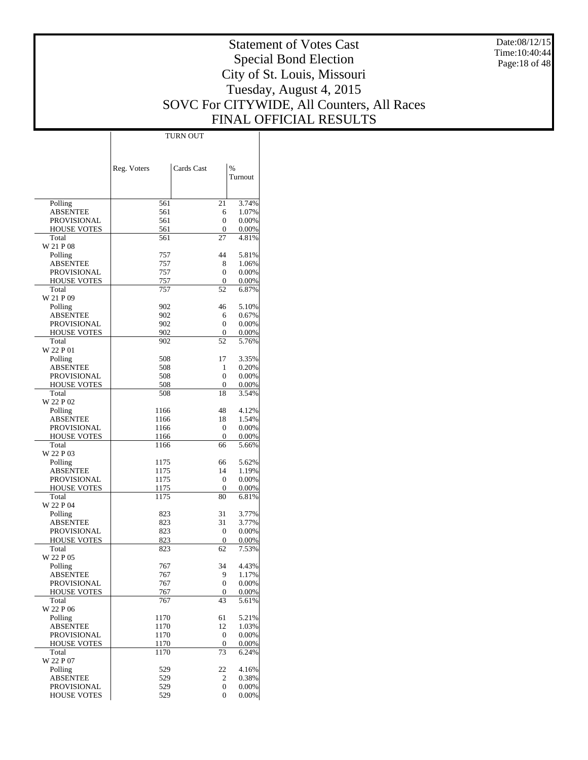# Statement of Votes Cast
# Special Bond Election
# City of St. Louis, Missouri
# Tuesday, August 4, 2015
# SOVC For CITYWIDE, All Counters, All Races
# FINAL OFFICIAL RESULTS

Date:08/12/15
Time:10:40:44

| | TURN OUT | | |
|---|---|---|---|
| | Reg. Voters | Cards Cast | % Turnout |
| Polling | 561 | 21 | 3.74% |
| ABSENTEE | 561 | 6 | 1.07% |
| PROVISIONAL | 561 | 0 | 0.00% |
| HOUSE VOTES | 561 | 0 | 0.00% |
| Total | 561 | 27 | 4.81% |
| W 21 P 08 | | | |
| Polling | 757 | 44 | 5.81% |
| ABSENTEE | 757 | 8 | 1.06% |
| PROVISIONAL | 757 | 0 | 0.00% |
| HOUSE VOTES | 757 | 0 | 0.00% |
| Total | 757 | 52 | 6.87% |
| W 21 P 09 | | | |
| Polling | 902 | 46 | 5.10% |
| ABSENTEE | 902 | 6 | 0.67% |
| PROVISIONAL | 902 | 0 | 0.00% |
| HOUSE VOTES | 902 | 0 | 0.00% |
| Total | 902 | 52 | 5.76% |
| W 22 P 01 | | | |
| Polling | 508 | 17 | 3.35% |
| ABSENTEE | 508 | 1 | 0.20% |
| PROVISIONAL | 508 | 0 | 0.00% |
| HOUSE VOTES | 508 | 0 | 0.00% |
| Total | 508 | 18 | 3.54% |
| W 22 P 02 | | | |
| Polling | 1166 | 48 | 4.12% |
| ABSENTEE | 1166 | 18 | 1.54% |
| PROVISIONAL | 1166 | 0 | 0.00% |
| HOUSE VOTES | 1166 | 0 | 0.00% |
| Total | 1166 | 66 | 5.66% |
| W 22 P 03 | | | |
| Polling | 1175 | 66 | 5.62% |
| ABSENTEE | 1175 | 14 | 1.19% |
| PROVISIONAL | 1175 | 0 | 0.00% |
| HOUSE VOTES | 1175 | 0 | 0.00% |
| Total | 1175 | 80 | 6.81% |
| W 22 P 04 | | | |
| Polling | 823 | 31 | 3.77% |
| ABSENTEE | 823 | 31 | 3.77% |
| PROVISIONAL | 823 | 0 | 0.00% |
| HOUSE VOTES | 823 | 0 | 0.00% |
| Total | 823 | 62 | 7.53% |
| W 22 P 05 | | | |
| Polling | 767 | 34 | 4.43% |
| ABSENTEE | 767 | 9 | 1.17% |
| PROVISIONAL | 767 | 0 | 0.00% |
| HOUSE VOTES | 767 | 0 | 0.00% |
| Total | 767 | 43 | 5.61% |
| W 22 P 06 | | | |
| Polling | 1170 | 61 | 5.21% |
| ABSENTEE | 1170 | 12 | 1.03% |
| PROVISIONAL | 1170 | 0 | 0.00% |
| HOUSE VOTES | 1170 | 0 | 0.00% |
| Total | 1170 | 73 | 6.24% |
| W 22 P 07 | | | |
| Polling | 529 | 22 | 4.16% |
| ABSENTEE | 529 | 2 | 0.38% |
| PROVISIONAL | 529 | 0 | 0.00% |
| HOUSE VOTES | 529 | 0 | 0.00% |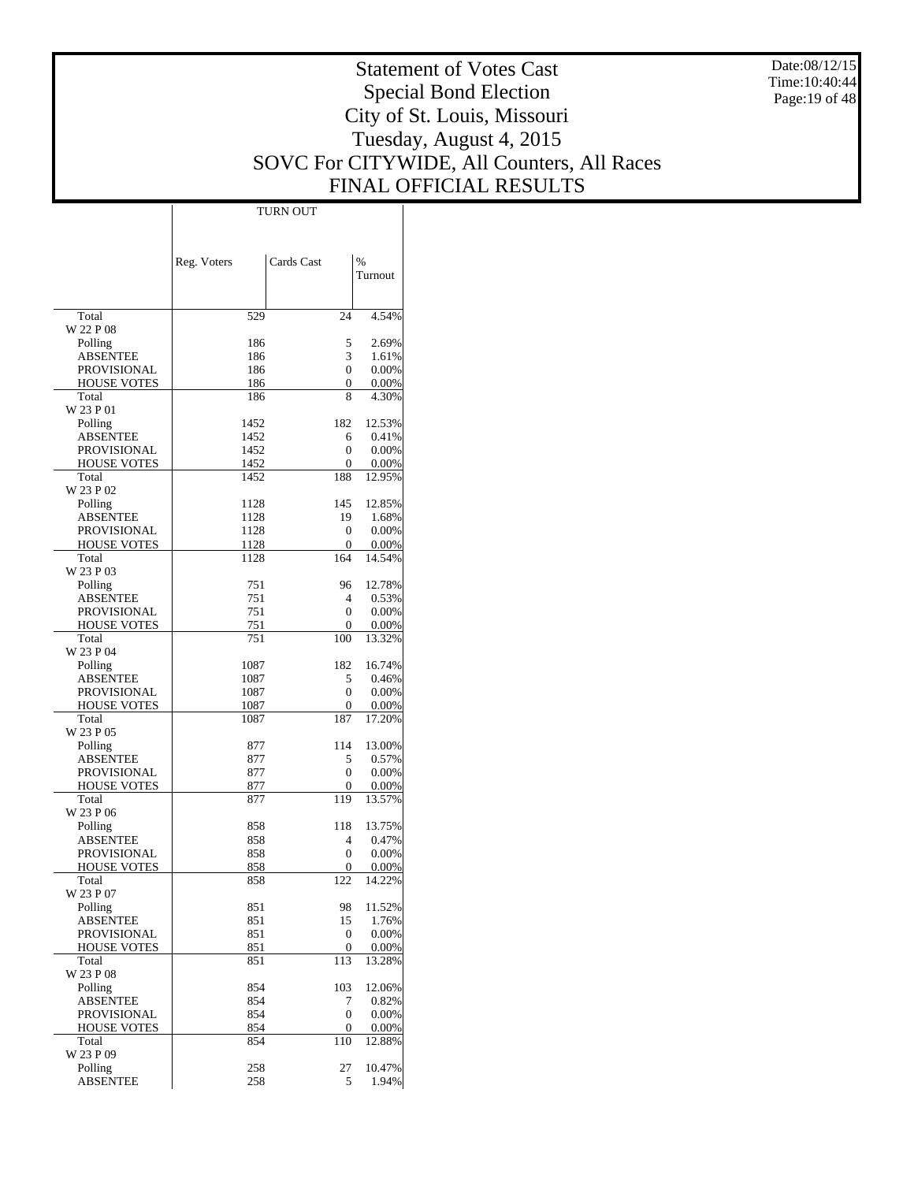# Statement of Votes Cast
## Special Bond Election
## City of St. Louis, Missouri
## Tuesday, August 4, 2015
## SOVC For CITYWIDE, All Counters, All Races
## FINAL OFFICIAL RESULTS

Date:08/12/15
Time:10:40:44

| | TURN OUT | | |
|---|---|---|---|
| | Reg. Voters | Cards Cast | % Turnout |
| Total | 529 | 24 | 4.54% |
| W 22 P 08 | | | |
| Polling | 186 | 5 | 2.69% |
| ABSENTEE | 186 | 3 | 1.61% |
| PROVISIONAL | 186 | 0 | 0.00% |
| HOUSE VOTES | 186 | 0 | 0.00% |
| Total | 186 | 8 | 4.30% |
| W 23 P 01 | | | |
| Polling | 1452 | 182 | 12.53% |
| ABSENTEE | 1452 | 6 | 0.41% |
| PROVISIONAL | 1452 | 0 | 0.00% |
| HOUSE VOTES | 1452 | 0 | 0.00% |
| Total | 1452 | 188 | 12.95% |
| W 23 P 02 | | | |
| Polling | 1128 | 145 | 12.85% |
| ABSENTEE | 1128 | 19 | 1.68% |
| PROVISIONAL | 1128 | 0 | 0.00% |
| HOUSE VOTES | 1128 | 0 | 0.00% |
| Total | 1128 | 164 | 14.54% |
| W 23 P 03 | | | |
| Polling | 751 | 96 | 12.78% |
| ABSENTEE | 751 | 4 | 0.53% |
| PROVISIONAL | 751 | 0 | 0.00% |
| HOUSE VOTES | 751 | 0 | 0.00% |
| Total | 751 | 100 | 13.32% |
| W 23 P 04 | | | |
| Polling | 1087 | 182 | 16.74% |
| ABSENTEE | 1087 | 5 | 0.46% |
| PROVISIONAL | 1087 | 0 | 0.00% |
| HOUSE VOTES | 1087 | 0 | 0.00% |
| Total | 1087 | 187 | 17.20% |
| W 23 P 05 | | | |
| Polling | 877 | 114 | 13.00% |
| ABSENTEE | 877 | 5 | 0.57% |
| PROVISIONAL | 877 | 0 | 0.00% |
| HOUSE VOTES | 877 | 0 | 0.00% |
| Total | 877 | 119 | 13.57% |
| W 23 P 06 | | | |
| Polling | 858 | 118 | 13.75% |
| ABSENTEE | 858 | 4 | 0.47% |
| PROVISIONAL | 858 | 0 | 0.00% |
| HOUSE VOTES | 858 | 0 | 0.00% |
| Total | 858 | 122 | 14.22% |
| W 23 P 07 | | | |
| Polling | 851 | 98 | 11.52% |
| ABSENTEE | 851 | 15 | 1.76% |
| PROVISIONAL | 851 | 0 | 0.00% |
| HOUSE VOTES | 851 | 0 | 0.00% |
| Total | 851 | 113 | 13.28% |
| W 23 P 08 | | | |
| Polling | 854 | 103 | 12.06% |
| ABSENTEE | 854 | 7 | 0.82% |
| PROVISIONAL | 854 | 0 | 0.00% |
| HOUSE VOTES | 854 | 0 | 0.00% |
| Total | 854 | 110 | 12.88% |
| W 23 P 09 | | | |
| Polling | 258 | 27 | 10.47% |
| ABSENTEE | 258 | 5 | 1.94% |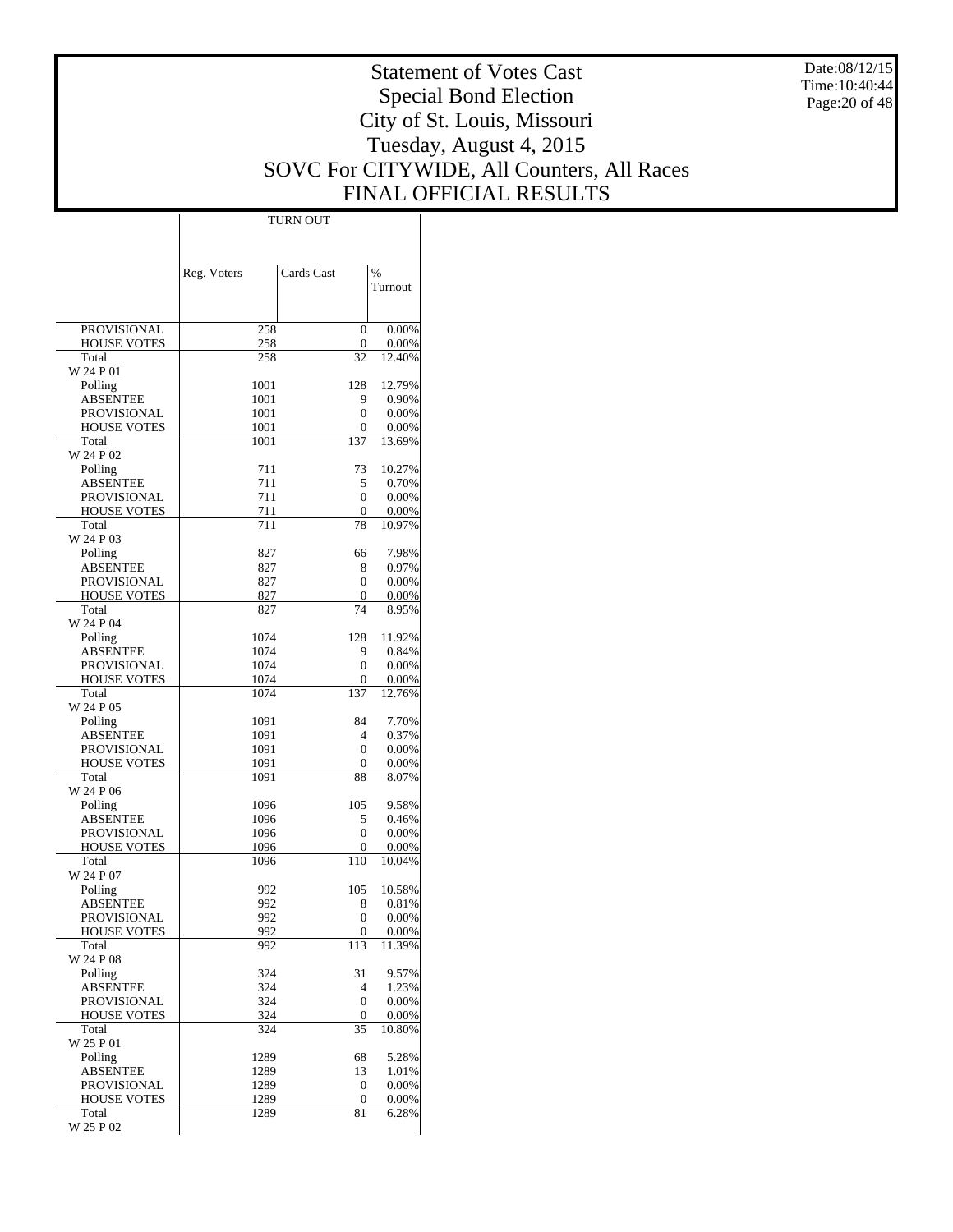# Statement of Votes Cast
## Special Bond Election
## City of St. Louis, Missouri
## Tuesday, August 4, 2015
## SOVC For CITYWIDE, All Counters, All Races
## FINAL OFFICIAL RESULTS

Date:08/12/15
Time:10:40:44

| | TURN OUT | | |
|---|---|---|---|
| | Reg. Voters | Cards Cast | % Turnout |
| PROVISIONAL | 258 | 0 | 0.00% |
| HOUSE VOTES | 258 | 0 | 0.00% |
| Total | 258 | 32 | 12.40% |
| W 24 P 01 | | | |
| Polling | 1001 | 128 | 12.79% |
| ABSENTEE | 1001 | 9 | 0.90% |
| PROVISIONAL | 1001 | 0 | 0.00% |
| HOUSE VOTES | 1001 | 0 | 0.00% |
| Total | 1001 | 137 | 13.69% |
| W 24 P 02 | | | |
| Polling | 711 | 73 | 10.27% |
| ABSENTEE | 711 | 5 | 0.70% |
| PROVISIONAL | 711 | 0 | 0.00% |
| HOUSE VOTES | 711 | 0 | 0.00% |
| Total | 711 | 78 | 10.97% |
| W 24 P 03 | | | |
| Polling | 827 | 66 | 7.98% |
| ABSENTEE | 827 | 8 | 0.97% |
| PROVISIONAL | 827 | 0 | 0.00% |
| HOUSE VOTES | 827 | 0 | 0.00% |
| Total | 827 | 74 | 8.95% |
| W 24 P 04 | | | |
| Polling | 1074 | 128 | 11.92% |
| ABSENTEE | 1074 | 9 | 0.84% |
| PROVISIONAL | 1074 | 0 | 0.00% |
| HOUSE VOTES | 1074 | 0 | 0.00% |
| Total | 1074 | 137 | 12.76% |
| W 24 P 05 | | | |
| Polling | 1091 | 84 | 7.70% |
| ABSENTEE | 1091 | 4 | 0.37% |
| PROVISIONAL | 1091 | 0 | 0.00% |
| HOUSE VOTES | 1091 | 0 | 0.00% |
| Total | 1091 | 88 | 8.07% |
| W 24 P 06 | | | |
| Polling | 1096 | 105 | 9.58% |
| ABSENTEE | 1096 | 5 | 0.46% |
| PROVISIONAL | 1096 | 0 | 0.00% |
| HOUSE VOTES | 1096 | 0 | 0.00% |
| Total | 1096 | 110 | 10.04% |
| W 24 P 07 | | | |
| Polling | 992 | 105 | 10.58% |
| ABSENTEE | 992 | 8 | 0.81% |
| PROVISIONAL | 992 | 0 | 0.00% |
| HOUSE VOTES | 992 | 0 | 0.00% |
| Total | 992 | 113 | 11.39% |
| W 24 P 08 | | | |
| Polling | 324 | 31 | 9.57% |
| ABSENTEE | 324 | 4 | 1.23% |
| PROVISIONAL | 324 | 0 | 0.00% |
| HOUSE VOTES | 324 | 0 | 0.00% |
| Total | 324 | 35 | 10.80% |
| W 25 P 01 | | | |
| Polling | 1289 | 68 | 5.28% |
| ABSENTEE | 1289 | 13 | 1.01% |
| PROVISIONAL | 1289 | 0 | 0.00% |
| HOUSE VOTES | 1289 | 0 | 0.00% |
| Total | 1289 | 81 | 6.28% |
| W 25 P 02 | | | |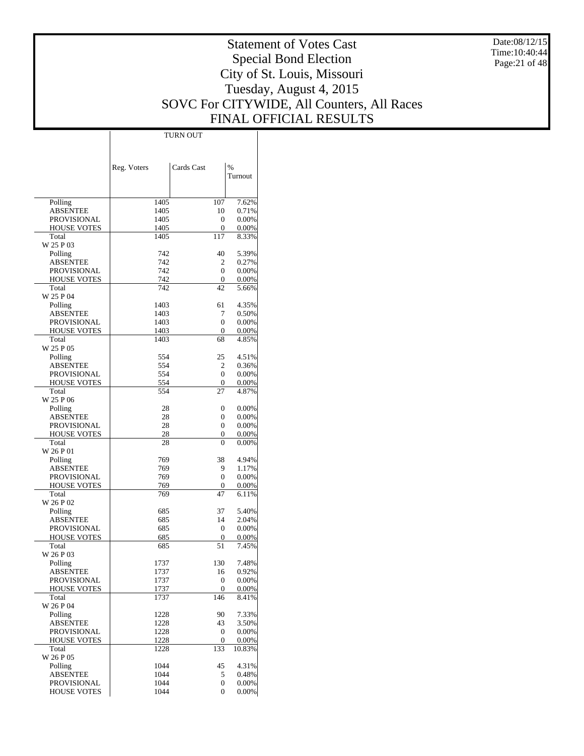# Statement of Votes Cast
## Special Bond Election
## City of St. Louis, Missouri
## Tuesday, August 4, 2015
## SOVC For CITYWIDE, All Counters, All Races
## FINAL OFFICIAL RESULTS

Date:08/12/15
Time:10:40:44

| | TURN OUT | | |
|---|---|---|---|
| | Reg. Voters | Cards Cast | % Turnout |
| Polling | 1405 | 107 | 7.62% |
| ABSENTEE | 1405 | 10 | 0.71% |
| PROVISIONAL | 1405 | 0 | 0.00% |
| HOUSE VOTES | 1405 | 0 | 0.00% |
| Total | 1405 | 117 | 8.33% |
| W 25 P 03 | | | |
| Polling | 742 | 40 | 5.39% |
| ABSENTEE | 742 | 2 | 0.27% |
| PROVISIONAL | 742 | 0 | 0.00% |
| HOUSE VOTES | 742 | 0 | 0.00% |
| Total | 742 | 42 | 5.66% |
| W 25 P 04 | | | |
| Polling | 1403 | 61 | 4.35% |
| ABSENTEE | 1403 | 7 | 0.50% |
| PROVISIONAL | 1403 | 0 | 0.00% |
| HOUSE VOTES | 1403 | 0 | 0.00% |
| Total | 1403 | 68 | 4.85% |
| W 25 P 05 | | | |
| Polling | 554 | 25 | 4.51% |
| ABSENTEE | 554 | 2 | 0.36% |
| PROVISIONAL | 554 | 0 | 0.00% |
| HOUSE VOTES | 554 | 0 | 0.00% |
| Total | 554 | 27 | 4.87% |
| W 25 P 06 | | | |
| Polling | 28 | 0 | 0.00% |
| ABSENTEE | 28 | 0 | 0.00% |
| PROVISIONAL | 28 | 0 | 0.00% |
| HOUSE VOTES | 28 | 0 | 0.00% |
| Total | 28 | 0 | 0.00% |
| W 26 P 01 | | | |
| Polling | 769 | 38 | 4.94% |
| ABSENTEE | 769 | 9 | 1.17% |
| PROVISIONAL | 769 | 0 | 0.00% |
| HOUSE VOTES | 769 | 0 | 0.00% |
| Total | 769 | 47 | 6.11% |
| W 26 P 02 | | | |
| Polling | 685 | 37 | 5.40% |
| ABSENTEE | 685 | 14 | 2.04% |
| PROVISIONAL | 685 | 0 | 0.00% |
| HOUSE VOTES | 685 | 0 | 0.00% |
| Total | 685 | 51 | 7.45% |
| W 26 P 03 | | | |
| Polling | 1737 | 130 | 7.48% |
| ABSENTEE | 1737 | 16 | 0.92% |
| PROVISIONAL | 1737 | 0 | 0.00% |
| HOUSE VOTES | 1737 | 0 | 0.00% |
| Total | 1737 | 146 | 8.41% |
| W 26 P 04 | | | |
| Polling | 1228 | 90 | 7.33% |
| ABSENTEE | 1228 | 43 | 3.50% |
| PROVISIONAL | 1228 | 0 | 0.00% |
| HOUSE VOTES | 1228 | 0 | 0.00% |
| Total | 1228 | 133 | 10.83% |
| W 26 P 05 | | | |
| Polling | 1044 | 45 | 4.31% |
| ABSENTEE | 1044 | 5 | 0.48% |
| PROVISIONAL | 1044 | 0 | 0.00% |
| HOUSE VOTES | 1044 | 0 | 0.00% |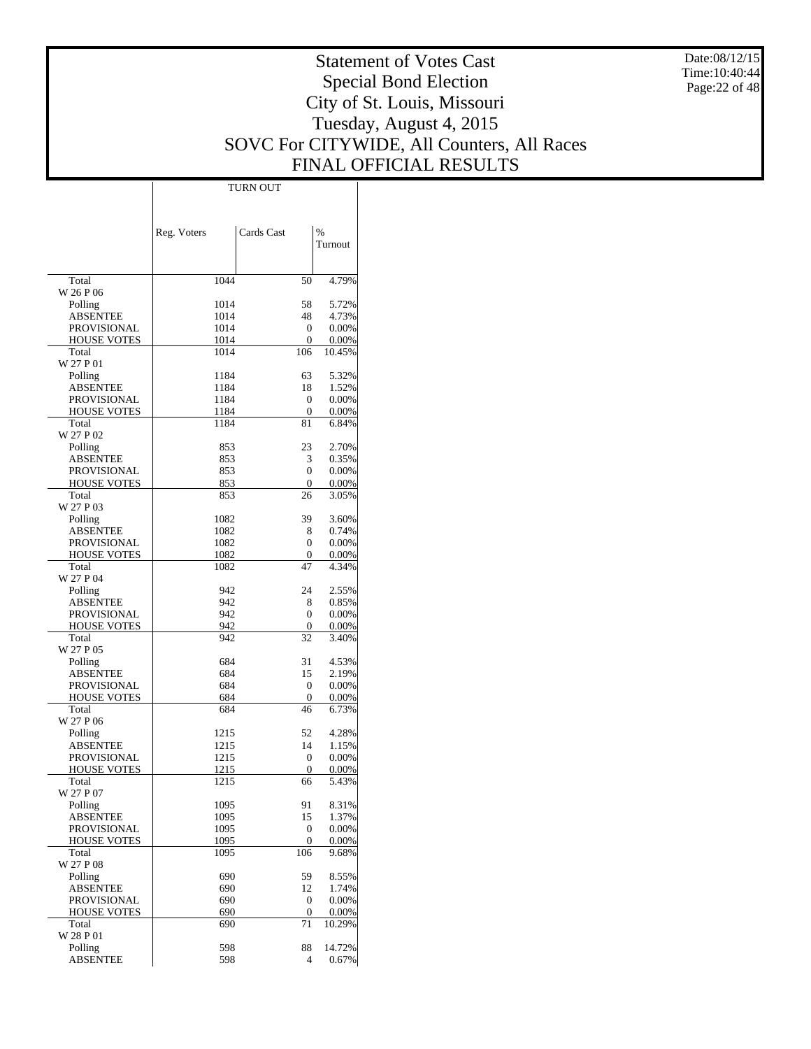# Statement of Votes Cast
## Special Bond Election
## City of St. Louis, Missouri
## Tuesday, August 4, 2015
## SOVC For CITYWIDE, All Counters, All Races
## FINAL OFFICIAL RESULTS

Date:08/12/15
Time:10:40:44

| | TURN OUT | | |
|---|---|---|---|
| | Reg. Voters | Cards Cast | % Turnout |
| Total | 1044 | 50 | 4.79% |
| W 26 P 06 | | | |
| Polling | 1014 | 58 | 5.72% |
| ABSENTEE | 1014 | 48 | 4.73% |
| PROVISIONAL | 1014 | 0 | 0.00% |
| HOUSE VOTES | 1014 | 0 | 0.00% |
| Total | 1014 | 106 | 10.45% |
| W 27 P 01 | | | |
| Polling | 1184 | 63 | 5.32% |
| ABSENTEE | 1184 | 18 | 1.52% |
| PROVISIONAL | 1184 | 0 | 0.00% |
| HOUSE VOTES | 1184 | 0 | 0.00% |
| Total | 1184 | 81 | 6.84% |
| W 27 P 02 | | | |
| Polling | 853 | 23 | 2.70% |
| ABSENTEE | 853 | 3 | 0.35% |
| PROVISIONAL | 853 | 0 | 0.00% |
| HOUSE VOTES | 853 | 0 | 0.00% |
| Total | 853 | 26 | 3.05% |
| W 27 P 03 | | | |
| Polling | 1082 | 39 | 3.60% |
| ABSENTEE | 1082 | 8 | 0.74% |
| PROVISIONAL | 1082 | 0 | 0.00% |
| HOUSE VOTES | 1082 | 0 | 0.00% |
| Total | 1082 | 47 | 4.34% |
| W 27 P 04 | | | |
| Polling | 942 | 24 | 2.55% |
| ABSENTEE | 942 | 8 | 0.85% |
| PROVISIONAL | 942 | 0 | 0.00% |
| HOUSE VOTES | 942 | 0 | 0.00% |
| Total | 942 | 32 | 3.40% |
| W 27 P 05 | | | |
| Polling | 684 | 31 | 4.53% |
| ABSENTEE | 684 | 15 | 2.19% |
| PROVISIONAL | 684 | 0 | 0.00% |
| HOUSE VOTES | 684 | 0 | 0.00% |
| Total | 684 | 46 | 6.73% |
| W 27 P 06 | | | |
| Polling | 1215 | 52 | 4.28% |
| ABSENTEE | 1215 | 14 | 1.15% |
| PROVISIONAL | 1215 | 0 | 0.00% |
| HOUSE VOTES | 1215 | 0 | 0.00% |
| Total | 1215 | 66 | 5.43% |
| W 27 P 07 | | | |
| Polling | 1095 | 91 | 8.31% |
| ABSENTEE | 1095 | 15 | 1.37% |
| PROVISIONAL | 1095 | 0 | 0.00% |
| HOUSE VOTES | 1095 | 0 | 0.00% |
| Total | 1095 | 106 | 9.68% |
| W 27 P 08 | | | |
| Polling | 690 | 59 | 8.55% |
| ABSENTEE | 690 | 12 | 1.74% |
| PROVISIONAL | 690 | 0 | 0.00% |
| HOUSE VOTES | 690 | 0 | 0.00% |
| Total | 690 | 71 | 10.29% |
| W 28 P 01 | | | |
| Polling | 598 | 88 | 14.72% |
| ABSENTEE | 598 | 4 | 0.67% |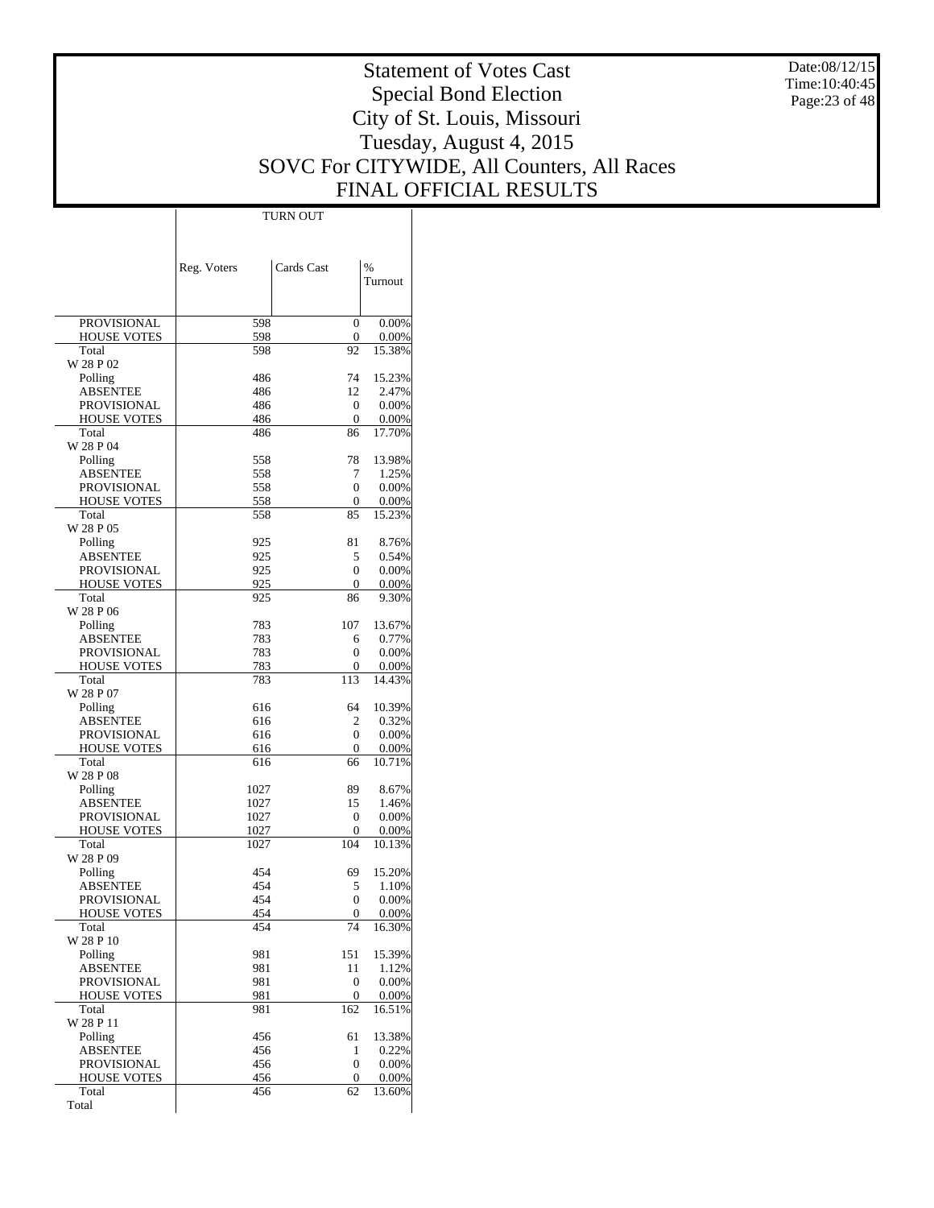# Statement of Votes Cast
# Special Bond Election
# City of St. Louis, Missouri
# Tuesday, August 4, 2015
# SOVC For CITYWIDE, All Counters, All Races
# FINAL OFFICIAL RESULTS

Date:08/12/15
Time:10:40:45

| | TURN OUT | | |
|---|---|---|---|
| | Reg. Voters | Cards Cast | % Turnout |
| PROVISIONAL | 598 | 0 | 0.00% |
| HOUSE VOTES | 598 | 0 | 0.00% |
| Total | 598 | 92 | 15.38% |
| W 28 P 02 | | | |
| Polling | 486 | 74 | 15.23% |
| ABSENTEE | 486 | 12 | 2.47% |
| PROVISIONAL | 486 | 0 | 0.00% |
| HOUSE VOTES | 486 | 0 | 0.00% |
| Total | 486 | 86 | 17.70% |
| W 28 P 04 | | | |
| Polling | 558 | 78 | 13.98% |
| ABSENTEE | 558 | 7 | 1.25% |
| PROVISIONAL | 558 | 0 | 0.00% |
| HOUSE VOTES | 558 | 0 | 0.00% |
| Total | 558 | 85 | 15.23% |
| W 28 P 05 | | | |
| Polling | 925 | 81 | 8.76% |
| ABSENTEE | 925 | 5 | 0.54% |
| PROVISIONAL | 925 | 0 | 0.00% |
| HOUSE VOTES | 925 | 0 | 0.00% |
| Total | 925 | 86 | 9.30% |
| W 28 P 06 | | | |
| Polling | 783 | 107 | 13.67% |
| ABSENTEE | 783 | 6 | 0.77% |
| PROVISIONAL | 783 | 0 | 0.00% |
| HOUSE VOTES | 783 | 0 | 0.00% |
| Total | 783 | 113 | 14.43% |
| W 28 P 07 | | | |
| Polling | 616 | 64 | 10.39% |
| ABSENTEE | 616 | 2 | 0.32% |
| PROVISIONAL | 616 | 0 | 0.00% |
| HOUSE VOTES | 616 | 0 | 0.00% |
| Total | 616 | 66 | 10.71% |
| W 28 P 08 | | | |
| Polling | 1027 | 89 | 8.67% |
| ABSENTEE | 1027 | 15 | 1.46% |
| PROVISIONAL | 1027 | 0 | 0.00% |
| HOUSE VOTES | 1027 | 0 | 0.00% |
| Total | 1027 | 104 | 10.13% |
| W 28 P 09 | | | |
| Polling | 454 | 69 | 15.20% |
| ABSENTEE | 454 | 5 | 1.10% |
| PROVISIONAL | 454 | 0 | 0.00% |
| HOUSE VOTES | 454 | 0 | 0.00% |
| Total | 454 | 74 | 16.30% |
| W 28 P 10 | | | |
| Polling | 981 | 151 | 15.39% |
| ABSENTEE | 981 | 11 | 1.12% |
| PROVISIONAL | 981 | 0 | 0.00% |
| HOUSE VOTES | 981 | 0 | 0.00% |
| Total | 981 | 162 | 16.51% |
| W 28 P 11 | | | |
| Polling | 456 | 61 | 13.38% |
| ABSENTEE | 456 | 1 | 0.22% |
| PROVISIONAL | 456 | 0 | 0.00% |
| HOUSE VOTES | 456 | 0 | 0.00% |
| Total | 456 | 62 | 13.60% |
| Total | | | |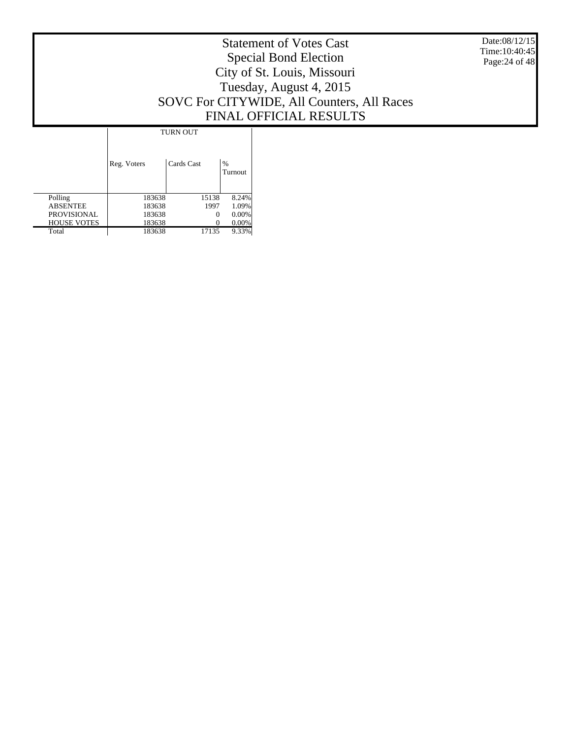# Statement of Votes Cast
## Special Bond Election
## City of St. Louis, Missouri
## Tuesday, August 4, 2015
## SOVC For CITYWIDE, All Counters, All Races
## FINAL OFFICIAL RESULTS

Date:08/12/15
Time:10:40:45

| | TURN OUT | | |
|---|---|---|---|
| | Reg. Voters | Cards Cast | % Turnout |
| Polling | 183638 | 15138 | 8.24% |
| ABSENTEE | 183638 | 1997 | 1.09% |
| PROVISIONAL | 183638 | 0 | 0.00% |
| HOUSE VOTES | 183638 | 0 | 0.00% |
| Total | 183638 | 17135 | 9.33% |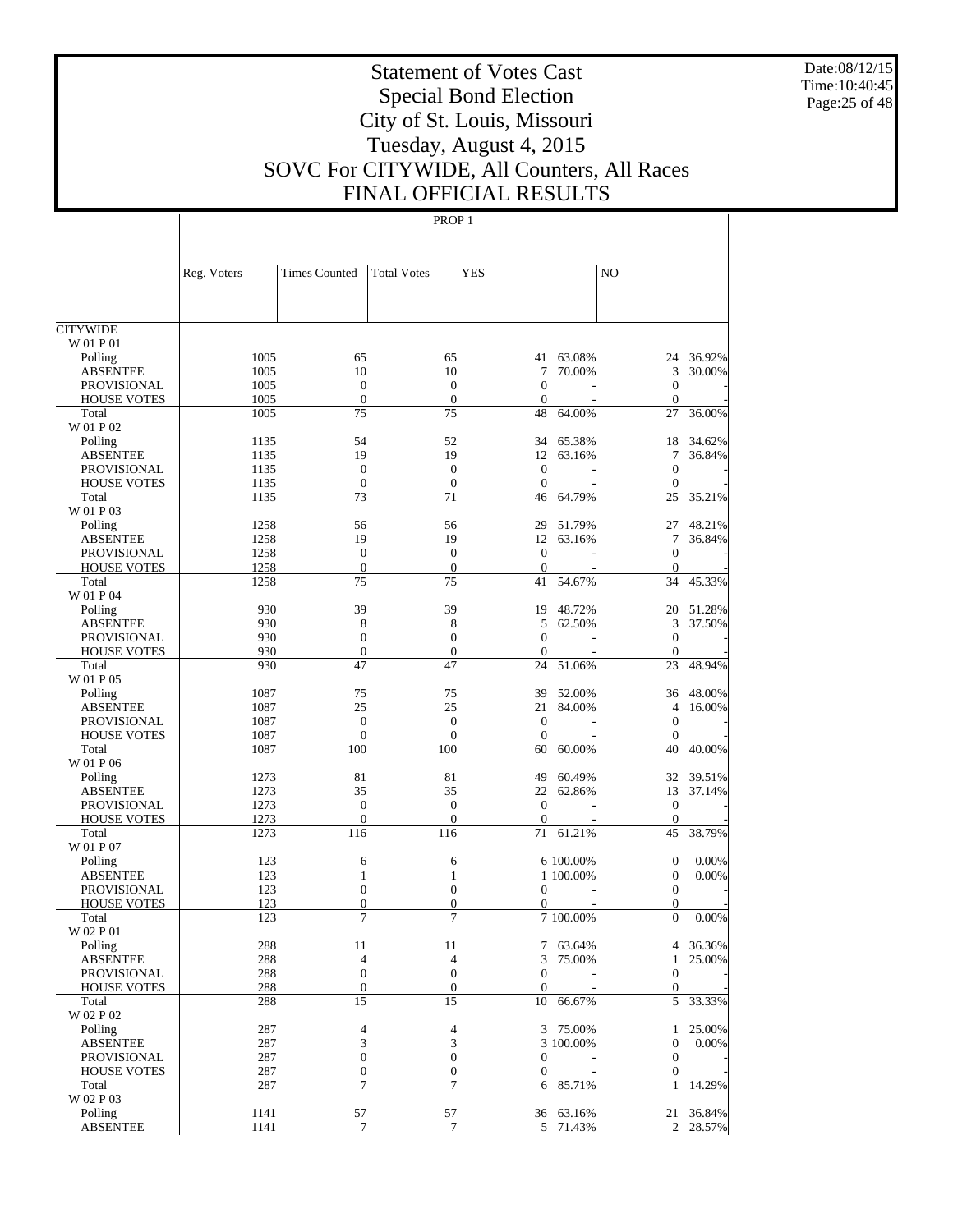# Statement of Votes Cast
## Special Bond Election
## City of St. Louis, Missouri
## Tuesday, August 4, 2015
## SOVC For CITYWIDE, All Counters, All Races
## FINAL OFFICIAL RESULTS

PROP 1

| | Reg. Voters | Times Counted | Total Votes | YES | | NO | |
|---|---|---|---|---|---|---|---|
| CITYWIDE | | | | | | | |
| W 01 P 01 | | | | | | | |
| Polling | 1005 | 65 | 65 | 41 | 63.08% | 24 | 36.92% |
| ABSENTEE | 1005 | 10 | 10 | 7 | 70.00% | 3 | 30.00% |
| PROVISIONAL | 1005 | 0 | 0 | 0 | - | 0 | - |
| HOUSE VOTES | 1005 | 0 | 0 | 0 | - | 0 | - |
| Total | 1005 | 75 | 75 | 48 | 64.00% | 27 | 36.00% |
| W 01 P 02 | | | | | | | |
| Polling | 1135 | 54 | 52 | 34 | 65.38% | 18 | 34.62% |
| ABSENTEE | 1135 | 19 | 19 | 12 | 63.16% | 7 | 36.84% |
| PROVISIONAL | 1135 | 0 | 0 | 0 | - | 0 | - |
| HOUSE VOTES | 1135 | 0 | 0 | 0 | - | 0 | - |
| Total | 1135 | 73 | 71 | 46 | 64.79% | 25 | 35.21% |
| W 01 P 03 | | | | | | | |
| Polling | 1258 | 56 | 56 | 29 | 51.79% | 27 | 48.21% |
| ABSENTEE | 1258 | 19 | 19 | 12 | 63.16% | 7 | 36.84% |
| PROVISIONAL | 1258 | 0 | 0 | 0 | - | 0 | - |
| HOUSE VOTES | 1258 | 0 | 0 | 0 | - | 0 | - |
| Total | 1258 | 75 | 75 | 41 | 54.67% | 34 | 45.33% |
| W 01 P 04 | | | | | | | |
| Polling | 930 | 39 | 39 | 19 | 48.72% | 20 | 51.28% |
| ABSENTEE | 930 | 8 | 8 | 5 | 62.50% | 3 | 37.50% |
| PROVISIONAL | 930 | 0 | 0 | 0 | - | 0 | - |
| HOUSE VOTES | 930 | 0 | 0 | 0 | - | 0 | - |
| Total | 930 | 47 | 47 | 24 | 51.06% | 23 | 48.94% |
| W 01 P 05 | | | | | | | |
| Polling | 1087 | 75 | 75 | 39 | 52.00% | 36 | 48.00% |
| ABSENTEE | 1087 | 25 | 25 | 21 | 84.00% | 4 | 16.00% |
| PROVISIONAL | 1087 | 0 | 0 | 0 | - | 0 | - |
| HOUSE VOTES | 1087 | 0 | 0 | 0 | - | 0 | - |
| Total | 1087 | 100 | 100 | 60 | 60.00% | 40 | 40.00% |
| W 01 P 06 | | | | | | | |
| Polling | 1273 | 81 | 81 | 49 | 60.49% | 32 | 39.51% |
| ABSENTEE | 1273 | 35 | 35 | 22 | 62.86% | 13 | 37.14% |
| PROVISIONAL | 1273 | 0 | 0 | 0 | - | 0 | - |
| HOUSE VOTES | 1273 | 0 | 0 | 0 | - | 0 | - |
| Total | 1273 | 116 | 116 | 71 | 61.21% | 45 | 38.79% |
| W 01 P 07 | | | | | | | |
| Polling | 123 | 6 | 6 | 6 | 100.00% | 0 | 0.00% |
| ABSENTEE | 123 | 1 | 1 | 1 | 100.00% | 0 | 0.00% |
| PROVISIONAL | 123 | 0 | 0 | 0 | - | 0 | - |
| HOUSE VOTES | 123 | 0 | 0 | 0 | - | 0 | - |
| Total | 123 | 7 | 7 | 7 | 100.00% | 0 | 0.00% |
| W 02 P 01 | | | | | | | |
| Polling | 288 | 11 | 11 | 7 | 63.64% | 4 | 36.36% |
| ABSENTEE | 288 | 4 | 4 | 3 | 75.00% | 1 | 25.00% |
| PROVISIONAL | 288 | 0 | 0 | 0 | - | 0 | - |
| HOUSE VOTES | 288 | 0 | 0 | 0 | - | 0 | - |
| Total | 288 | 15 | 15 | 10 | 66.67% | 5 | 33.33% |
| W 02 P 02 | | | | | | | |
| Polling | 287 | 4 | 4 | 3 | 75.00% | 1 | 25.00% |
| ABSENTEE | 287 | 3 | 3 | 3 | 100.00% | 0 | 0.00% |
| PROVISIONAL | 287 | 0 | 0 | 0 | - | 0 | - |
| HOUSE VOTES | 287 | 0 | 0 | 0 | - | 0 | - |
| Total | 287 | 7 | 7 | 6 | 85.71% | 1 | 14.29% |
| W 02 P 03 | | | | | | | |
| Polling | 1141 | 57 | 57 | 36 | 63.16% | 21 | 36.84% |
| ABSENTEE | 1141 | 7 | 7 | 5 | 71.43% | 2 | 28.57% |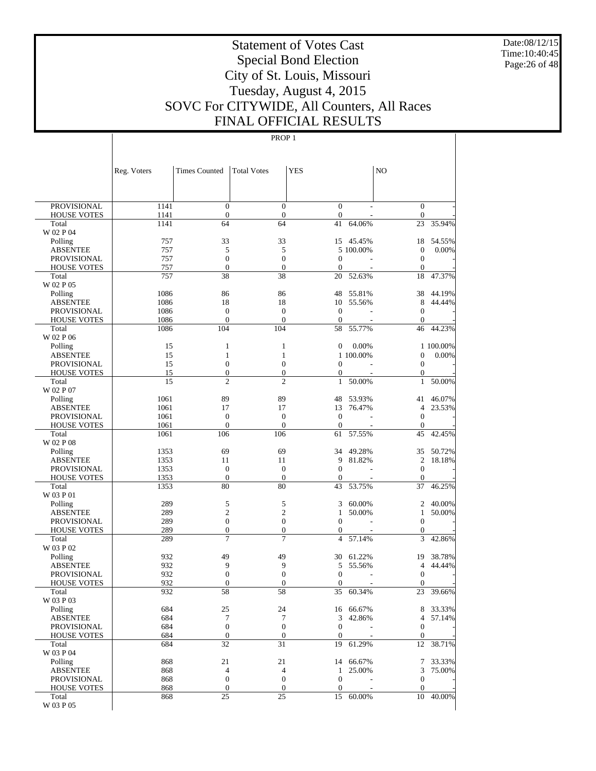# Statement of Votes Cast
## Special Bond Election
## City of St. Louis, Missouri
## Tuesday, August 4, 2015
## SOVC For CITYWIDE, All Counters, All Races
## FINAL OFFICIAL RESULTS

PROP 1

| | Reg. Voters | Times Counted | Total Votes | YES | | NO | |
|---|---|---|---|---|---|---|---|
| PROVISIONAL | 1141 | 0 | 0 | 0 | - | 0 | - |
| HOUSE VOTES | 1141 | 0 | 0 | 0 | - | 0 | - |
| Total | 1141 | 64 | 64 | 41 | 64.06% | 23 | 35.94% |
| W 02 P 04 | | | | | | | |
| Polling | 757 | 33 | 33 | 15 | 45.45% | 18 | 54.55% |
| ABSENTEE | 757 | 5 | 5 | 5 | 100.00% | 0 | 0.00% |
| PROVISIONAL | 757 | 0 | 0 | 0 | - | 0 | - |
| HOUSE VOTES | 757 | 0 | 0 | 0 | - | 0 | - |
| Total | 757 | 38 | 38 | 20 | 52.63% | 18 | 47.37% |
| W 02 P 05 | | | | | | | |
| Polling | 1086 | 86 | 86 | 48 | 55.81% | 38 | 44.19% |
| ABSENTEE | 1086 | 18 | 18 | 10 | 55.56% | 8 | 44.44% |
| PROVISIONAL | 1086 | 0 | 0 | 0 | - | 0 | - |
| HOUSE VOTES | 1086 | 0 | 0 | 0 | - | 0 | - |
| Total | 1086 | 104 | 104 | 58 | 55.77% | 46 | 44.23% |
| W 02 P 06 | | | | | | | |
| Polling | 15 | 1 | 1 | 0 | 0.00% | 1 | 100.00% |
| ABSENTEE | 15 | 1 | 1 | 1 | 100.00% | 0 | 0.00% |
| PROVISIONAL | 15 | 0 | 0 | 0 | - | 0 | - |
| HOUSE VOTES | 15 | 0 | 0 | 0 | - | 0 | - |
| Total | 15 | 2 | 2 | 1 | 50.00% | 1 | 50.00% |
| W 02 P 07 | | | | | | | |
| Polling | 1061 | 89 | 89 | 48 | 53.93% | 41 | 46.07% |
| ABSENTEE | 1061 | 17 | 17 | 13 | 76.47% | 4 | 23.53% |
| PROVISIONAL | 1061 | 0 | 0 | 0 | - | 0 | - |
| HOUSE VOTES | 1061 | 0 | 0 | 0 | - | 0 | - |
| Total | 1061 | 106 | 106 | 61 | 57.55% | 45 | 42.45% |
| W 02 P 08 | | | | | | | |
| Polling | 1353 | 69 | 69 | 34 | 49.28% | 35 | 50.72% |
| ABSENTEE | 1353 | 11 | 11 | 9 | 81.82% | 2 | 18.18% |
| PROVISIONAL | 1353 | 0 | 0 | 0 | - | 0 | - |
| HOUSE VOTES | 1353 | 0 | 0 | 0 | - | 0 | - |
| Total | 1353 | 80 | 80 | 43 | 53.75% | 37 | 46.25% |
| W 03 P 01 | | | | | | | |
| Polling | 289 | 5 | 5 | 3 | 60.00% | 2 | 40.00% |
| ABSENTEE | 289 | 2 | 2 | 1 | 50.00% | 1 | 50.00% |
| PROVISIONAL | 289 | 0 | 0 | 0 | - | 0 | - |
| HOUSE VOTES | 289 | 0 | 0 | 0 | - | 0 | - |
| Total | 289 | 7 | 7 | 4 | 57.14% | 3 | 42.86% |
| W 03 P 02 | | | | | | | |
| Polling | 932 | 49 | 49 | 30 | 61.22% | 19 | 38.78% |
| ABSENTEE | 932 | 9 | 9 | 5 | 55.56% | 4 | 44.44% |
| PROVISIONAL | 932 | 0 | 0 | 0 | - | 0 | - |
| HOUSE VOTES | 932 | 0 | 0 | 0 | - | 0 | - |
| Total | 932 | 58 | 58 | 35 | 60.34% | 23 | 39.66% |
| W 03 P 03 | | | | | | | |
| Polling | 684 | 25 | 24 | 16 | 66.67% | 8 | 33.33% |
| ABSENTEE | 684 | 7 | 7 | 3 | 42.86% | 4 | 57.14% |
| PROVISIONAL | 684 | 0 | 0 | 0 | - | 0 | - |
| HOUSE VOTES | 684 | 0 | 0 | 0 | - | 0 | - |
| Total | 684 | 32 | 31 | 19 | 61.29% | 12 | 38.71% |
| W 03 P 04 | | | | | | | |
| Polling | 868 | 21 | 21 | 14 | 66.67% | 7 | 33.33% |
| ABSENTEE | 868 | 4 | 4 | 1 | 25.00% | 3 | 75.00% |
| PROVISIONAL | 868 | 0 | 0 | 0 | - | 0 | - |
| HOUSE VOTES | 868 | 0 | 0 | 0 | - | 0 | - |
| Total | 868 | 25 | 25 | 15 | 60.00% | 10 | 40.00% |
| W 03 P 05 | | | | | | | |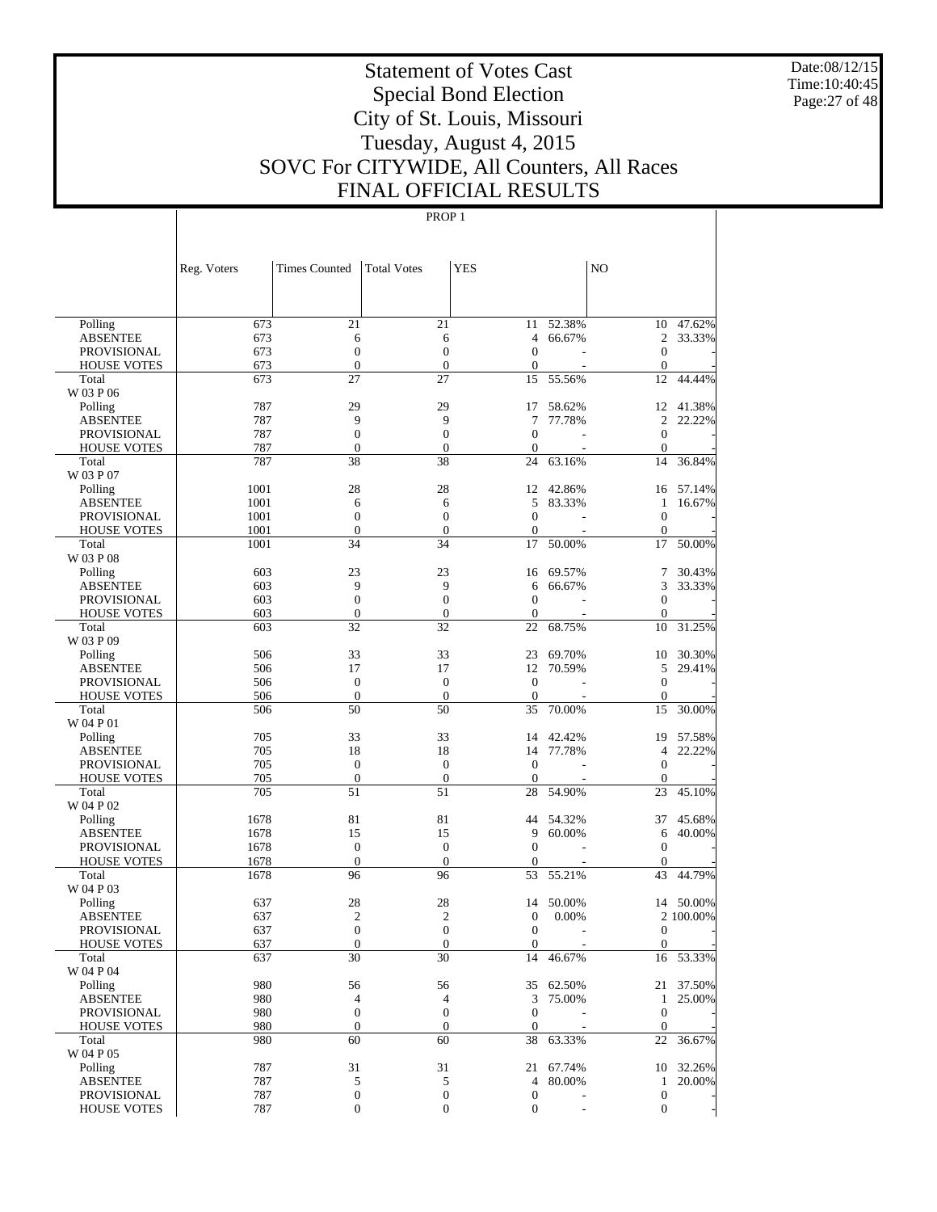# Statement of Votes Cast
## Special Bond Election
## City of St. Louis, Missouri
## Tuesday, August 4, 2015
## SOVC For CITYWIDE, All Counters, All Races
## FINAL OFFICIAL RESULTS

Date:08/12/15
Time:10:40:45

PROP 1

| | Reg. Voters | Times Counted | Total Votes | YES | | NO | |
|---|---|---|---|---|---|---|---|
| Polling | 673 | 21 | 21 | 11 | 52.38% | 10 | 47.62% |
| ABSENTEE | 673 | 6 | 6 | 4 | 66.67% | 2 | 33.33% |
| PROVISIONAL | 673 | 0 | 0 | 0 | - | 0 | - |
| HOUSE VOTES | 673 | 0 | 0 | 0 | - | 0 | - |
| Total | 673 | 27 | 27 | 15 | 55.56% | 12 | 44.44% |
| W 03 P 06 | | | | | | | |
| Polling | 787 | 29 | 29 | 17 | 58.62% | 12 | 41.38% |
| ABSENTEE | 787 | 9 | 9 | 7 | 77.78% | 2 | 22.22% |
| PROVISIONAL | 787 | 0 | 0 | 0 | - | 0 | - |
| HOUSE VOTES | 787 | 0 | 0 | 0 | - | 0 | - |
| Total | 787 | 38 | 38 | 24 | 63.16% | 14 | 36.84% |
| W 03 P 07 | | | | | | | |
| Polling | 1001 | 28 | 28 | 12 | 42.86% | 16 | 57.14% |
| ABSENTEE | 1001 | 6 | 6 | 5 | 83.33% | 1 | 16.67% |
| PROVISIONAL | 1001 | 0 | 0 | 0 | - | 0 | - |
| HOUSE VOTES | 1001 | 0 | 0 | 0 | - | 0 | - |
| Total | 1001 | 34 | 34 | 17 | 50.00% | 17 | 50.00% |
| W 03 P 08 | | | | | | | |
| Polling | 603 | 23 | 23 | 16 | 69.57% | 7 | 30.43% |
| ABSENTEE | 603 | 9 | 9 | 6 | 66.67% | 3 | 33.33% |
| PROVISIONAL | 603 | 0 | 0 | 0 | - | 0 | - |
| HOUSE VOTES | 603 | 0 | 0 | 0 | - | 0 | - |
| Total | 603 | 32 | 32 | 22 | 68.75% | 10 | 31.25% |
| W 03 P 09 | | | | | | | |
| Polling | 506 | 33 | 33 | 23 | 69.70% | 10 | 30.30% |
| ABSENTEE | 506 | 17 | 17 | 12 | 70.59% | 5 | 29.41% |
| PROVISIONAL | 506 | 0 | 0 | 0 | - | 0 | - |
| HOUSE VOTES | 506 | 0 | 0 | 0 | - | 0 | - |
| Total | 506 | 50 | 50 | 35 | 70.00% | 15 | 30.00% |
| W 04 P 01 | | | | | | | |
| Polling | 705 | 33 | 33 | 14 | 42.42% | 19 | 57.58% |
| ABSENTEE | 705 | 18 | 18 | 14 | 77.78% | 4 | 22.22% |
| PROVISIONAL | 705 | 0 | 0 | 0 | - | 0 | - |
| HOUSE VOTES | 705 | 0 | 0 | 0 | - | 0 | - |
| Total | 705 | 51 | 51 | 28 | 54.90% | 23 | 45.10% |
| W 04 P 02 | | | | | | | |
| Polling | 1678 | 81 | 81 | 44 | 54.32% | 37 | 45.68% |
| ABSENTEE | 1678 | 15 | 15 | 9 | 60.00% | 6 | 40.00% |
| PROVISIONAL | 1678 | 0 | 0 | 0 | - | 0 | - |
| HOUSE VOTES | 1678 | 0 | 0 | 0 | - | 0 | - |
| Total | 1678 | 96 | 96 | 53 | 55.21% | 43 | 44.79% |
| W 04 P 03 | | | | | | | |
| Polling | 637 | 28 | 28 | 14 | 50.00% | 14 | 50.00% |
| ABSENTEE | 637 | 2 | 2 | 0 | 0.00% | 2 | 100.00% |
| PROVISIONAL | 637 | 0 | 0 | 0 | - | 0 | - |
| HOUSE VOTES | 637 | 0 | 0 | 0 | - | 0 | - |
| Total | 637 | 30 | 30 | 14 | 46.67% | 16 | 53.33% |
| W 04 P 04 | | | | | | | |
| Polling | 980 | 56 | 56 | 35 | 62.50% | 21 | 37.50% |
| ABSENTEE | 980 | 4 | 4 | 3 | 75.00% | 1 | 25.00% |
| PROVISIONAL | 980 | 0 | 0 | 0 | - | 0 | - |
| HOUSE VOTES | 980 | 0 | 0 | 0 | - | 0 | - |
| Total | 980 | 60 | 60 | 38 | 63.33% | 22 | 36.67% |
| W 04 P 05 | | | | | | | |
| Polling | 787 | 31 | 31 | 21 | 67.74% | 10 | 32.26% |
| ABSENTEE | 787 | 5 | 5 | 4 | 80.00% | 1 | 20.00% |
| PROVISIONAL | 787 | 0 | 0 | 0 | - | 0 | - |
| HOUSE VOTES | 787 | 0 | 0 | 0 | - | 0 | - |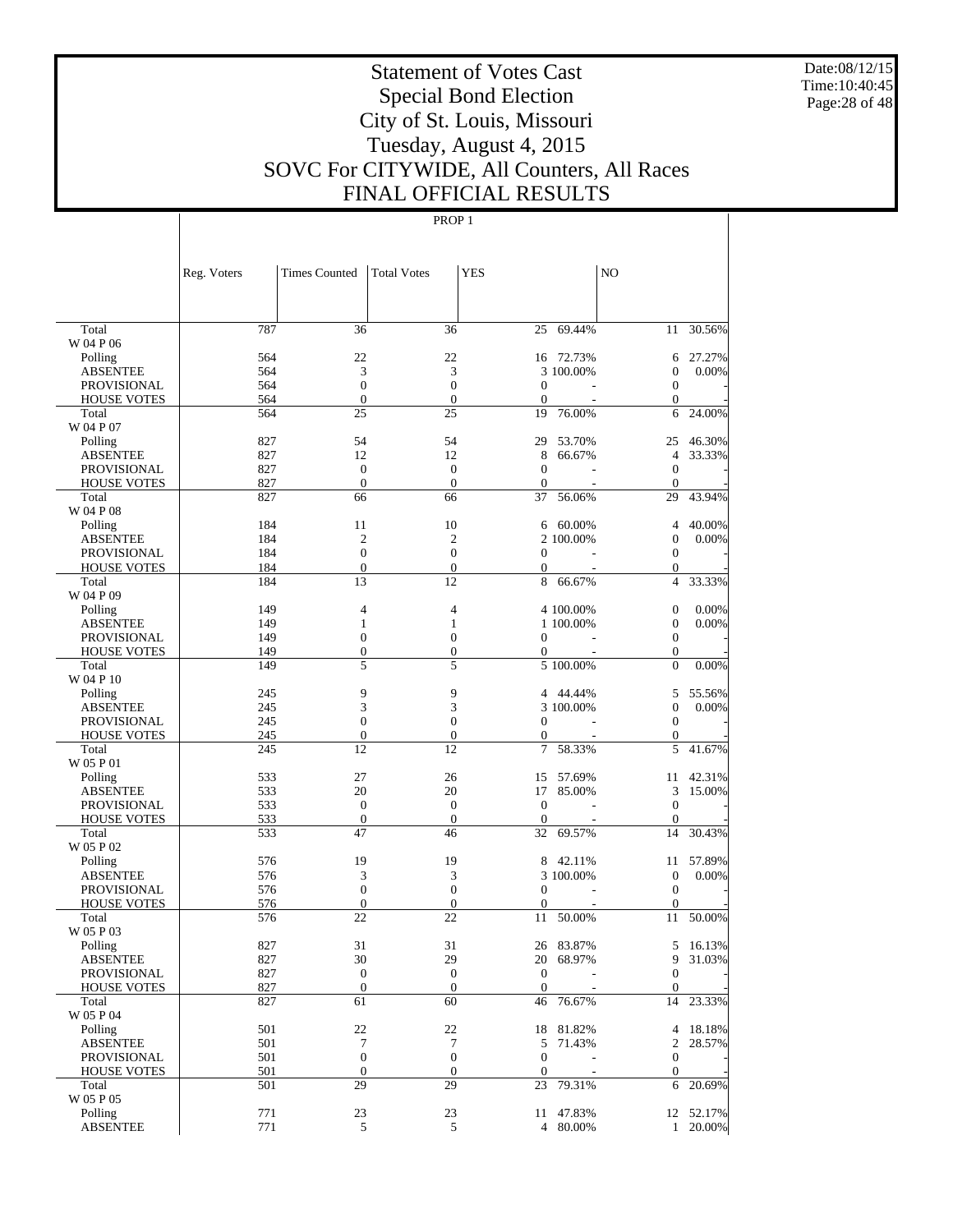# Statement of Votes Cast
## Special Bond Election
## City of St. Louis, Missouri
## Tuesday, August 4, 2015
## SOVC For CITYWIDE, All Counters, All Races
## FINAL OFFICIAL RESULTS

Date:08/12/15
Time:10:40:45

PROP 1

| | Reg. Voters | Times Counted | Total Votes | YES | | NO | |
|---|---|---|---|---|---|---|---|
| Total | 787 | 36 | 36 | 25 | 69.44% | 11 | 30.56% |
| W 04 P 06 | | | | | | | |
| Polling | 564 | 22 | 22 | 16 | 72.73% | 6 | 27.27% |
| ABSENTEE | 564 | 3 | 3 | 3 | 100.00% | 0 | 0.00% |
| PROVISIONAL | 564 | 0 | 0 | 0 | - | 0 | - |
| HOUSE VOTES | 564 | 0 | 0 | 0 | - | 0 | - |
| Total | 564 | 25 | 25 | 19 | 76.00% | 6 | 24.00% |
| W 04 P 07 | | | | | | | |
| Polling | 827 | 54 | 54 | 29 | 53.70% | 25 | 46.30% |
| ABSENTEE | 827 | 12 | 12 | 8 | 66.67% | 4 | 33.33% |
| PROVISIONAL | 827 | 0 | 0 | 0 | - | 0 | - |
| HOUSE VOTES | 827 | 0 | 0 | 0 | - | 0 | - |
| Total | 827 | 66 | 66 | 37 | 56.06% | 29 | 43.94% |
| W 04 P 08 | | | | | | | |
| Polling | 184 | 11 | 10 | 6 | 60.00% | 4 | 40.00% |
| ABSENTEE | 184 | 2 | 2 | 2 | 100.00% | 0 | 0.00% |
| PROVISIONAL | 184 | 0 | 0 | 0 | - | 0 | - |
| HOUSE VOTES | 184 | 0 | 0 | 0 | - | 0 | - |
| Total | 184 | 13 | 12 | 8 | 66.67% | 4 | 33.33% |
| W 04 P 09 | | | | | | | |
| Polling | 149 | 4 | 4 | 4 | 100.00% | 0 | 0.00% |
| ABSENTEE | 149 | 1 | 1 | 1 | 100.00% | 0 | 0.00% |
| PROVISIONAL | 149 | 0 | 0 | 0 | - | 0 | - |
| HOUSE VOTES | 149 | 0 | 0 | 0 | - | 0 | - |
| Total | 149 | 5 | 5 | 5 | 100.00% | 0 | 0.00% |
| W 04 P 10 | | | | | | | |
| Polling | 245 | 9 | 9 | 4 | 44.44% | 5 | 55.56% |
| ABSENTEE | 245 | 3 | 3 | 3 | 100.00% | 0 | 0.00% |
| PROVISIONAL | 245 | 0 | 0 | 0 | - | 0 | - |
| HOUSE VOTES | 245 | 0 | 0 | 0 | - | 0 | - |
| Total | 245 | 12 | 12 | 7 | 58.33% | 5 | 41.67% |
| W 05 P 01 | | | | | | | |
| Polling | 533 | 27 | 26 | 15 | 57.69% | 11 | 42.31% |
| ABSENTEE | 533 | 20 | 20 | 17 | 85.00% | 3 | 15.00% |
| PROVISIONAL | 533 | 0 | 0 | 0 | - | 0 | - |
| HOUSE VOTES | 533 | 0 | 0 | 0 | - | 0 | - |
| Total | 533 | 47 | 46 | 32 | 69.57% | 14 | 30.43% |
| W 05 P 02 | | | | | | | |
| Polling | 576 | 19 | 19 | 8 | 42.11% | 11 | 57.89% |
| ABSENTEE | 576 | 3 | 3 | 3 | 100.00% | 0 | 0.00% |
| PROVISIONAL | 576 | 0 | 0 | 0 | - | 0 | - |
| HOUSE VOTES | 576 | 0 | 0 | 0 | - | 0 | - |
| Total | 576 | 22 | 22 | 11 | 50.00% | 11 | 50.00% |
| W 05 P 03 | | | | | | | |
| Polling | 827 | 31 | 31 | 26 | 83.87% | 5 | 16.13% |
| ABSENTEE | 827 | 30 | 29 | 20 | 68.97% | 9 | 31.03% |
| PROVISIONAL | 827 | 0 | 0 | 0 | - | 0 | - |
| HOUSE VOTES | 827 | 0 | 0 | 0 | - | 0 | - |
| Total | 827 | 61 | 60 | 46 | 76.67% | 14 | 23.33% |
| W 05 P 04 | | | | | | | |
| Polling | 501 | 22 | 22 | 18 | 81.82% | 4 | 18.18% |
| ABSENTEE | 501 | 7 | 7 | 5 | 71.43% | 2 | 28.57% |
| PROVISIONAL | 501 | 0 | 0 | 0 | - | 0 | - |
| HOUSE VOTES | 501 | 0 | 0 | 0 | - | 0 | - |
| Total | 501 | 29 | 29 | 23 | 79.31% | 6 | 20.69% |
| W 05 P 05 | | | | | | | |
| Polling | 771 | 23 | 23 | 11 | 47.83% | 12 | 52.17% |
| ABSENTEE | 771 | 5 | 5 | 4 | 80.00% | 1 | 20.00% |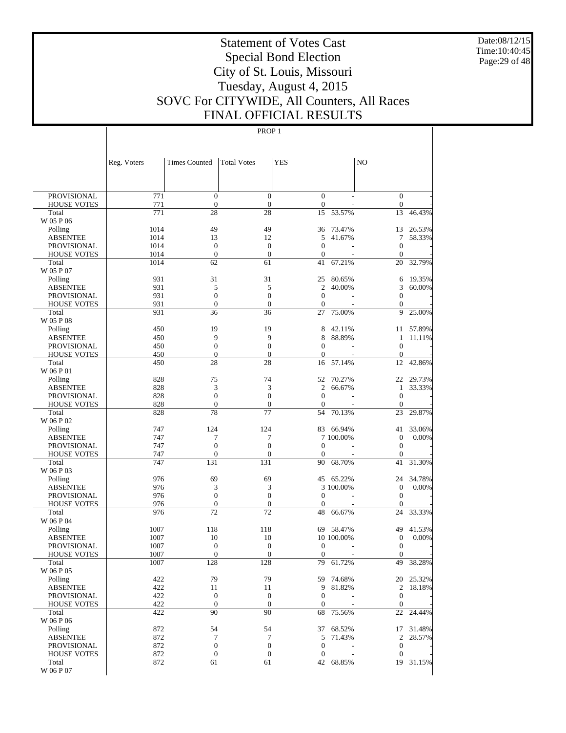# Statement of Votes Cast
## Special Bond Election
## City of St. Louis, Missouri
## Tuesday, August 4, 2015
## SOVC For CITYWIDE, All Counters, All Races
## FINAL OFFICIAL RESULTS

Date:08/12/15
Time:10:40:45

PROP 1

| | Reg. Voters | Times Counted | Total Votes | YES | | NO | |
|---|---|---|---|---|---|---|---|
| PROVISIONAL | 771 | 0 | 0 | 0 | - | 0 | - |
| HOUSE VOTES | 771 | 0 | 0 | 0 | - | 0 | - |
| Total | 771 | 28 | 28 | 15 | 53.57% | 13 | 46.43% |
| W 05 P 06 | | | | | | | |
| Polling | 1014 | 49 | 49 | 36 | 73.47% | 13 | 26.53% |
| ABSENTEE | 1014 | 13 | 12 | 5 | 41.67% | 7 | 58.33% |
| PROVISIONAL | 1014 | 0 | 0 | 0 | - | 0 | - |
| HOUSE VOTES | 1014 | 0 | 0 | 0 | - | 0 | - |
| Total | 1014 | 62 | 61 | 41 | 67.21% | 20 | 32.79% |
| W 05 P 07 | | | | | | | |
| Polling | 931 | 31 | 31 | 25 | 80.65% | 6 | 19.35% |
| ABSENTEE | 931 | 5 | 5 | 2 | 40.00% | 3 | 60.00% |
| PROVISIONAL | 931 | 0 | 0 | 0 | - | 0 | - |
| HOUSE VOTES | 931 | 0 | 0 | 0 | - | 0 | - |
| Total | 931 | 36 | 36 | 27 | 75.00% | 9 | 25.00% |
| W 05 P 08 | | | | | | | |
| Polling | 450 | 19 | 19 | 8 | 42.11% | 11 | 57.89% |
| ABSENTEE | 450 | 9 | 9 | 8 | 88.89% | 1 | 11.11% |
| PROVISIONAL | 450 | 0 | 0 | 0 | - | 0 | - |
| HOUSE VOTES | 450 | 0 | 0 | 0 | - | 0 | - |
| Total | 450 | 28 | 28 | 16 | 57.14% | 12 | 42.86% |
| W 06 P 01 | | | | | | | |
| Polling | 828 | 75 | 74 | 52 | 70.27% | 22 | 29.73% |
| ABSENTEE | 828 | 3 | 3 | 2 | 66.67% | 1 | 33.33% |
| PROVISIONAL | 828 | 0 | 0 | 0 | - | 0 | - |
| HOUSE VOTES | 828 | 0 | 0 | 0 | - | 0 | - |
| Total | 828 | 78 | 77 | 54 | 70.13% | 23 | 29.87% |
| W 06 P 02 | | | | | | | |
| Polling | 747 | 124 | 124 | 83 | 66.94% | 41 | 33.06% |
| ABSENTEE | 747 | 7 | 7 | 7 | 100.00% | 0 | 0.00% |
| PROVISIONAL | 747 | 0 | 0 | 0 | - | 0 | - |
| HOUSE VOTES | 747 | 0 | 0 | 0 | - | 0 | - |
| Total | 747 | 131 | 131 | 90 | 68.70% | 41 | 31.30% |
| W 06 P 03 | | | | | | | |
| Polling | 976 | 69 | 69 | 45 | 65.22% | 24 | 34.78% |
| ABSENTEE | 976 | 3 | 3 | 3 | 100.00% | 0 | 0.00% |
| PROVISIONAL | 976 | 0 | 0 | 0 | - | 0 | - |
| HOUSE VOTES | 976 | 0 | 0 | 0 | - | 0 | - |
| Total | 976 | 72 | 72 | 48 | 66.67% | 24 | 33.33% |
| W 06 P 04 | | | | | | | |
| Polling | 1007 | 118 | 118 | 69 | 58.47% | 49 | 41.53% |
| ABSENTEE | 1007 | 10 | 10 | 10 | 100.00% | 0 | 0.00% |
| PROVISIONAL | 1007 | 0 | 0 | 0 | - | 0 | - |
| HOUSE VOTES | 1007 | 0 | 0 | 0 | - | 0 | - |
| Total | 1007 | 128 | 128 | 79 | 61.72% | 49 | 38.28% |
| W 06 P 05 | | | | | | | |
| Polling | 422 | 79 | 79 | 59 | 74.68% | 20 | 25.32% |
| ABSENTEE | 422 | 11 | 11 | 9 | 81.82% | 2 | 18.18% |
| PROVISIONAL | 422 | 0 | 0 | 0 | - | 0 | - |
| HOUSE VOTES | 422 | 0 | 0 | 0 | - | 0 | - |
| Total | 422 | 90 | 90 | 68 | 75.56% | 22 | 24.44% |
| W 06 P 06 | | | | | | | |
| Polling | 872 | 54 | 54 | 37 | 68.52% | 17 | 31.48% |
| ABSENTEE | 872 | 7 | 7 | 5 | 71.43% | 2 | 28.57% |
| PROVISIONAL | 872 | 0 | 0 | 0 | - | 0 | - |
| HOUSE VOTES | 872 | 0 | 0 | 0 | - | 0 | - |
| Total | 872 | 61 | 61 | 42 | 68.85% | 19 | 31.15% |
| W 06 P 07 | | | | | | | |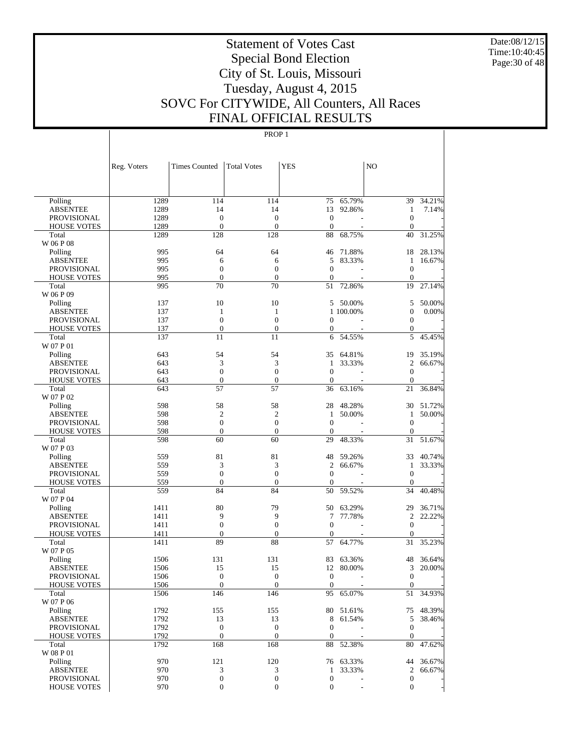# Statement of Votes Cast
## Special Bond Election
## City of St. Louis, Missouri
## Tuesday, August 4, 2015
## SOVC For CITYWIDE, All Counters, All Races
## FINAL OFFICIAL RESULTS

Date:08/12/15
Time:10:40:45

PROP 1

| | Reg. Voters | Times Counted | Total Votes | YES | | NO | |
|---|---|---|---|---|---|---|---|
| Polling | 1289 | 114 | 114 | 75 | 65.79% | 39 | 34.21% |
| ABSENTEE | 1289 | 14 | 14 | 13 | 92.86% | 1 | 7.14% |
| PROVISIONAL | 1289 | 0 | 0 | 0 | - | 0 | - |
| HOUSE VOTES | 1289 | 0 | 0 | 0 | - | 0 | - |
| Total | 1289 | 128 | 128 | 88 | 68.75% | 40 | 31.25% |
| W 06 P 08 | | | | | | | |
| Polling | 995 | 64 | 64 | 46 | 71.88% | 18 | 28.13% |
| ABSENTEE | 995 | 6 | 6 | 5 | 83.33% | 1 | 16.67% |
| PROVISIONAL | 995 | 0 | 0 | 0 | - | 0 | - |
| HOUSE VOTES | 995 | 0 | 0 | 0 | - | 0 | - |
| Total | 995 | 70 | 70 | 51 | 72.86% | 19 | 27.14% |
| W 06 P 09 | | | | | | | |
| Polling | 137 | 10 | 10 | 5 | 50.00% | 5 | 50.00% |
| ABSENTEE | 137 | 1 | 1 | 1 | 100.00% | 0 | 0.00% |
| PROVISIONAL | 137 | 0 | 0 | 0 | - | 0 | - |
| HOUSE VOTES | 137 | 0 | 0 | 0 | - | 0 | - |
| Total | 137 | 11 | 11 | 6 | 54.55% | 5 | 45.45% |
| W 07 P 01 | | | | | | | |
| Polling | 643 | 54 | 54 | 35 | 64.81% | 19 | 35.19% |
| ABSENTEE | 643 | 3 | 3 | 1 | 33.33% | 2 | 66.67% |
| PROVISIONAL | 643 | 0 | 0 | 0 | - | 0 | - |
| HOUSE VOTES | 643 | 0 | 0 | 0 | - | 0 | - |
| Total | 643 | 57 | 57 | 36 | 63.16% | 21 | 36.84% |
| W 07 P 02 | | | | | | | |
| Polling | 598 | 58 | 58 | 28 | 48.28% | 30 | 51.72% |
| ABSENTEE | 598 | 2 | 2 | 1 | 50.00% | 1 | 50.00% |
| PROVISIONAL | 598 | 0 | 0 | 0 | - | 0 | - |
| HOUSE VOTES | 598 | 0 | 0 | 0 | - | 0 | - |
| Total | 598 | 60 | 60 | 29 | 48.33% | 31 | 51.67% |
| W 07 P 03 | | | | | | | |
| Polling | 559 | 81 | 81 | 48 | 59.26% | 33 | 40.74% |
| ABSENTEE | 559 | 3 | 3 | 2 | 66.67% | 1 | 33.33% |
| PROVISIONAL | 559 | 0 | 0 | 0 | - | 0 | - |
| HOUSE VOTES | 559 | 0 | 0 | 0 | - | 0 | - |
| Total | 559 | 84 | 84 | 50 | 59.52% | 34 | 40.48% |
| W 07 P 04 | | | | | | | |
| Polling | 1411 | 80 | 79 | 50 | 63.29% | 29 | 36.71% |
| ABSENTEE | 1411 | 9 | 9 | 7 | 77.78% | 2 | 22.22% |
| PROVISIONAL | 1411 | 0 | 0 | 0 | - | 0 | - |
| HOUSE VOTES | 1411 | 0 | 0 | 0 | - | 0 | - |
| Total | 1411 | 89 | 88 | 57 | 64.77% | 31 | 35.23% |
| W 07 P 05 | | | | | | | |
| Polling | 1506 | 131 | 131 | 83 | 63.36% | 48 | 36.64% |
| ABSENTEE | 1506 | 15 | 15 | 12 | 80.00% | 3 | 20.00% |
| PROVISIONAL | 1506 | 0 | 0 | 0 | - | 0 | - |
| HOUSE VOTES | 1506 | 0 | 0 | 0 | - | 0 | - |
| Total | 1506 | 146 | 146 | 95 | 65.07% | 51 | 34.93% |
| W 07 P 06 | | | | | | | |
| Polling | 1792 | 155 | 155 | 80 | 51.61% | 75 | 48.39% |
| ABSENTEE | 1792 | 13 | 13 | 8 | 61.54% | 5 | 38.46% |
| PROVISIONAL | 1792 | 0 | 0 | 0 | - | 0 | - |
| HOUSE VOTES | 1792 | 0 | 0 | 0 | - | 0 | - |
| Total | 1792 | 168 | 168 | 88 | 52.38% | 80 | 47.62% |
| W 08 P 01 | | | | | | | |
| Polling | 970 | 121 | 120 | 76 | 63.33% | 44 | 36.67% |
| ABSENTEE | 970 | 3 | 3 | 1 | 33.33% | 2 | 66.67% |
| PROVISIONAL | 970 | 0 | 0 | 0 | - | 0 | - |
| HOUSE VOTES | 970 | 0 | 0 | 0 | - | 0 | - |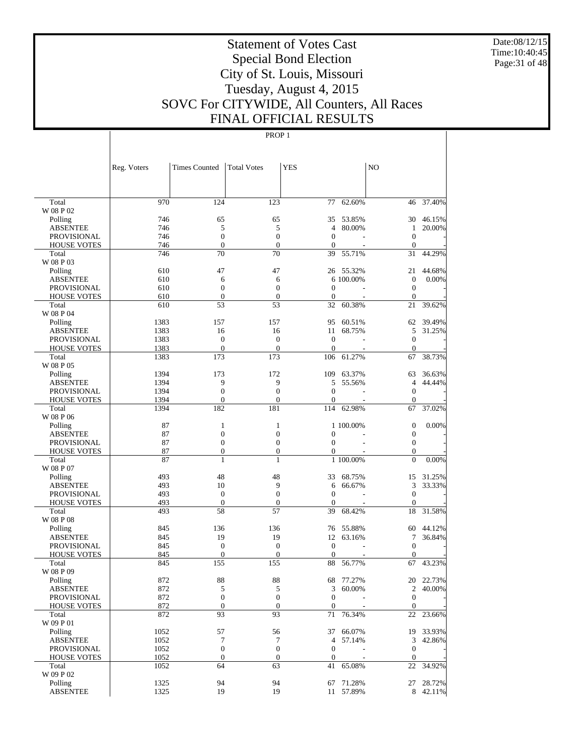# Statement of Votes Cast
# Special Bond Election
# City of St. Louis, Missouri
# Tuesday, August 4, 2015
# SOVC For CITYWIDE, All Counters, All Races
# FINAL OFFICIAL RESULTS

Date:08/12/15
Time:10:40:45

PROP 1

| | Reg. Voters | Times Counted | Total Votes | YES | | NO | |
|---|---|---|---|---|---|---|---|
| Total | 970 | 124 | 123 | 77 | 62.60% | 46 | 37.40% |
| W 08 P 02 | | | | | | | |
| Polling | 746 | 65 | 65 | 35 | 53.85% | 30 | 46.15% |
| ABSENTEE | 746 | 5 | 5 | 4 | 80.00% | 1 | 20.00% |
| PROVISIONAL | 746 | 0 | 0 | 0 | - | 0 | - |
| HOUSE VOTES | 746 | 0 | 0 | 0 | - | 0 | - |
| Total | 746 | 70 | 70 | 39 | 55.71% | 31 | 44.29% |
| W 08 P 03 | | | | | | | |
| Polling | 610 | 47 | 47 | 26 | 55.32% | 21 | 44.68% |
| ABSENTEE | 610 | 6 | 6 | 6 | 100.00% | 0 | 0.00% |
| PROVISIONAL | 610 | 0 | 0 | 0 | - | 0 | - |
| HOUSE VOTES | 610 | 0 | 0 | 0 | - | 0 | - |
| Total | 610 | 53 | 53 | 32 | 60.38% | 21 | 39.62% |
| W 08 P 04 | | | | | | | |
| Polling | 1383 | 157 | 157 | 95 | 60.51% | 62 | 39.49% |
| ABSENTEE | 1383 | 16 | 16 | 11 | 68.75% | 5 | 31.25% |
| PROVISIONAL | 1383 | 0 | 0 | 0 | - | 0 | - |
| HOUSE VOTES | 1383 | 0 | 0 | 0 | - | 0 | - |
| Total | 1383 | 173 | 173 | 106 | 61.27% | 67 | 38.73% |
| W 08 P 05 | | | | | | | |
| Polling | 1394 | 173 | 172 | 109 | 63.37% | 63 | 36.63% |
| ABSENTEE | 1394 | 9 | 9 | 5 | 55.56% | 4 | 44.44% |
| PROVISIONAL | 1394 | 0 | 0 | 0 | - | 0 | - |
| HOUSE VOTES | 1394 | 0 | 0 | 0 | - | 0 | - |
| Total | 1394 | 182 | 181 | 114 | 62.98% | 67 | 37.02% |
| W 08 P 06 | | | | | | | |
| Polling | 87 | 1 | 1 | 1 | 100.00% | 0 | 0.00% |
| ABSENTEE | 87 | 0 | 0 | 0 | - | 0 | - |
| PROVISIONAL | 87 | 0 | 0 | 0 | - | 0 | - |
| HOUSE VOTES | 87 | 0 | 0 | 0 | - | 0 | - |
| Total | 87 | 1 | 1 | 1 | 100.00% | 0 | 0.00% |
| W 08 P 07 | | | | | | | |
| Polling | 493 | 48 | 48 | 33 | 68.75% | 15 | 31.25% |
| ABSENTEE | 493 | 10 | 9 | 6 | 66.67% | 3 | 33.33% |
| PROVISIONAL | 493 | 0 | 0 | 0 | - | 0 | - |
| HOUSE VOTES | 493 | 0 | 0 | 0 | - | 0 | - |
| Total | 493 | 58 | 57 | 39 | 68.42% | 18 | 31.58% |
| W 08 P 08 | | | | | | | |
| Polling | 845 | 136 | 136 | 76 | 55.88% | 60 | 44.12% |
| ABSENTEE | 845 | 19 | 19 | 12 | 63.16% | 7 | 36.84% |
| PROVISIONAL | 845 | 0 | 0 | 0 | - | 0 | - |
| HOUSE VOTES | 845 | 0 | 0 | 0 | - | 0 | - |
| Total | 845 | 155 | 155 | 88 | 56.77% | 67 | 43.23% |
| W 08 P 09 | | | | | | | |
| Polling | 872 | 88 | 88 | 68 | 77.27% | 20 | 22.73% |
| ABSENTEE | 872 | 5 | 5 | 3 | 60.00% | 2 | 40.00% |
| PROVISIONAL | 872 | 0 | 0 | 0 | - | 0 | - |
| HOUSE VOTES | 872 | 0 | 0 | 0 | - | 0 | - |
| Total | 872 | 93 | 93 | 71 | 76.34% | 22 | 23.66% |
| W 09 P 01 | | | | | | | |
| Polling | 1052 | 57 | 56 | 37 | 66.07% | 19 | 33.93% |
| ABSENTEE | 1052 | 7 | 7 | 4 | 57.14% | 3 | 42.86% |
| PROVISIONAL | 1052 | 0 | 0 | 0 | - | 0 | - |
| HOUSE VOTES | 1052 | 0 | 0 | 0 | - | 0 | - |
| Total | 1052 | 64 | 63 | 41 | 65.08% | 22 | 34.92% |
| W 09 P 02 | | | | | | | |
| Polling | 1325 | 94 | 94 | 67 | 71.28% | 27 | 28.72% |
| ABSENTEE | 1325 | 19 | 19 | 11 | 57.89% | 8 | 42.11% |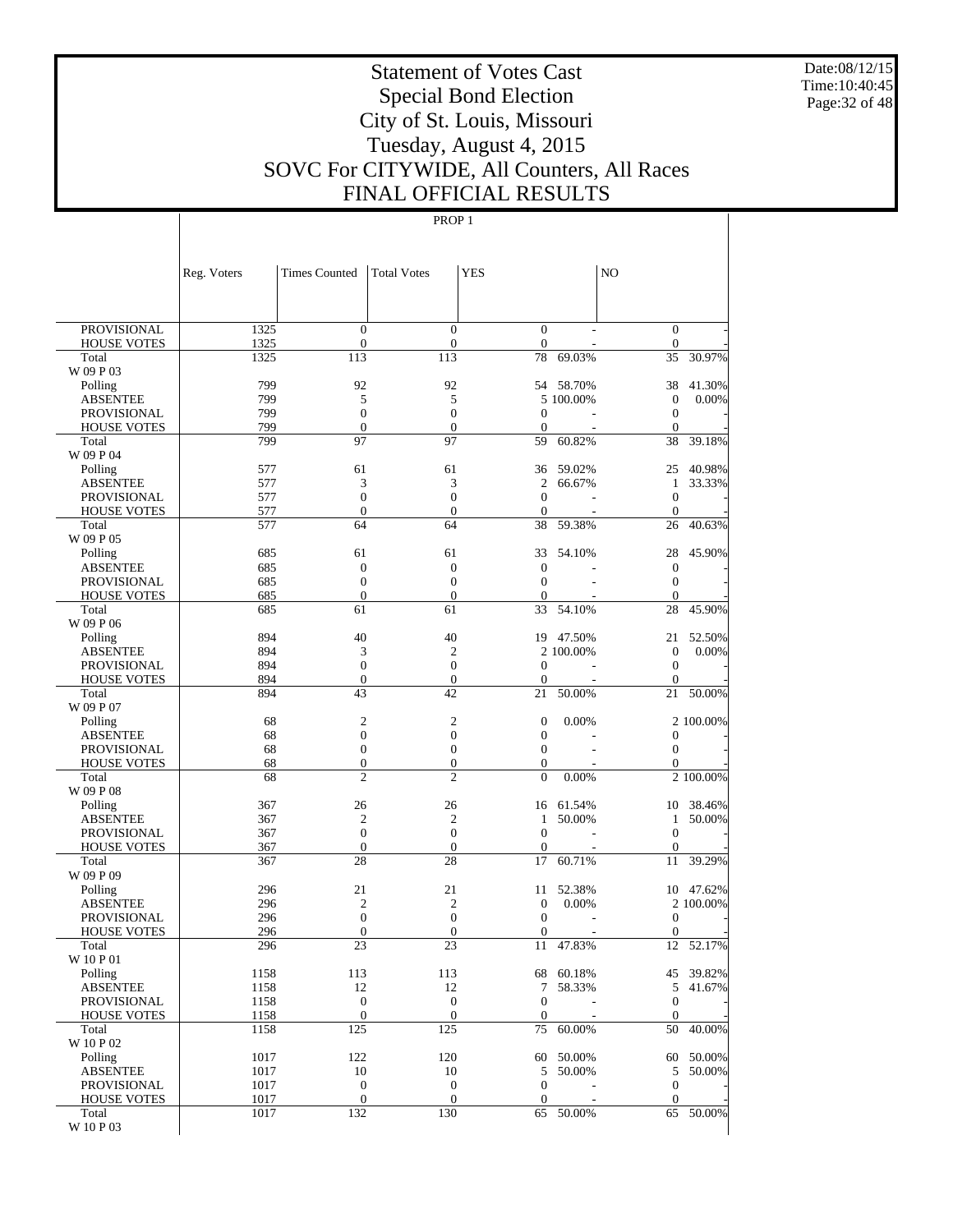# Statement of Votes Cast
# Special Bond Election
# City of St. Louis, Missouri
# Tuesday, August 4, 2015
# SOVC For CITYWIDE, All Counters, All Races
# FINAL OFFICIAL RESULTS

Date:08/12/15
Time:10:40:45

PROP 1

| | Reg. Voters | Times Counted | Total Votes | YES | | NO | |
|---|---|---|---|---|---|---|---|
| PROVISIONAL | 1325 | 0 | 0 | 0 | - | 0 | - |
| HOUSE VOTES | 1325 | 0 | 0 | 0 | - | 0 | - |
| Total | 1325 | 113 | 113 | 78 | 69.03% | 35 | 30.97% |
| W 09 P 03 | | | | | | | |
| Polling | 799 | 92 | 92 | 54 | 58.70% | 38 | 41.30% |
| ABSENTEE | 799 | 5 | 5 | 5 | 100.00% | 0 | 0.00% |
| PROVISIONAL | 799 | 0 | 0 | 0 | - | 0 | - |
| HOUSE VOTES | 799 | 0 | 0 | 0 | - | 0 | - |
| Total | 799 | 97 | 97 | 59 | 60.82% | 38 | 39.18% |
| W 09 P 04 | | | | | | | |
| Polling | 577 | 61 | 61 | 36 | 59.02% | 25 | 40.98% |
| ABSENTEE | 577 | 3 | 3 | 2 | 66.67% | 1 | 33.33% |
| PROVISIONAL | 577 | 0 | 0 | 0 | - | 0 | - |
| HOUSE VOTES | 577 | 0 | 0 | 0 | - | 0 | - |
| Total | 577 | 64 | 64 | 38 | 59.38% | 26 | 40.63% |
| W 09 P 05 | | | | | | | |
| Polling | 685 | 61 | 61 | 33 | 54.10% | 28 | 45.90% |
| ABSENTEE | 685 | 0 | 0 | 0 | - | 0 | - |
| PROVISIONAL | 685 | 0 | 0 | 0 | - | 0 | - |
| HOUSE VOTES | 685 | 0 | 0 | 0 | - | 0 | - |
| Total | 685 | 61 | 61 | 33 | 54.10% | 28 | 45.90% |
| W 09 P 06 | | | | | | | |
| Polling | 894 | 40 | 40 | 19 | 47.50% | 21 | 52.50% |
| ABSENTEE | 894 | 3 | 2 | 2 | 100.00% | 0 | 0.00% |
| PROVISIONAL | 894 | 0 | 0 | 0 | - | 0 | - |
| HOUSE VOTES | 894 | 0 | 0 | 0 | - | 0 | - |
| Total | 894 | 43 | 42 | 21 | 50.00% | 21 | 50.00% |
| W 09 P 07 | | | | | | | |
| Polling | 68 | 2 | 2 | 0 | 0.00% | 2 | 100.00% |
| ABSENTEE | 68 | 0 | 0 | 0 | - | 0 | - |
| PROVISIONAL | 68 | 0 | 0 | 0 | - | 0 | - |
| HOUSE VOTES | 68 | 0 | 0 | 0 | - | 0 | - |
| Total | 68 | 2 | 2 | 0 | 0.00% | 2 | 100.00% |
| W 09 P 08 | | | | | | | |
| Polling | 367 | 26 | 26 | 16 | 61.54% | 10 | 38.46% |
| ABSENTEE | 367 | 2 | 2 | 1 | 50.00% | 1 | 50.00% |
| PROVISIONAL | 367 | 0 | 0 | 0 | - | 0 | - |
| HOUSE VOTES | 367 | 0 | 0 | 0 | - | 0 | - |
| Total | 367 | 28 | 28 | 17 | 60.71% | 11 | 39.29% |
| W 09 P 09 | | | | | | | |
| Polling | 296 | 21 | 21 | 11 | 52.38% | 10 | 47.62% |
| ABSENTEE | 296 | 2 | 2 | 0 | 0.00% | 2 | 100.00% |
| PROVISIONAL | 296 | 0 | 0 | 0 | - | 0 | - |
| HOUSE VOTES | 296 | 0 | 0 | 0 | - | 0 | - |
| Total | 296 | 23 | 23 | 11 | 47.83% | 12 | 52.17% |
| W 10 P 01 | | | | | | | |
| Polling | 1158 | 113 | 113 | 68 | 60.18% | 45 | 39.82% |
| ABSENTEE | 1158 | 12 | 12 | 7 | 58.33% | 5 | 41.67% |
| PROVISIONAL | 1158 | 0 | 0 | 0 | - | 0 | - |
| HOUSE VOTES | 1158 | 0 | 0 | 0 | - | 0 | - |
| Total | 1158 | 125 | 125 | 75 | 60.00% | 50 | 40.00% |
| W 10 P 02 | | | | | | | |
| Polling | 1017 | 122 | 120 | 60 | 50.00% | 60 | 50.00% |
| ABSENTEE | 1017 | 10 | 10 | 5 | 50.00% | 5 | 50.00% |
| PROVISIONAL | 1017 | 0 | 0 | 0 | - | 0 | - |
| HOUSE VOTES | 1017 | 0 | 0 | 0 | - | 0 | - |
| Total | 1017 | 132 | 130 | 65 | 50.00% | 65 | 50.00% |
| W 10 P 03 | | | | | | | |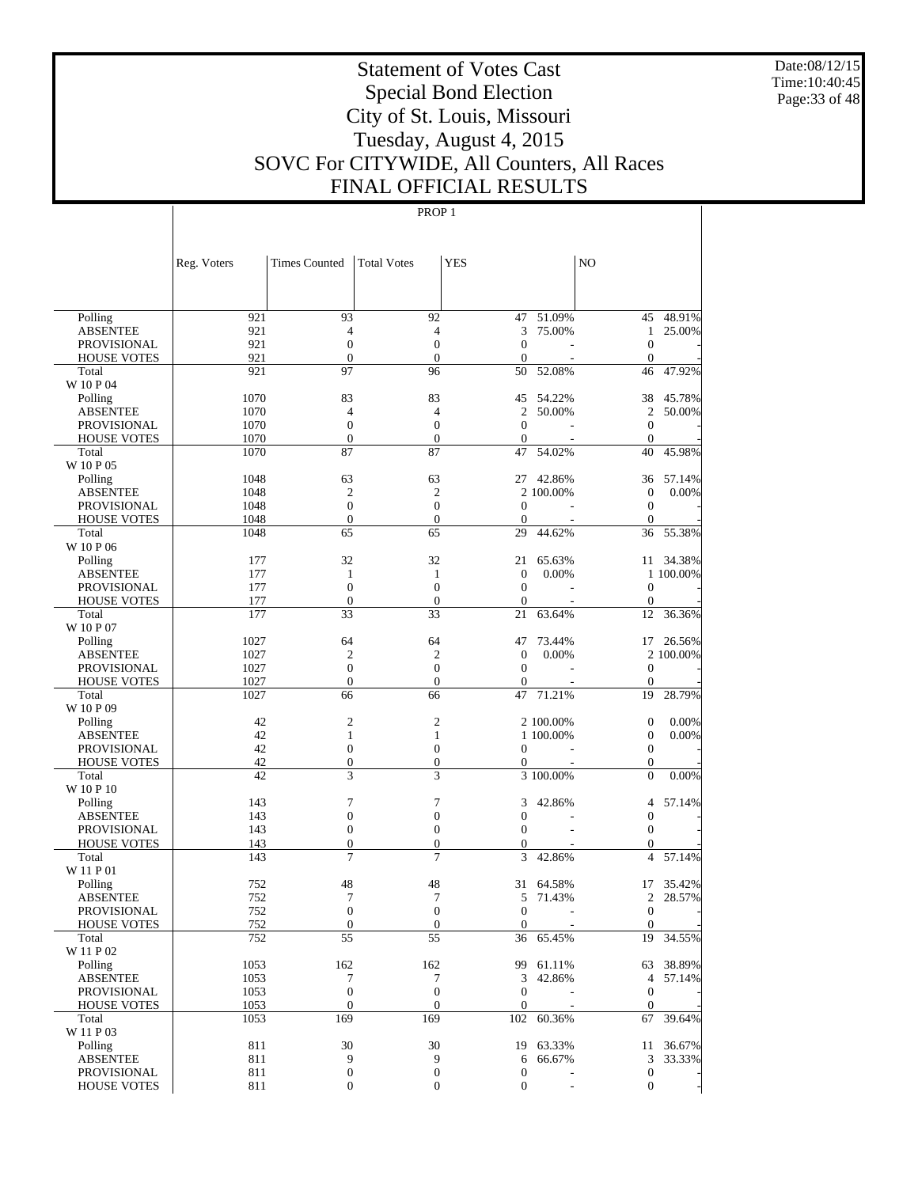# Statement of Votes Cast
## Special Bond Election
## City of St. Louis, Missouri
## Tuesday, August 4, 2015
## SOVC For CITYWIDE, All Counters, All Races
## FINAL OFFICIAL RESULTS

PROP 1

| | Reg. Voters | Times Counted | Total Votes | YES | | NO | |
|---|---|---|---|---|---|---|---|
| Polling | 921 | 93 | 92 | 47 | 51.09% | 45 | 48.91% |
| ABSENTEE | 921 | 4 | 4 | 3 | 75.00% | 1 | 25.00% |
| PROVISIONAL | 921 | 0 | 0 | 0 | - | 0 | - |
| HOUSE VOTES | 921 | 0 | 0 | 0 | - | 0 | - |
| Total | 921 | 97 | 96 | 50 | 52.08% | 46 | 47.92% |
| W 10 P 04 | | | | | | | |
| Polling | 1070 | 83 | 83 | 45 | 54.22% | 38 | 45.78% |
| ABSENTEE | 1070 | 4 | 4 | 2 | 50.00% | 2 | 50.00% |
| PROVISIONAL | 1070 | 0 | 0 | 0 | - | 0 | - |
| HOUSE VOTES | 1070 | 0 | 0 | 0 | - | 0 | - |
| Total | 1070 | 87 | 87 | 47 | 54.02% | 40 | 45.98% |
| W 10 P 05 | | | | | | | |
| Polling | 1048 | 63 | 63 | 27 | 42.86% | 36 | 57.14% |
| ABSENTEE | 1048 | 2 | 2 | 2 | 100.00% | 0 | 0.00% |
| PROVISIONAL | 1048 | 0 | 0 | 0 | - | 0 | - |
| HOUSE VOTES | 1048 | 0 | 0 | 0 | - | 0 | - |
| Total | 1048 | 65 | 65 | 29 | 44.62% | 36 | 55.38% |
| W 10 P 06 | | | | | | | |
| Polling | 177 | 32 | 32 | 21 | 65.63% | 11 | 34.38% |
| ABSENTEE | 177 | 1 | 1 | 0 | 0.00% | 1 | 100.00% |
| PROVISIONAL | 177 | 0 | 0 | 0 | - | 0 | - |
| HOUSE VOTES | 177 | 0 | 0 | 0 | - | 0 | - |
| Total | 177 | 33 | 33 | 21 | 63.64% | 12 | 36.36% |
| W 10 P 07 | | | | | | | |
| Polling | 1027 | 64 | 64 | 47 | 73.44% | 17 | 26.56% |
| ABSENTEE | 1027 | 2 | 2 | 0 | 0.00% | 2 | 100.00% |
| PROVISIONAL | 1027 | 0 | 0 | 0 | - | 0 | - |
| HOUSE VOTES | 1027 | 0 | 0 | 0 | - | 0 | - |
| Total | 1027 | 66 | 66 | 47 | 71.21% | 19 | 28.79% |
| W 10 P 09 | | | | | | | |
| Polling | 42 | 2 | 2 | 2 | 100.00% | 0 | 0.00% |
| ABSENTEE | 42 | 1 | 1 | 1 | 100.00% | 0 | 0.00% |
| PROVISIONAL | 42 | 0 | 0 | 0 | - | 0 | - |
| HOUSE VOTES | 42 | 0 | 0 | 0 | - | 0 | - |
| Total | 42 | 3 | 3 | 3 | 100.00% | 0 | 0.00% |
| W 10 P 10 | | | | | | | |
| Polling | 143 | 7 | 7 | 3 | 42.86% | 4 | 57.14% |
| ABSENTEE | 143 | 0 | 0 | 0 | - | 0 | - |
| PROVISIONAL | 143 | 0 | 0 | 0 | - | 0 | - |
| HOUSE VOTES | 143 | 0 | 0 | 0 | - | 0 | - |
| Total | 143 | 7 | 7 | 3 | 42.86% | 4 | 57.14% |
| W 11 P 01 | | | | | | | |
| Polling | 752 | 48 | 48 | 31 | 64.58% | 17 | 35.42% |
| ABSENTEE | 752 | 7 | 7 | 5 | 71.43% | 2 | 28.57% |
| PROVISIONAL | 752 | 0 | 0 | 0 | - | 0 | - |
| HOUSE VOTES | 752 | 0 | 0 | 0 | - | 0 | - |
| Total | 752 | 55 | 55 | 36 | 65.45% | 19 | 34.55% |
| W 11 P 02 | | | | | | | |
| Polling | 1053 | 162 | 162 | 99 | 61.11% | 63 | 38.89% |
| ABSENTEE | 1053 | 7 | 7 | 3 | 42.86% | 4 | 57.14% |
| PROVISIONAL | 1053 | 0 | 0 | 0 | - | 0 | - |
| HOUSE VOTES | 1053 | 0 | 0 | 0 | - | 0 | - |
| Total | 1053 | 169 | 169 | 102 | 60.36% | 67 | 39.64% |
| W 11 P 03 | | | | | | | |
| Polling | 811 | 30 | 30 | 19 | 63.33% | 11 | 36.67% |
| ABSENTEE | 811 | 9 | 9 | 6 | 66.67% | 3 | 33.33% |
| PROVISIONAL | 811 | 0 | 0 | 0 | - | 0 | - |
| HOUSE VOTES | 811 | 0 | 0 | 0 | - | 0 | - |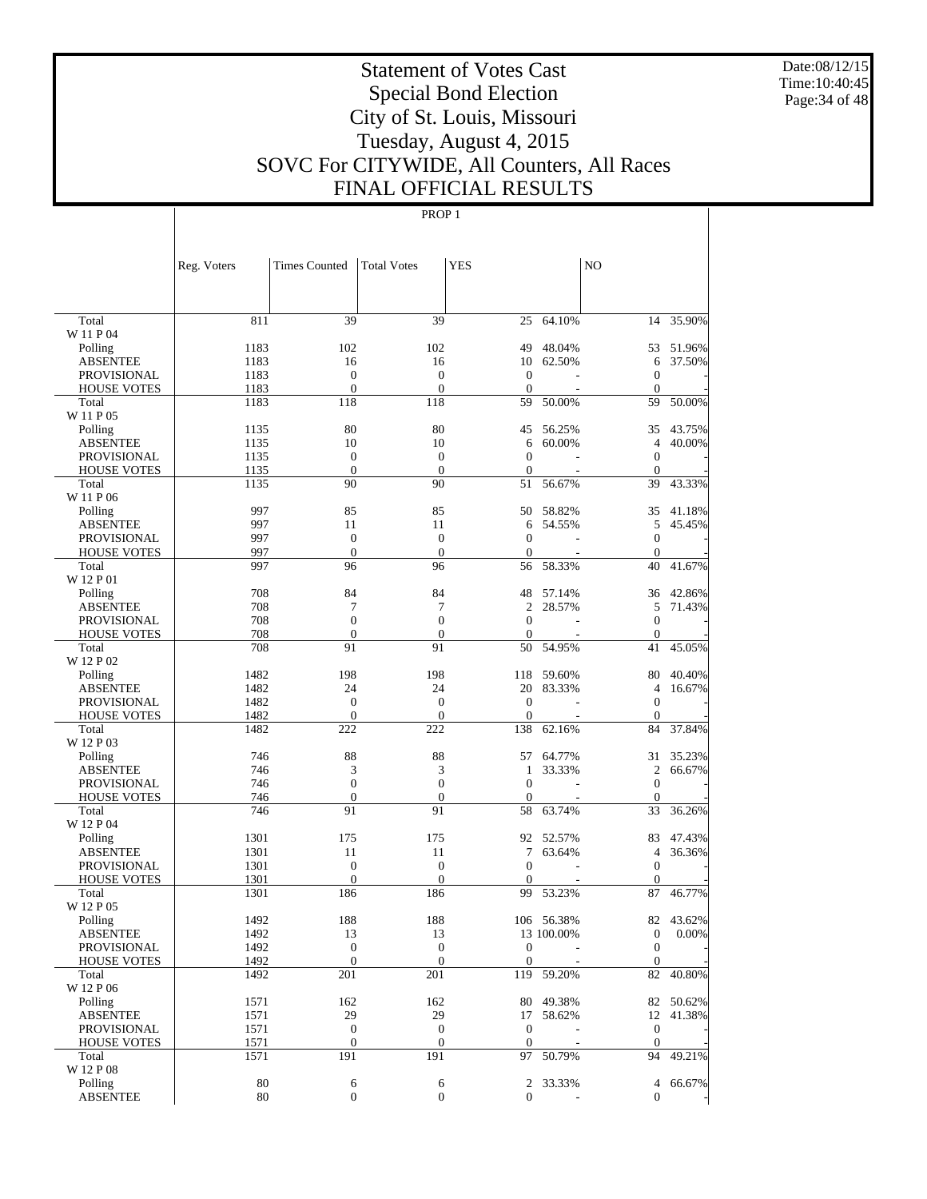# Statement of Votes Cast
## Special Bond Election
## City of St. Louis, Missouri
## Tuesday, August 4, 2015
## SOVC For CITYWIDE, All Counters, All Races
## FINAL OFFICIAL RESULTS

Date:08/12/15
Time:10:40:45

PROP 1

| | Reg. Voters | Times Counted | Total Votes | YES | | NO | |
|---|---|---|---|---|---|---|---|
| Total | 811 | 39 | 39 | 25 | 64.10% | 14 | 35.90% |
| W 11 P 04 | | | | | | | |
| Polling | 1183 | 102 | 102 | 49 | 48.04% | 53 | 51.96% |
| ABSENTEE | 1183 | 16 | 16 | 10 | 62.50% | 6 | 37.50% |
| PROVISIONAL | 1183 | 0 | 0 | 0 | - | 0 | - |
| HOUSE VOTES | 1183 | 0 | 0 | 0 | - | 0 | - |
| Total | 1183 | 118 | 118 | 59 | 50.00% | 59 | 50.00% |
| W 11 P 05 | | | | | | | |
| Polling | 1135 | 80 | 80 | 45 | 56.25% | 35 | 43.75% |
| ABSENTEE | 1135 | 10 | 10 | 6 | 60.00% | 4 | 40.00% |
| PROVISIONAL | 1135 | 0 | 0 | 0 | - | 0 | - |
| HOUSE VOTES | 1135 | 0 | 0 | 0 | - | 0 | - |
| Total | 1135 | 90 | 90 | 51 | 56.67% | 39 | 43.33% |
| W 11 P 06 | | | | | | | |
| Polling | 997 | 85 | 85 | 50 | 58.82% | 35 | 41.18% |
| ABSENTEE | 997 | 11 | 11 | 6 | 54.55% | 5 | 45.45% |
| PROVISIONAL | 997 | 0 | 0 | 0 | - | 0 | - |
| HOUSE VOTES | 997 | 0 | 0 | 0 | - | 0 | - |
| Total | 997 | 96 | 96 | 56 | 58.33% | 40 | 41.67% |
| W 12 P 01 | | | | | | | |
| Polling | 708 | 84 | 84 | 48 | 57.14% | 36 | 42.86% |
| ABSENTEE | 708 | 7 | 7 | 2 | 28.57% | 5 | 71.43% |
| PROVISIONAL | 708 | 0 | 0 | 0 | - | 0 | - |
| HOUSE VOTES | 708 | 0 | 0 | 0 | - | 0 | - |
| Total | 708 | 91 | 91 | 50 | 54.95% | 41 | 45.05% |
| W 12 P 02 | | | | | | | |
| Polling | 1482 | 198 | 198 | 118 | 59.60% | 80 | 40.40% |
| ABSENTEE | 1482 | 24 | 24 | 20 | 83.33% | 4 | 16.67% |
| PROVISIONAL | 1482 | 0 | 0 | 0 | - | 0 | - |
| HOUSE VOTES | 1482 | 0 | 0 | 0 | - | 0 | - |
| Total | 1482 | 222 | 222 | 138 | 62.16% | 84 | 37.84% |
| W 12 P 03 | | | | | | | |
| Polling | 746 | 88 | 88 | 57 | 64.77% | 31 | 35.23% |
| ABSENTEE | 746 | 3 | 3 | 1 | 33.33% | 2 | 66.67% |
| PROVISIONAL | 746 | 0 | 0 | 0 | - | 0 | - |
| HOUSE VOTES | 746 | 0 | 0 | 0 | - | 0 | - |
| Total | 746 | 91 | 91 | 58 | 63.74% | 33 | 36.26% |
| W 12 P 04 | | | | | | | |
| Polling | 1301 | 175 | 175 | 92 | 52.57% | 83 | 47.43% |
| ABSENTEE | 1301 | 11 | 11 | 7 | 63.64% | 4 | 36.36% |
| PROVISIONAL | 1301 | 0 | 0 | 0 | - | 0 | - |
| HOUSE VOTES | 1301 | 0 | 0 | 0 | - | 0 | - |
| Total | 1301 | 186 | 186 | 99 | 53.23% | 87 | 46.77% |
| W 12 P 05 | | | | | | | |
| Polling | 1492 | 188 | 188 | 106 | 56.38% | 82 | 43.62% |
| ABSENTEE | 1492 | 13 | 13 | 13 | 100.00% | 0 | 0.00% |
| PROVISIONAL | 1492 | 0 | 0 | 0 | - | 0 | - |
| HOUSE VOTES | 1492 | 0 | 0 | 0 | - | 0 | - |
| Total | 1492 | 201 | 201 | 119 | 59.20% | 82 | 40.80% |
| W 12 P 06 | | | | | | | |
| Polling | 1571 | 162 | 162 | 80 | 49.38% | 82 | 50.62% |
| ABSENTEE | 1571 | 29 | 29 | 17 | 58.62% | 12 | 41.38% |
| PROVISIONAL | 1571 | 0 | 0 | 0 | - | 0 | - |
| HOUSE VOTES | 1571 | 0 | 0 | 0 | - | 0 | - |
| Total | 1571 | 191 | 191 | 97 | 50.79% | 94 | 49.21% |
| W 12 P 08 | | | | | | | |
| Polling | 80 | 6 | 6 | 2 | 33.33% | 4 | 66.67% |
| ABSENTEE | 80 | 0 | 0 | 0 | - | 0 | - |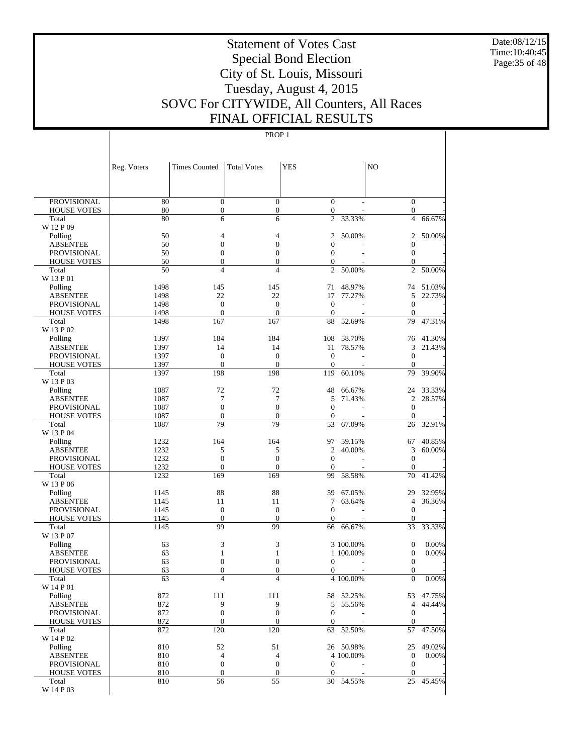# Statement of Votes Cast
## Special Bond Election
## City of St. Louis, Missouri
## Tuesday, August 4, 2015
## SOVC For CITYWIDE, All Counters, All Races
## FINAL OFFICIAL RESULTS

Date:08/12/15
Time:10:40:45

PROP 1

| | Reg. Voters | Times Counted | Total Votes | YES | | NO | |
|---|---|---|---|---|---|---|---|
| PROVISIONAL | 80 | 0 | 0 | 0 | - | 0 | - |
| HOUSE VOTES | 80 | 0 | 0 | 0 | - | 0 | - |
| Total | 80 | 6 | 6 | 2 | 33.33% | 4 | 66.67% |
| W 12 P 09 | | | | | | | |
| Polling | 50 | 4 | 4 | 2 | 50.00% | 2 | 50.00% |
| ABSENTEE | 50 | 0 | 0 | 0 | - | 0 | - |
| PROVISIONAL | 50 | 0 | 0 | 0 | - | 0 | - |
| HOUSE VOTES | 50 | 0 | 0 | 0 | - | 0 | - |
| Total | 50 | 4 | 4 | 2 | 50.00% | 2 | 50.00% |
| W 13 P 01 | | | | | | | |
| Polling | 1498 | 145 | 145 | 71 | 48.97% | 74 | 51.03% |
| ABSENTEE | 1498 | 22 | 22 | 17 | 77.27% | 5 | 22.73% |
| PROVISIONAL | 1498 | 0 | 0 | 0 | - | 0 | - |
| HOUSE VOTES | 1498 | 0 | 0 | 0 | - | 0 | - |
| Total | 1498 | 167 | 167 | 88 | 52.69% | 79 | 47.31% |
| W 13 P 02 | | | | | | | |
| Polling | 1397 | 184 | 184 | 108 | 58.70% | 76 | 41.30% |
| ABSENTEE | 1397 | 14 | 14 | 11 | 78.57% | 3 | 21.43% |
| PROVISIONAL | 1397 | 0 | 0 | 0 | - | 0 | - |
| HOUSE VOTES | 1397 | 0 | 0 | 0 | - | 0 | - |
| Total | 1397 | 198 | 198 | 119 | 60.10% | 79 | 39.90% |
| W 13 P 03 | | | | | | | |
| Polling | 1087 | 72 | 72 | 48 | 66.67% | 24 | 33.33% |
| ABSENTEE | 1087 | 7 | 7 | 5 | 71.43% | 2 | 28.57% |
| PROVISIONAL | 1087 | 0 | 0 | 0 | - | 0 | - |
| HOUSE VOTES | 1087 | 0 | 0 | 0 | - | 0 | - |
| Total | 1087 | 79 | 79 | 53 | 67.09% | 26 | 32.91% |
| W 13 P 04 | | | | | | | |
| Polling | 1232 | 164 | 164 | 97 | 59.15% | 67 | 40.85% |
| ABSENTEE | 1232 | 5 | 5 | 2 | 40.00% | 3 | 60.00% |
| PROVISIONAL | 1232 | 0 | 0 | 0 | - | 0 | - |
| HOUSE VOTES | 1232 | 0 | 0 | 0 | - | 0 | - |
| Total | 1232 | 169 | 169 | 99 | 58.58% | 70 | 41.42% |
| W 13 P 06 | | | | | | | |
| Polling | 1145 | 88 | 88 | 59 | 67.05% | 29 | 32.95% |
| ABSENTEE | 1145 | 11 | 11 | 7 | 63.64% | 4 | 36.36% |
| PROVISIONAL | 1145 | 0 | 0 | 0 | - | 0 | - |
| HOUSE VOTES | 1145 | 0 | 0 | 0 | - | 0 | - |
| Total | 1145 | 99 | 99 | 66 | 66.67% | 33 | 33.33% |
| W 13 P 07 | | | | | | | |
| Polling | 63 | 3 | 3 | 3 | 100.00% | 0 | 0.00% |
| ABSENTEE | 63 | 1 | 1 | 1 | 100.00% | 0 | 0.00% |
| PROVISIONAL | 63 | 0 | 0 | 0 | - | 0 | - |
| HOUSE VOTES | 63 | 0 | 0 | 0 | - | 0 | - |
| Total | 63 | 4 | 4 | 4 | 100.00% | 0 | 0.00% |
| W 14 P 01 | | | | | | | |
| Polling | 872 | 111 | 111 | 58 | 52.25% | 53 | 47.75% |
| ABSENTEE | 872 | 9 | 9 | 5 | 55.56% | 4 | 44.44% |
| PROVISIONAL | 872 | 0 | 0 | 0 | - | 0 | - |
| HOUSE VOTES | 872 | 0 | 0 | 0 | - | 0 | - |
| Total | 872 | 120 | 120 | 63 | 52.50% | 57 | 47.50% |
| W 14 P 02 | | | | | | | |
| Polling | 810 | 52 | 51 | 26 | 50.98% | 25 | 49.02% |
| ABSENTEE | 810 | 4 | 4 | 4 | 100.00% | 0 | 0.00% |
| PROVISIONAL | 810 | 0 | 0 | 0 | - | 0 | - |
| HOUSE VOTES | 810 | 0 | 0 | 0 | - | 0 | - |
| Total | 810 | 56 | 55 | 30 | 54.55% | 25 | 45.45% |
| W 14 P 03 | | | | | | | |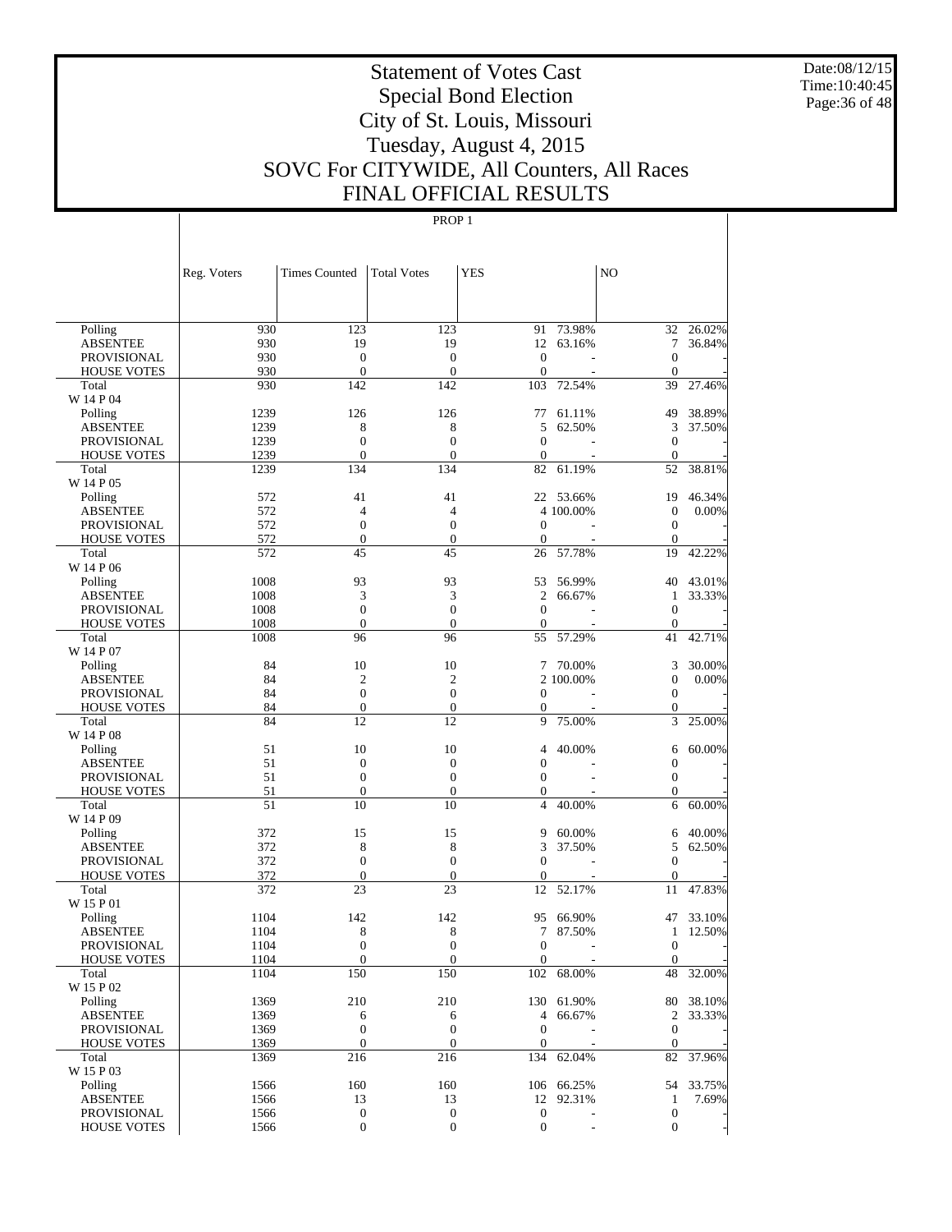# Statement of Votes Cast
## Special Bond Election
## City of St. Louis, Missouri
## Tuesday, August 4, 2015
## SOVC For CITYWIDE, All Counters, All Races
## FINAL OFFICIAL RESULTS

PROP 1

| | Reg. Voters | Times Counted | Total Votes | YES | | NO | |
|---|---|---|---|---|---|---|---|
| Polling | 930 | 123 | 123 | 91 | 73.98% | 32 | 26.02% |
| ABSENTEE | 930 | 19 | 19 | 12 | 63.16% | 7 | 36.84% |
| PROVISIONAL | 930 | 0 | 0 | 0 | - | 0 | - |
| HOUSE VOTES | 930 | 0 | 0 | 0 | - | 0 | - |
| Total | 930 | 142 | 142 | 103 | 72.54% | 39 | 27.46% |
| W 14 P 04 | | | | | | | |
| Polling | 1239 | 126 | 126 | 77 | 61.11% | 49 | 38.89% |
| ABSENTEE | 1239 | 8 | 8 | 5 | 62.50% | 3 | 37.50% |
| PROVISIONAL | 1239 | 0 | 0 | 0 | - | 0 | - |
| HOUSE VOTES | 1239 | 0 | 0 | 0 | - | 0 | - |
| Total | 1239 | 134 | 134 | 82 | 61.19% | 52 | 38.81% |
| W 14 P 05 | | | | | | | |
| Polling | 572 | 41 | 41 | 22 | 53.66% | 19 | 46.34% |
| ABSENTEE | 572 | 4 | 4 | 4 | 100.00% | 0 | 0.00% |
| PROVISIONAL | 572 | 0 | 0 | 0 | - | 0 | - |
| HOUSE VOTES | 572 | 0 | 0 | 0 | - | 0 | - |
| Total | 572 | 45 | 45 | 26 | 57.78% | 19 | 42.22% |
| W 14 P 06 | | | | | | | |
| Polling | 1008 | 93 | 93 | 53 | 56.99% | 40 | 43.01% |
| ABSENTEE | 1008 | 3 | 3 | 2 | 66.67% | 1 | 33.33% |
| PROVISIONAL | 1008 | 0 | 0 | 0 | - | 0 | - |
| HOUSE VOTES | 1008 | 0 | 0 | 0 | - | 0 | - |
| Total | 1008 | 96 | 96 | 55 | 57.29% | 41 | 42.71% |
| W 14 P 07 | | | | | | | |
| Polling | 84 | 10 | 10 | 7 | 70.00% | 3 | 30.00% |
| ABSENTEE | 84 | 2 | 2 | 2 | 100.00% | 0 | 0.00% |
| PROVISIONAL | 84 | 0 | 0 | 0 | - | 0 | - |
| HOUSE VOTES | 84 | 0 | 0 | 0 | - | 0 | - |
| Total | 84 | 12 | 12 | 9 | 75.00% | 3 | 25.00% |
| W 14 P 08 | | | | | | | |
| Polling | 51 | 10 | 10 | 4 | 40.00% | 6 | 60.00% |
| ABSENTEE | 51 | 0 | 0 | 0 | - | 0 | - |
| PROVISIONAL | 51 | 0 | 0 | 0 | - | 0 | - |
| HOUSE VOTES | 51 | 0 | 0 | 0 | - | 0 | - |
| Total | 51 | 10 | 10 | 4 | 40.00% | 6 | 60.00% |
| W 14 P 09 | | | | | | | |
| Polling | 372 | 15 | 15 | 9 | 60.00% | 6 | 40.00% |
| ABSENTEE | 372 | 8 | 8 | 3 | 37.50% | 5 | 62.50% |
| PROVISIONAL | 372 | 0 | 0 | 0 | - | 0 | - |
| HOUSE VOTES | 372 | 0 | 0 | 0 | - | 0 | - |
| Total | 372 | 23 | 23 | 12 | 52.17% | 11 | 47.83% |
| W 15 P 01 | | | | | | | |
| Polling | 1104 | 142 | 142 | 95 | 66.90% | 47 | 33.10% |
| ABSENTEE | 1104 | 8 | 8 | 7 | 87.50% | 1 | 12.50% |
| PROVISIONAL | 1104 | 0 | 0 | 0 | - | 0 | - |
| HOUSE VOTES | 1104 | 0 | 0 | 0 | - | 0 | - |
| Total | 1104 | 150 | 150 | 102 | 68.00% | 48 | 32.00% |
| W 15 P 02 | | | | | | | |
| Polling | 1369 | 210 | 210 | 130 | 61.90% | 80 | 38.10% |
| ABSENTEE | 1369 | 6 | 6 | 4 | 66.67% | 2 | 33.33% |
| PROVISIONAL | 1369 | 0 | 0 | 0 | - | 0 | - |
| HOUSE VOTES | 1369 | 0 | 0 | 0 | - | 0 | - |
| Total | 1369 | 216 | 216 | 134 | 62.04% | 82 | 37.96% |
| W 15 P 03 | | | | | | | |
| Polling | 1566 | 160 | 160 | 106 | 66.25% | 54 | 33.75% |
| ABSENTEE | 1566 | 13 | 13 | 12 | 92.31% | 1 | 7.69% |
| PROVISIONAL | 1566 | 0 | 0 | 0 | - | 0 | - |
| HOUSE VOTES | 1566 | 0 | 0 | 0 | - | 0 | - |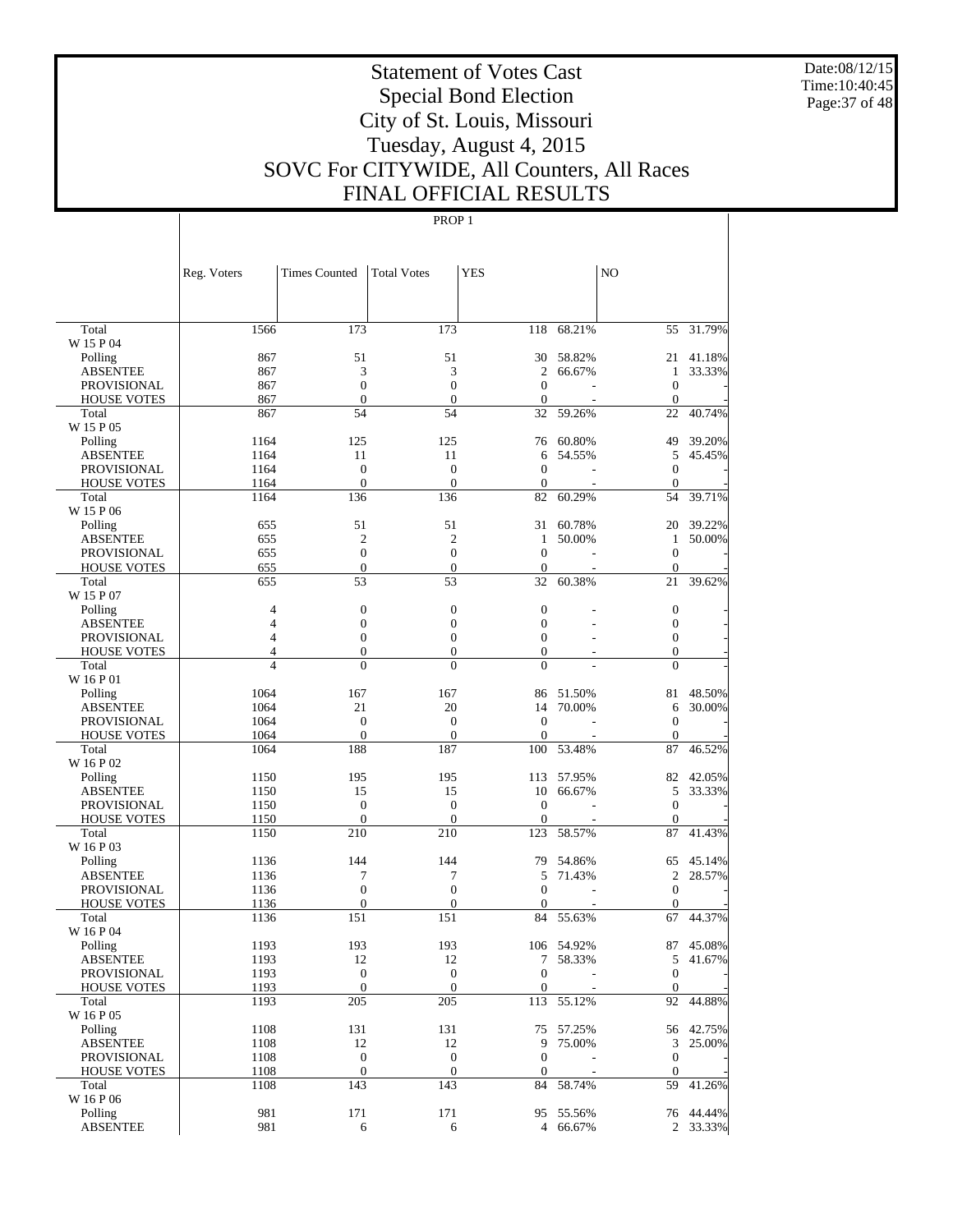# Statement of Votes Cast
## Special Bond Election
## City of St. Louis, Missouri
## Tuesday, August 4, 2015
## SOVC For CITYWIDE, All Counters, All Races
## FINAL OFFICIAL RESULTS

Date:08/12/15
Time:10:40:45

PROP 1

| | Reg. Voters | Times Counted | Total Votes | YES | | NO | |
|---|---|---|---|---|---|---|---|
| Total | 1566 | 173 | 173 | 118 | 68.21% | 55 | 31.79% |
| W 15 P 04 | | | | | | | |
| Polling | 867 | 51 | 51 | 30 | 58.82% | 21 | 41.18% |
| ABSENTEE | 867 | 3 | 3 | 2 | 66.67% | 1 | 33.33% |
| PROVISIONAL | 867 | 0 | 0 | 0 | - | 0 | - |
| HOUSE VOTES | 867 | 0 | 0 | 0 | - | 0 | - |
| Total | 867 | 54 | 54 | 32 | 59.26% | 22 | 40.74% |
| W 15 P 05 | | | | | | | |
| Polling | 1164 | 125 | 125 | 76 | 60.80% | 49 | 39.20% |
| ABSENTEE | 1164 | 11 | 11 | 6 | 54.55% | 5 | 45.45% |
| PROVISIONAL | 1164 | 0 | 0 | 0 | - | 0 | - |
| HOUSE VOTES | 1164 | 0 | 0 | 0 | - | 0 | - |
| Total | 1164 | 136 | 136 | 82 | 60.29% | 54 | 39.71% |
| W 15 P 06 | | | | | | | |
| Polling | 655 | 51 | 51 | 31 | 60.78% | 20 | 39.22% |
| ABSENTEE | 655 | 2 | 2 | 1 | 50.00% | 1 | 50.00% |
| PROVISIONAL | 655 | 0 | 0 | 0 | - | 0 | - |
| HOUSE VOTES | 655 | 0 | 0 | 0 | - | 0 | - |
| Total | 655 | 53 | 53 | 32 | 60.38% | 21 | 39.62% |
| W 15 P 07 | | | | | | | |
| Polling | 4 | 0 | 0 | 0 | - | 0 | - |
| ABSENTEE | 4 | 0 | 0 | 0 | - | 0 | - |
| PROVISIONAL | 4 | 0 | 0 | 0 | - | 0 | - |
| HOUSE VOTES | 4 | 0 | 0 | 0 | - | 0 | - |
| Total | 4 | 0 | 0 | 0 | - | 0 | - |
| W 16 P 01 | | | | | | | |
| Polling | 1064 | 167 | 167 | 86 | 51.50% | 81 | 48.50% |
| ABSENTEE | 1064 | 21 | 20 | 14 | 70.00% | 6 | 30.00% |
| PROVISIONAL | 1064 | 0 | 0 | 0 | - | 0 | - |
| HOUSE VOTES | 1064 | 0 | 0 | 0 | - | 0 | - |
| Total | 1064 | 188 | 187 | 100 | 53.48% | 87 | 46.52% |
| W 16 P 02 | | | | | | | |
| Polling | 1150 | 195 | 195 | 113 | 57.95% | 82 | 42.05% |
| ABSENTEE | 1150 | 15 | 15 | 10 | 66.67% | 5 | 33.33% |
| PROVISIONAL | 1150 | 0 | 0 | 0 | - | 0 | - |
| HOUSE VOTES | 1150 | 0 | 0 | 0 | - | 0 | - |
| Total | 1150 | 210 | 210 | 123 | 58.57% | 87 | 41.43% |
| W 16 P 03 | | | | | | | |
| Polling | 1136 | 144 | 144 | 79 | 54.86% | 65 | 45.14% |
| ABSENTEE | 1136 | 7 | 7 | 5 | 71.43% | 2 | 28.57% |
| PROVISIONAL | 1136 | 0 | 0 | 0 | - | 0 | - |
| HOUSE VOTES | 1136 | 0 | 0 | 0 | - | 0 | - |
| Total | 1136 | 151 | 151 | 84 | 55.63% | 67 | 44.37% |
| W 16 P 04 | | | | | | | |
| Polling | 1193 | 193 | 193 | 106 | 54.92% | 87 | 45.08% |
| ABSENTEE | 1193 | 12 | 12 | 7 | 58.33% | 5 | 41.67% |
| PROVISIONAL | 1193 | 0 | 0 | 0 | - | 0 | - |
| HOUSE VOTES | 1193 | 0 | 0 | 0 | - | 0 | - |
| Total | 1193 | 205 | 205 | 113 | 55.12% | 92 | 44.88% |
| W 16 P 05 | | | | | | | |
| Polling | 1108 | 131 | 131 | 75 | 57.25% | 56 | 42.75% |
| ABSENTEE | 1108 | 12 | 12 | 9 | 75.00% | 3 | 25.00% |
| PROVISIONAL | 1108 | 0 | 0 | 0 | - | 0 | - |
| HOUSE VOTES | 1108 | 0 | 0 | 0 | - | 0 | - |
| Total | 1108 | 143 | 143 | 84 | 58.74% | 59 | 41.26% |
| W 16 P 06 | | | | | | | |
| Polling | 981 | 171 | 171 | 95 | 55.56% | 76 | 44.44% |
| ABSENTEE | 981 | 6 | 6 | 4 | 66.67% | 2 | 33.33% |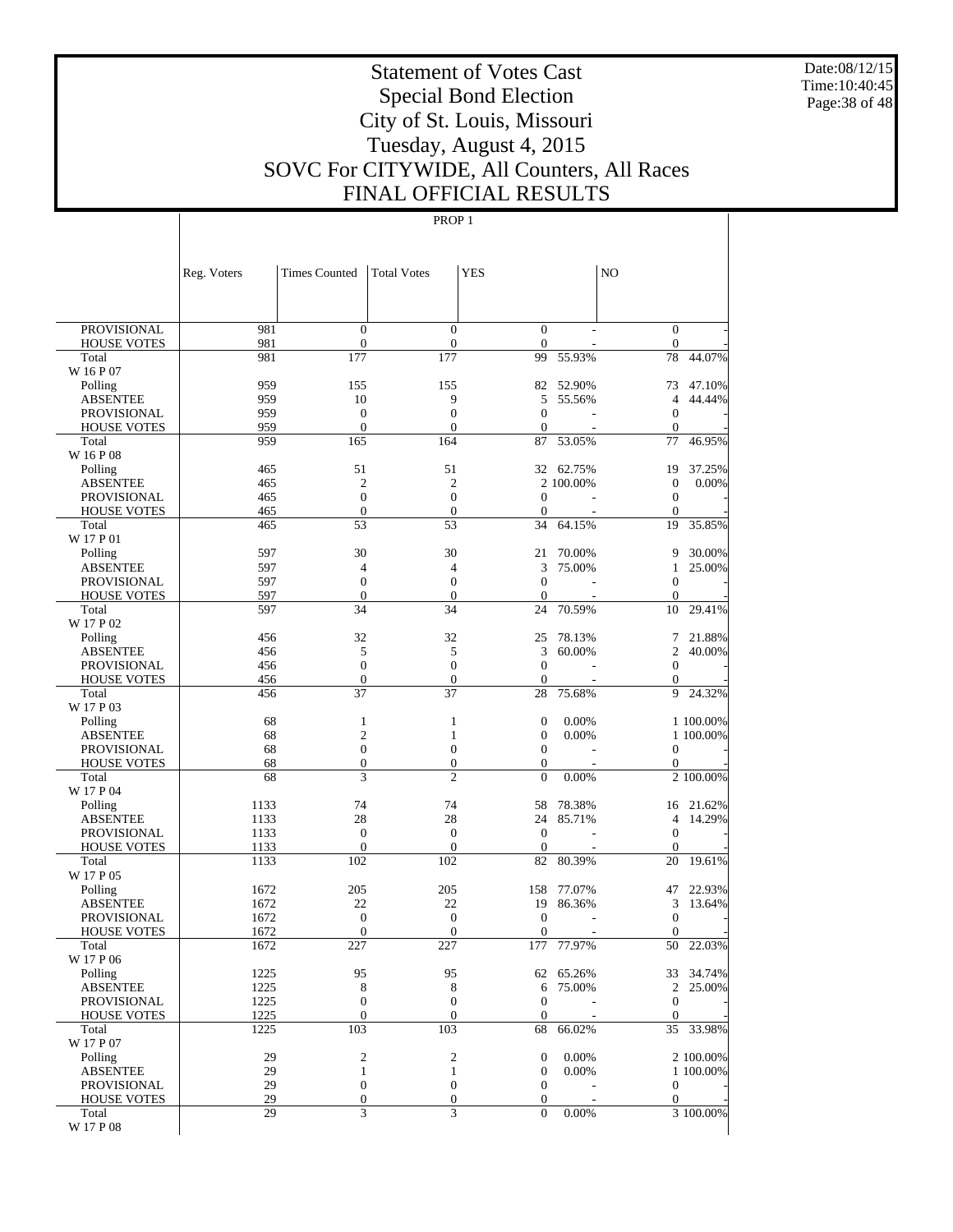# Statement of Votes Cast
## Special Bond Election
## City of St. Louis, Missouri
## Tuesday, August 4, 2015
## SOVC For CITYWIDE, All Counters, All Races
## FINAL OFFICIAL RESULTS

PROP 1

| | Reg. Voters | Times Counted | Total Votes | YES | | NO | |
|---|---|---|---|---|---|---|---|
| PROVISIONAL | 981 | 0 | 0 | 0 | - | 0 | - |
| HOUSE VOTES | 981 | 0 | 0 | 0 | - | 0 | - |
| Total | 981 | 177 | 177 | 99 | 55.93% | 78 | 44.07% |
| W 16 P 07 | | | | | | | |
| Polling | 959 | 155 | 155 | 82 | 52.90% | 73 | 47.10% |
| ABSENTEE | 959 | 10 | 9 | 5 | 55.56% | 4 | 44.44% |
| PROVISIONAL | 959 | 0 | 0 | 0 | - | 0 | - |
| HOUSE VOTES | 959 | 0 | 0 | 0 | - | 0 | - |
| Total | 959 | 165 | 164 | 87 | 53.05% | 77 | 46.95% |
| W 16 P 08 | | | | | | | |
| Polling | 465 | 51 | 51 | 32 | 62.75% | 19 | 37.25% |
| ABSENTEE | 465 | 2 | 2 | 2 | 100.00% | 0 | 0.00% |
| PROVISIONAL | 465 | 0 | 0 | 0 | - | 0 | - |
| HOUSE VOTES | 465 | 0 | 0 | 0 | - | 0 | - |
| Total | 465 | 53 | 53 | 34 | 64.15% | 19 | 35.85% |
| W 17 P 01 | | | | | | | |
| Polling | 597 | 30 | 30 | 21 | 70.00% | 9 | 30.00% |
| ABSENTEE | 597 | 4 | 4 | 3 | 75.00% | 1 | 25.00% |
| PROVISIONAL | 597 | 0 | 0 | 0 | - | 0 | - |
| HOUSE VOTES | 597 | 0 | 0 | 0 | - | 0 | - |
| Total | 597 | 34 | 34 | 24 | 70.59% | 10 | 29.41% |
| W 17 P 02 | | | | | | | |
| Polling | 456 | 32 | 32 | 25 | 78.13% | 7 | 21.88% |
| ABSENTEE | 456 | 5 | 5 | 3 | 60.00% | 2 | 40.00% |
| PROVISIONAL | 456 | 0 | 0 | 0 | - | 0 | - |
| HOUSE VOTES | 456 | 0 | 0 | 0 | - | 0 | - |
| Total | 456 | 37 | 37 | 28 | 75.68% | 9 | 24.32% |
| W 17 P 03 | | | | | | | |
| Polling | 68 | 1 | 1 | 0 | 0.00% | 1 | 100.00% |
| ABSENTEE | 68 | 2 | 1 | 0 | 0.00% | 1 | 100.00% |
| PROVISIONAL | 68 | 0 | 0 | 0 | - | 0 | - |
| HOUSE VOTES | 68 | 0 | 0 | 0 | - | 0 | - |
| Total | 68 | 3 | 2 | 0 | 0.00% | 2 | 100.00% |
| W 17 P 04 | | | | | | | |
| Polling | 1133 | 74 | 74 | 58 | 78.38% | 16 | 21.62% |
| ABSENTEE | 1133 | 28 | 28 | 24 | 85.71% | 4 | 14.29% |
| PROVISIONAL | 1133 | 0 | 0 | 0 | - | 0 | - |
| HOUSE VOTES | 1133 | 0 | 0 | 0 | - | 0 | - |
| Total | 1133 | 102 | 102 | 82 | 80.39% | 20 | 19.61% |
| W 17 P 05 | | | | | | | |
| Polling | 1672 | 205 | 205 | 158 | 77.07% | 47 | 22.93% |
| ABSENTEE | 1672 | 22 | 22 | 19 | 86.36% | 3 | 13.64% |
| PROVISIONAL | 1672 | 0 | 0 | 0 | - | 0 | - |
| HOUSE VOTES | 1672 | 0 | 0 | 0 | - | 0 | - |
| Total | 1672 | 227 | 227 | 177 | 77.97% | 50 | 22.03% |
| W 17 P 06 | | | | | | | |
| Polling | 1225 | 95 | 95 | 62 | 65.26% | 33 | 34.74% |
| ABSENTEE | 1225 | 8 | 8 | 6 | 75.00% | 2 | 25.00% |
| PROVISIONAL | 1225 | 0 | 0 | 0 | - | 0 | - |
| HOUSE VOTES | 1225 | 0 | 0 | 0 | - | 0 | - |
| Total | 1225 | 103 | 103 | 68 | 66.02% | 35 | 33.98% |
| W 17 P 07 | | | | | | | |
| Polling | 29 | 2 | 2 | 0 | 0.00% | 2 | 100.00% |
| ABSENTEE | 29 | 1 | 1 | 0 | 0.00% | 1 | 100.00% |
| PROVISIONAL | 29 | 0 | 0 | 0 | - | 0 | - |
| HOUSE VOTES | 29 | 0 | 0 | 0 | - | 0 | - |
| Total | 29 | 3 | 3 | 0 | 0.00% | 3 | 100.00% |
| W 17 P 08 | | | | | | | |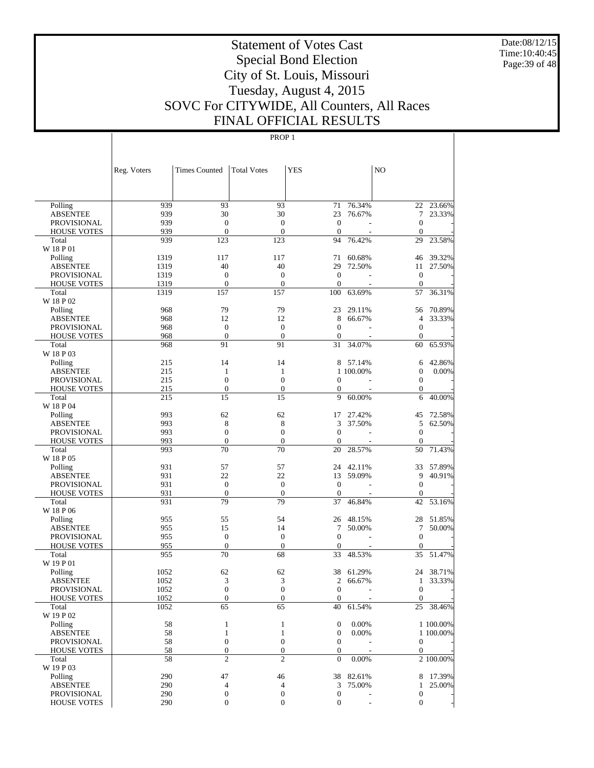# Statement of Votes Cast
## Special Bond Election
## City of St. Louis, Missouri
## Tuesday, August 4, 2015
## SOVC For CITYWIDE, All Counters, All Races
## FINAL OFFICIAL RESULTS

Date:08/12/15
Time:10:40:45

PROP 1

| | Reg. Voters | Times Counted | Total Votes | YES | | NO | |
|---|---|---|---|---|---|---|---|
| Polling | 939 | 93 | 93 | 71 | 76.34% | 22 | 23.66% |
| ABSENTEE | 939 | 30 | 30 | 23 | 76.67% | 7 | 23.33% |
| PROVISIONAL | 939 | 0 | 0 | 0 | - | 0 | - |
| HOUSE VOTES | 939 | 0 | 0 | 0 | - | 0 | - |
| Total | 939 | 123 | 123 | 94 | 76.42% | 29 | 23.58% |
| W 18 P 01 | | | | | | | |
| Polling | 1319 | 117 | 117 | 71 | 60.68% | 46 | 39.32% |
| ABSENTEE | 1319 | 40 | 40 | 29 | 72.50% | 11 | 27.50% |
| PROVISIONAL | 1319 | 0 | 0 | 0 | - | 0 | - |
| HOUSE VOTES | 1319 | 0 | 0 | 0 | - | 0 | - |
| Total | 1319 | 157 | 157 | 100 | 63.69% | 57 | 36.31% |
| W 18 P 02 | | | | | | | |
| Polling | 968 | 79 | 79 | 23 | 29.11% | 56 | 70.89% |
| ABSENTEE | 968 | 12 | 12 | 8 | 66.67% | 4 | 33.33% |
| PROVISIONAL | 968 | 0 | 0 | 0 | - | 0 | - |
| HOUSE VOTES | 968 | 0 | 0 | 0 | - | 0 | - |
| Total | 968 | 91 | 91 | 31 | 34.07% | 60 | 65.93% |
| W 18 P 03 | | | | | | | |
| Polling | 215 | 14 | 14 | 8 | 57.14% | 6 | 42.86% |
| ABSENTEE | 215 | 1 | 1 | 1 | 100.00% | 0 | 0.00% |
| PROVISIONAL | 215 | 0 | 0 | 0 | - | 0 | - |
| HOUSE VOTES | 215 | 0 | 0 | 0 | - | 0 | - |
| Total | 215 | 15 | 15 | 9 | 60.00% | 6 | 40.00% |
| W 18 P 04 | | | | | | | |
| Polling | 993 | 62 | 62 | 17 | 27.42% | 45 | 72.58% |
| ABSENTEE | 993 | 8 | 8 | 3 | 37.50% | 5 | 62.50% |
| PROVISIONAL | 993 | 0 | 0 | 0 | - | 0 | - |
| HOUSE VOTES | 993 | 0 | 0 | 0 | - | 0 | - |
| Total | 993 | 70 | 70 | 20 | 28.57% | 50 | 71.43% |
| W 18 P 05 | | | | | | | |
| Polling | 931 | 57 | 57 | 24 | 42.11% | 33 | 57.89% |
| ABSENTEE | 931 | 22 | 22 | 13 | 59.09% | 9 | 40.91% |
| PROVISIONAL | 931 | 0 | 0 | 0 | - | 0 | - |
| HOUSE VOTES | 931 | 0 | 0 | 0 | - | 0 | - |
| Total | 931 | 79 | 79 | 37 | 46.84% | 42 | 53.16% |
| W 18 P 06 | | | | | | | |
| Polling | 955 | 55 | 54 | 26 | 48.15% | 28 | 51.85% |
| ABSENTEE | 955 | 15 | 14 | 7 | 50.00% | 7 | 50.00% |
| PROVISIONAL | 955 | 0 | 0 | 0 | - | 0 | - |
| HOUSE VOTES | 955 | 0 | 0 | 0 | - | 0 | - |
| Total | 955 | 70 | 68 | 33 | 48.53% | 35 | 51.47% |
| W 19 P 01 | | | | | | | |
| Polling | 1052 | 62 | 62 | 38 | 61.29% | 24 | 38.71% |
| ABSENTEE | 1052 | 3 | 3 | 2 | 66.67% | 1 | 33.33% |
| PROVISIONAL | 1052 | 0 | 0 | 0 | - | 0 | - |
| HOUSE VOTES | 1052 | 0 | 0 | 0 | - | 0 | - |
| Total | 1052 | 65 | 65 | 40 | 61.54% | 25 | 38.46% |
| W 19 P 02 | | | | | | | |
| Polling | 58 | 1 | 1 | 0 | 0.00% | 1 | 100.00% |
| ABSENTEE | 58 | 1 | 1 | 0 | 0.00% | 1 | 100.00% |
| PROVISIONAL | 58 | 0 | 0 | 0 | - | 0 | - |
| HOUSE VOTES | 58 | 0 | 0 | 0 | - | 0 | - |
| Total | 58 | 2 | 2 | 0 | 0.00% | 2 | 100.00% |
| W 19 P 03 | | | | | | | |
| Polling | 290 | 47 | 46 | 38 | 82.61% | 8 | 17.39% |
| ABSENTEE | 290 | 4 | 4 | 3 | 75.00% | 1 | 25.00% |
| PROVISIONAL | 290 | 0 | 0 | 0 | - | 0 | - |
| HOUSE VOTES | 290 | 0 | 0 | 0 | - | 0 | - |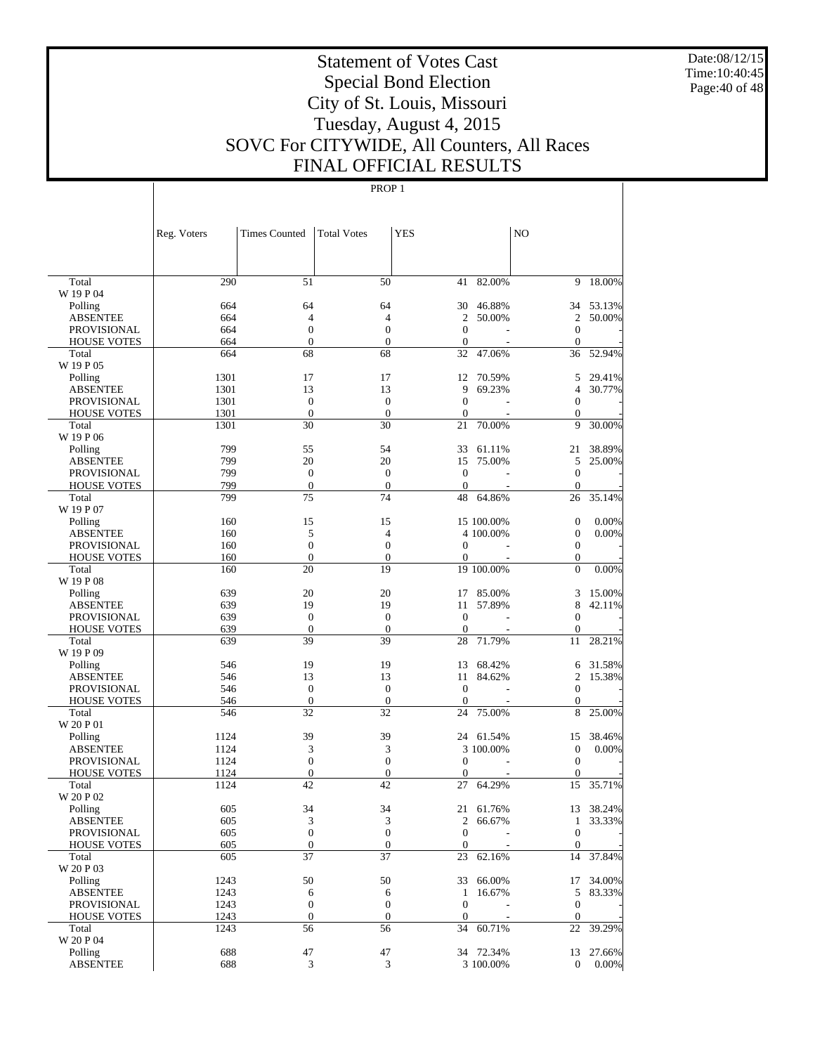# Statement of Votes Cast
## Special Bond Election
## City of St. Louis, Missouri
## Tuesday, August 4, 2015
## SOVC For CITYWIDE, All Counters, All Races
## FINAL OFFICIAL RESULTS

Date:08/12/15
Time:10:40:45

PROP 1

| | Reg. Voters | Times Counted | Total Votes | YES | | NO | |
|---|---|---|---|---|---|---|---|
| Total | 290 | 51 | 50 | 41 | 82.00% | 9 | 18.00% |
| W 19 P 04 | | | | | | | |
| Polling | 664 | 64 | 64 | 30 | 46.88% | 34 | 53.13% |
| ABSENTEE | 664 | 4 | 4 | 2 | 50.00% | 2 | 50.00% |
| PROVISIONAL | 664 | 0 | 0 | 0 | - | 0 | - |
| HOUSE VOTES | 664 | 0 | 0 | 0 | - | 0 | - |
| Total | 664 | 68 | 68 | 32 | 47.06% | 36 | 52.94% |
| W 19 P 05 | | | | | | | |
| Polling | 1301 | 17 | 17 | 12 | 70.59% | 5 | 29.41% |
| ABSENTEE | 1301 | 13 | 13 | 9 | 69.23% | 4 | 30.77% |
| PROVISIONAL | 1301 | 0 | 0 | 0 | - | 0 | - |
| HOUSE VOTES | 1301 | 0 | 0 | 0 | - | 0 | - |
| Total | 1301 | 30 | 30 | 21 | 70.00% | 9 | 30.00% |
| W 19 P 06 | | | | | | | |
| Polling | 799 | 55 | 54 | 33 | 61.11% | 21 | 38.89% |
| ABSENTEE | 799 | 20 | 20 | 15 | 75.00% | 5 | 25.00% |
| PROVISIONAL | 799 | 0 | 0 | 0 | - | 0 | - |
| HOUSE VOTES | 799 | 0 | 0 | 0 | - | 0 | - |
| Total | 799 | 75 | 74 | 48 | 64.86% | 26 | 35.14% |
| W 19 P 07 | | | | | | | |
| Polling | 160 | 15 | 15 | 15 | 100.00% | 0 | 0.00% |
| ABSENTEE | 160 | 5 | 4 | 4 | 100.00% | 0 | 0.00% |
| PROVISIONAL | 160 | 0 | 0 | 0 | - | 0 | - |
| HOUSE VOTES | 160 | 0 | 0 | 0 | - | 0 | - |
| Total | 160 | 20 | 19 | 19 | 100.00% | 0 | 0.00% |
| W 19 P 08 | | | | | | | |
| Polling | 639 | 20 | 20 | 17 | 85.00% | 3 | 15.00% |
| ABSENTEE | 639 | 19 | 19 | 11 | 57.89% | 8 | 42.11% |
| PROVISIONAL | 639 | 0 | 0 | 0 | - | 0 | - |
| HOUSE VOTES | 639 | 0 | 0 | 0 | - | 0 | - |
| Total | 639 | 39 | 39 | 28 | 71.79% | 11 | 28.21% |
| W 19 P 09 | | | | | | | |
| Polling | 546 | 19 | 19 | 13 | 68.42% | 6 | 31.58% |
| ABSENTEE | 546 | 13 | 13 | 11 | 84.62% | 2 | 15.38% |
| PROVISIONAL | 546 | 0 | 0 | 0 | - | 0 | - |
| HOUSE VOTES | 546 | 0 | 0 | 0 | - | 0 | - |
| Total | 546 | 32 | 32 | 24 | 75.00% | 8 | 25.00% |
| W 20 P 01 | | | | | | | |
| Polling | 1124 | 39 | 39 | 24 | 61.54% | 15 | 38.46% |
| ABSENTEE | 1124 | 3 | 3 | 3 | 100.00% | 0 | 0.00% |
| PROVISIONAL | 1124 | 0 | 0 | 0 | - | 0 | - |
| HOUSE VOTES | 1124 | 0 | 0 | 0 | - | 0 | - |
| Total | 1124 | 42 | 42 | 27 | 64.29% | 15 | 35.71% |
| W 20 P 02 | | | | | | | |
| Polling | 605 | 34 | 34 | 21 | 61.76% | 13 | 38.24% |
| ABSENTEE | 605 | 3 | 3 | 2 | 66.67% | 1 | 33.33% |
| PROVISIONAL | 605 | 0 | 0 | 0 | - | 0 | - |
| HOUSE VOTES | 605 | 0 | 0 | 0 | - | 0 | - |
| Total | 605 | 37 | 37 | 23 | 62.16% | 14 | 37.84% |
| W 20 P 03 | | | | | | | |
| Polling | 1243 | 50 | 50 | 33 | 66.00% | 17 | 34.00% |
| ABSENTEE | 1243 | 6 | 6 | 1 | 16.67% | 5 | 83.33% |
| PROVISIONAL | 1243 | 0 | 0 | 0 | - | 0 | - |
| HOUSE VOTES | 1243 | 0 | 0 | 0 | - | 0 | - |
| Total | 1243 | 56 | 56 | 34 | 60.71% | 22 | 39.29% |
| W 20 P 04 | | | | | | | |
| Polling | 688 | 47 | 47 | 34 | 72.34% | 13 | 27.66% |
| ABSENTEE | 688 | 3 | 3 | 3 | 100.00% | 0 | 0.00% |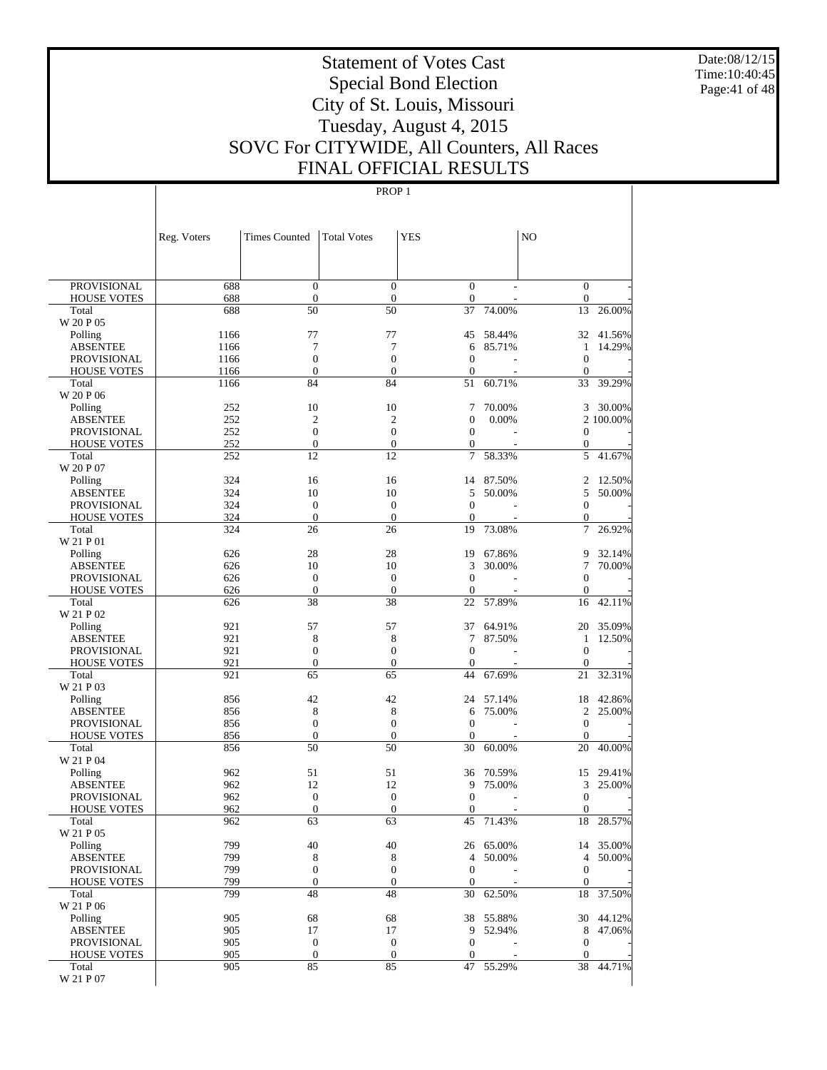# Statement of Votes Cast
## Special Bond Election
## City of St. Louis, Missouri
## Tuesday, August 4, 2015
## SOVC For CITYWIDE, All Counters, All Races
## FINAL OFFICIAL RESULTS

PROP 1

| | Reg. Voters | Times Counted | Total Votes | YES | | NO | |
|---|---|---|---|---|---|---|---|
| PROVISIONAL | 688 | 0 | 0 | 0 | - | 0 | - |
| HOUSE VOTES | 688 | 0 | 0 | 0 | - | 0 | - |
| Total | 688 | 50 | 50 | 37 | 74.00% | 13 | 26.00% |
| W 20 P 05 | | | | | | | |
| Polling | 1166 | 77 | 77 | 45 | 58.44% | 32 | 41.56% |
| ABSENTEE | 1166 | 7 | 7 | 6 | 85.71% | 1 | 14.29% |
| PROVISIONAL | 1166 | 0 | 0 | 0 | - | 0 | - |
| HOUSE VOTES | 1166 | 0 | 0 | 0 | - | 0 | - |
| Total | 1166 | 84 | 84 | 51 | 60.71% | 33 | 39.29% |
| W 20 P 06 | | | | | | | |
| Polling | 252 | 10 | 10 | 7 | 70.00% | 3 | 30.00% |
| ABSENTEE | 252 | 2 | 2 | 0 | 0.00% | 2 | 100.00% |
| PROVISIONAL | 252 | 0 | 0 | 0 | - | 0 | - |
| HOUSE VOTES | 252 | 0 | 0 | 0 | - | 0 | - |
| Total | 252 | 12 | 12 | 7 | 58.33% | 5 | 41.67% |
| W 20 P 07 | | | | | | | |
| Polling | 324 | 16 | 16 | 14 | 87.50% | 2 | 12.50% |
| ABSENTEE | 324 | 10 | 10 | 5 | 50.00% | 5 | 50.00% |
| PROVISIONAL | 324 | 0 | 0 | 0 | - | 0 | - |
| HOUSE VOTES | 324 | 0 | 0 | 0 | - | 0 | - |
| Total | 324 | 26 | 26 | 19 | 73.08% | 7 | 26.92% |
| W 21 P 01 | | | | | | | |
| Polling | 626 | 28 | 28 | 19 | 67.86% | 9 | 32.14% |
| ABSENTEE | 626 | 10 | 10 | 3 | 30.00% | 7 | 70.00% |
| PROVISIONAL | 626 | 0 | 0 | 0 | - | 0 | - |
| HOUSE VOTES | 626 | 0 | 0 | 0 | - | 0 | - |
| Total | 626 | 38 | 38 | 22 | 57.89% | 16 | 42.11% |
| W 21 P 02 | | | | | | | |
| Polling | 921 | 57 | 57 | 37 | 64.91% | 20 | 35.09% |
| ABSENTEE | 921 | 8 | 8 | 7 | 87.50% | 1 | 12.50% |
| PROVISIONAL | 921 | 0 | 0 | 0 | - | 0 | - |
| HOUSE VOTES | 921 | 0 | 0 | 0 | - | 0 | - |
| Total | 921 | 65 | 65 | 44 | 67.69% | 21 | 32.31% |
| W 21 P 03 | | | | | | | |
| Polling | 856 | 42 | 42 | 24 | 57.14% | 18 | 42.86% |
| ABSENTEE | 856 | 8 | 8 | 6 | 75.00% | 2 | 25.00% |
| PROVISIONAL | 856 | 0 | 0 | 0 | - | 0 | - |
| HOUSE VOTES | 856 | 0 | 0 | 0 | - | 0 | - |
| Total | 856 | 50 | 50 | 30 | 60.00% | 20 | 40.00% |
| W 21 P 04 | | | | | | | |
| Polling | 962 | 51 | 51 | 36 | 70.59% | 15 | 29.41% |
| ABSENTEE | 962 | 12 | 12 | 9 | 75.00% | 3 | 25.00% |
| PROVISIONAL | 962 | 0 | 0 | 0 | - | 0 | - |
| HOUSE VOTES | 962 | 0 | 0 | 0 | - | 0 | - |
| Total | 962 | 63 | 63 | 45 | 71.43% | 18 | 28.57% |
| W 21 P 05 | | | | | | | |
| Polling | 799 | 40 | 40 | 26 | 65.00% | 14 | 35.00% |
| ABSENTEE | 799 | 8 | 8 | 4 | 50.00% | 4 | 50.00% |
| PROVISIONAL | 799 | 0 | 0 | 0 | - | 0 | - |
| HOUSE VOTES | 799 | 0 | 0 | 0 | - | 0 | - |
| Total | 799 | 48 | 48 | 30 | 62.50% | 18 | 37.50% |
| W 21 P 06 | | | | | | | |
| Polling | 905 | 68 | 68 | 38 | 55.88% | 30 | 44.12% |
| ABSENTEE | 905 | 17 | 17 | 9 | 52.94% | 8 | 47.06% |
| PROVISIONAL | 905 | 0 | 0 | 0 | - | 0 | - |
| HOUSE VOTES | 905 | 0 | 0 | 0 | - | 0 | - |
| Total | 905 | 85 | 85 | 47 | 55.29% | 38 | 44.71% |
| W 21 P 07 | | | | | | | |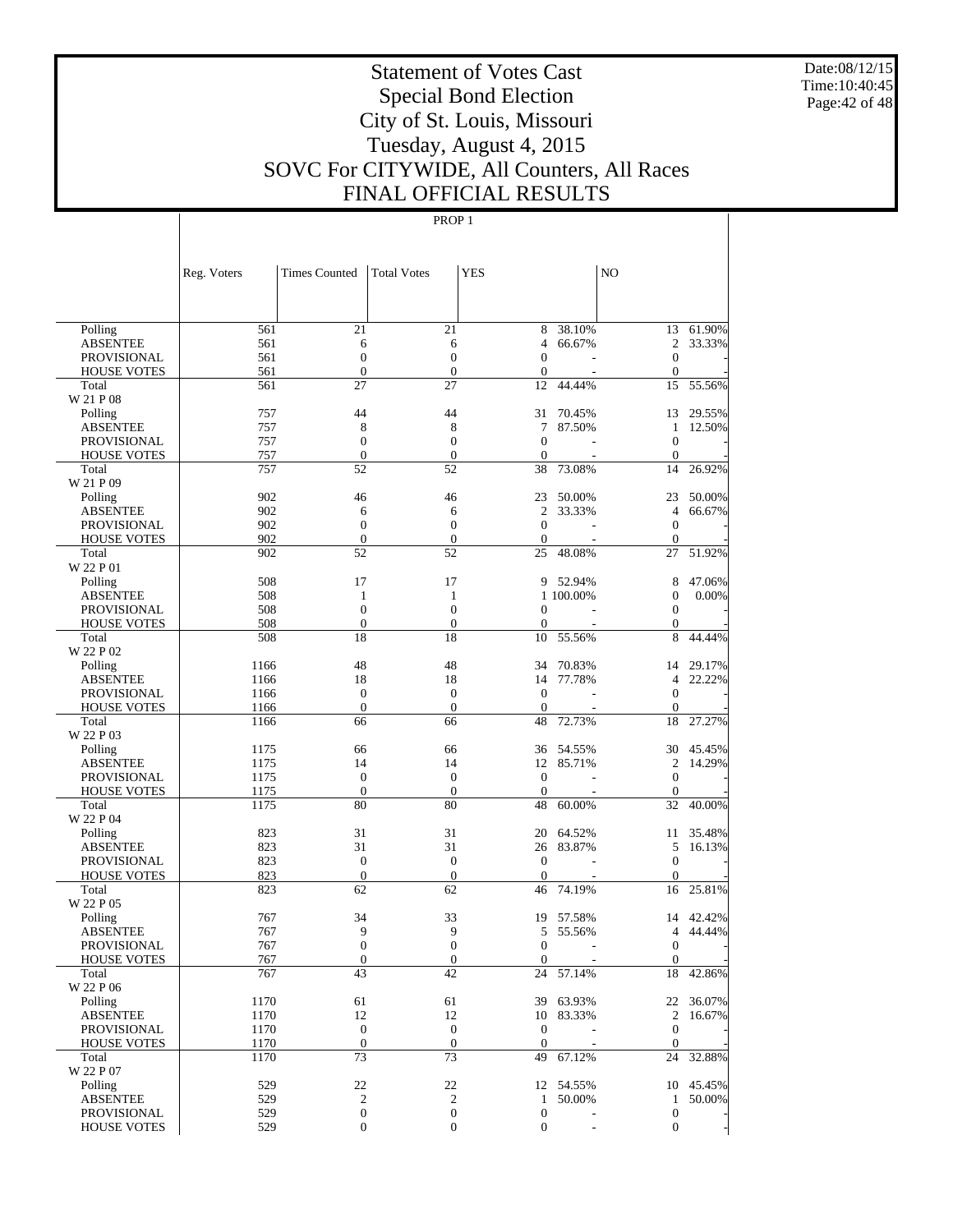# Statement of Votes Cast
# Special Bond Election
# City of St. Louis, Missouri
# Tuesday, August 4, 2015
# SOVC For CITYWIDE, All Counters, All Races
# FINAL OFFICIAL RESULTS

PROP 1

| | Reg. Voters | Times Counted | Total Votes | YES | | NO | |
|---|---|---|---|---|---|---|---|
| Polling | 561 | 21 | 21 | 8 | 38.10% | 13 | 61.90% |
| ABSENTEE | 561 | 6 | 6 | 4 | 66.67% | 2 | 33.33% |
| PROVISIONAL | 561 | 0 | 0 | 0 | - | 0 | - |
| HOUSE VOTES | 561 | 0 | 0 | 0 | - | 0 | - |
| Total | 561 | 27 | 27 | 12 | 44.44% | 15 | 55.56% |
| W 21 P 08 | | | | | | | |
| Polling | 757 | 44 | 44 | 31 | 70.45% | 13 | 29.55% |
| ABSENTEE | 757 | 8 | 8 | 7 | 87.50% | 1 | 12.50% |
| PROVISIONAL | 757 | 0 | 0 | 0 | - | 0 | - |
| HOUSE VOTES | 757 | 0 | 0 | 0 | - | 0 | - |
| Total | 757 | 52 | 52 | 38 | 73.08% | 14 | 26.92% |
| W 21 P 09 | | | | | | | |
| Polling | 902 | 46 | 46 | 23 | 50.00% | 23 | 50.00% |
| ABSENTEE | 902 | 6 | 6 | 2 | 33.33% | 4 | 66.67% |
| PROVISIONAL | 902 | 0 | 0 | 0 | - | 0 | - |
| HOUSE VOTES | 902 | 0 | 0 | 0 | - | 0 | - |
| Total | 902 | 52 | 52 | 25 | 48.08% | 27 | 51.92% |
| W 22 P 01 | | | | | | | |
| Polling | 508 | 17 | 17 | 9 | 52.94% | 8 | 47.06% |
| ABSENTEE | 508 | 1 | 1 | 1 | 100.00% | 0 | 0.00% |
| PROVISIONAL | 508 | 0 | 0 | 0 | - | 0 | - |
| HOUSE VOTES | 508 | 0 | 0 | 0 | - | 0 | - |
| Total | 508 | 18 | 18 | 10 | 55.56% | 8 | 44.44% |
| W 22 P 02 | | | | | | | |
| Polling | 1166 | 48 | 48 | 34 | 70.83% | 14 | 29.17% |
| ABSENTEE | 1166 | 18 | 18 | 14 | 77.78% | 4 | 22.22% |
| PROVISIONAL | 1166 | 0 | 0 | 0 | - | 0 | - |
| HOUSE VOTES | 1166 | 0 | 0 | 0 | - | 0 | - |
| Total | 1166 | 66 | 66 | 48 | 72.73% | 18 | 27.27% |
| W 22 P 03 | | | | | | | |
| Polling | 1175 | 66 | 66 | 36 | 54.55% | 30 | 45.45% |
| ABSENTEE | 1175 | 14 | 14 | 12 | 85.71% | 2 | 14.29% |
| PROVISIONAL | 1175 | 0 | 0 | 0 | - | 0 | - |
| HOUSE VOTES | 1175 | 0 | 0 | 0 | - | 0 | - |
| Total | 1175 | 80 | 80 | 48 | 60.00% | 32 | 40.00% |
| W 22 P 04 | | | | | | | |
| Polling | 823 | 31 | 31 | 20 | 64.52% | 11 | 35.48% |
| ABSENTEE | 823 | 31 | 31 | 26 | 83.87% | 5 | 16.13% |
| PROVISIONAL | 823 | 0 | 0 | 0 | - | 0 | - |
| HOUSE VOTES | 823 | 0 | 0 | 0 | - | 0 | - |
| Total | 823 | 62 | 62 | 46 | 74.19% | 16 | 25.81% |
| W 22 P 05 | | | | | | | |
| Polling | 767 | 34 | 33 | 19 | 57.58% | 14 | 42.42% |
| ABSENTEE | 767 | 9 | 9 | 5 | 55.56% | 4 | 44.44% |
| PROVISIONAL | 767 | 0 | 0 | 0 | - | 0 | - |
| HOUSE VOTES | 767 | 0 | 0 | 0 | - | 0 | - |
| Total | 767 | 43 | 42 | 24 | 57.14% | 18 | 42.86% |
| W 22 P 06 | | | | | | | |
| Polling | 1170 | 61 | 61 | 39 | 63.93% | 22 | 36.07% |
| ABSENTEE | 1170 | 12 | 12 | 10 | 83.33% | 2 | 16.67% |
| PROVISIONAL | 1170 | 0 | 0 | 0 | - | 0 | - |
| HOUSE VOTES | 1170 | 0 | 0 | 0 | - | 0 | - |
| Total | 1170 | 73 | 73 | 49 | 67.12% | 24 | 32.88% |
| W 22 P 07 | | | | | | | |
| Polling | 529 | 22 | 22 | 12 | 54.55% | 10 | 45.45% |
| ABSENTEE | 529 | 2 | 2 | 1 | 50.00% | 1 | 50.00% |
| PROVISIONAL | 529 | 0 | 0 | 0 | - | 0 | - |
| HOUSE VOTES | 529 | 0 | 0 | 0 | - | 0 | - |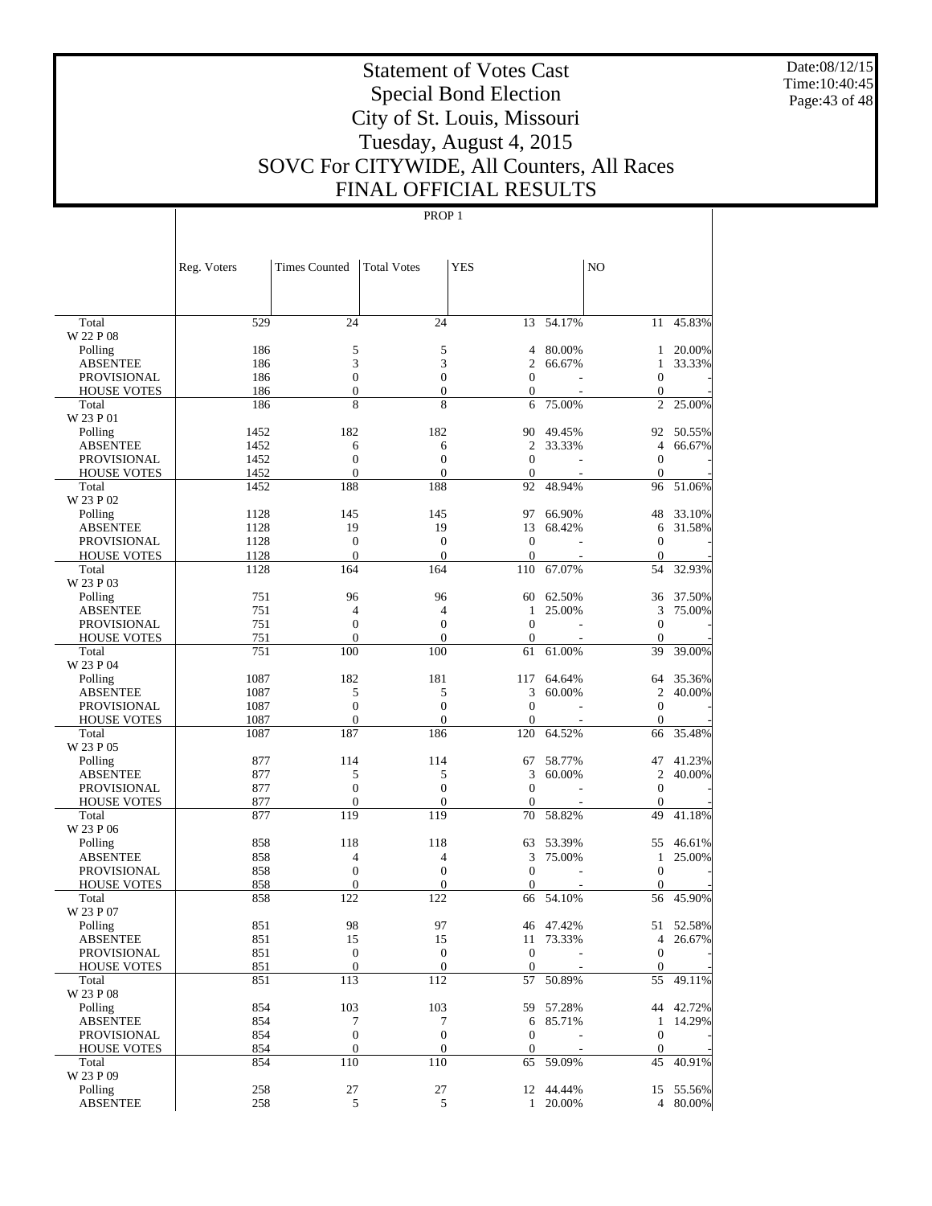# Statement of Votes Cast
## Special Bond Election
## City of St. Louis, Missouri
## Tuesday, August 4, 2015
## SOVC For CITYWIDE, All Counters, All Races
## FINAL OFFICIAL RESULTS

Date:08/12/15
Time:10:40:45

PROP 1

| | Reg. Voters | Times Counted | Total Votes | YES | | NO | |
|---|---|---|---|---|---|---|---|
| Total | 529 | 24 | 24 | 13 | 54.17% | 11 | 45.83% |
| W 22 P 08 | | | | | | | |
| Polling | 186 | 5 | 5 | 4 | 80.00% | 1 | 20.00% |
| ABSENTEE | 186 | 3 | 3 | 2 | 66.67% | 1 | 33.33% |
| PROVISIONAL | 186 | 0 | 0 | 0 | - | 0 | - |
| HOUSE VOTES | 186 | 0 | 0 | 0 | - | 0 | - |
| Total | 186 | 8 | 8 | 6 | 75.00% | 2 | 25.00% |
| W 23 P 01 | | | | | | | |
| Polling | 1452 | 182 | 182 | 90 | 49.45% | 92 | 50.55% |
| ABSENTEE | 1452 | 6 | 6 | 2 | 33.33% | 4 | 66.67% |
| PROVISIONAL | 1452 | 0 | 0 | 0 | - | 0 | - |
| HOUSE VOTES | 1452 | 0 | 0 | 0 | - | 0 | - |
| Total | 1452 | 188 | 188 | 92 | 48.94% | 96 | 51.06% |
| W 23 P 02 | | | | | | | |
| Polling | 1128 | 145 | 145 | 97 | 66.90% | 48 | 33.10% |
| ABSENTEE | 1128 | 19 | 19 | 13 | 68.42% | 6 | 31.58% |
| PROVISIONAL | 1128 | 0 | 0 | 0 | - | 0 | - |
| HOUSE VOTES | 1128 | 0 | 0 | 0 | - | 0 | - |
| Total | 1128 | 164 | 164 | 110 | 67.07% | 54 | 32.93% |
| W 23 P 03 | | | | | | | |
| Polling | 751 | 96 | 96 | 60 | 62.50% | 36 | 37.50% |
| ABSENTEE | 751 | 4 | 4 | 1 | 25.00% | 3 | 75.00% |
| PROVISIONAL | 751 | 0 | 0 | 0 | - | 0 | - |
| HOUSE VOTES | 751 | 0 | 0 | 0 | - | 0 | - |
| Total | 751 | 100 | 100 | 61 | 61.00% | 39 | 39.00% |
| W 23 P 04 | | | | | | | |
| Polling | 1087 | 182 | 181 | 117 | 64.64% | 64 | 35.36% |
| ABSENTEE | 1087 | 5 | 5 | 3 | 60.00% | 2 | 40.00% |
| PROVISIONAL | 1087 | 0 | 0 | 0 | - | 0 | - |
| HOUSE VOTES | 1087 | 0 | 0 | 0 | - | 0 | - |
| Total | 1087 | 187 | 186 | 120 | 64.52% | 66 | 35.48% |
| W 23 P 05 | | | | | | | |
| Polling | 877 | 114 | 114 | 67 | 58.77% | 47 | 41.23% |
| ABSENTEE | 877 | 5 | 5 | 3 | 60.00% | 2 | 40.00% |
| PROVISIONAL | 877 | 0 | 0 | 0 | - | 0 | - |
| HOUSE VOTES | 877 | 0 | 0 | 0 | - | 0 | - |
| Total | 877 | 119 | 119 | 70 | 58.82% | 49 | 41.18% |
| W 23 P 06 | | | | | | | |
| Polling | 858 | 118 | 118 | 63 | 53.39% | 55 | 46.61% |
| ABSENTEE | 858 | 4 | 4 | 3 | 75.00% | 1 | 25.00% |
| PROVISIONAL | 858 | 0 | 0 | 0 | - | 0 | - |
| HOUSE VOTES | 858 | 0 | 0 | 0 | - | 0 | - |
| Total | 858 | 122 | 122 | 66 | 54.10% | 56 | 45.90% |
| W 23 P 07 | | | | | | | |
| Polling | 851 | 98 | 97 | 46 | 47.42% | 51 | 52.58% |
| ABSENTEE | 851 | 15 | 15 | 11 | 73.33% | 4 | 26.67% |
| PROVISIONAL | 851 | 0 | 0 | 0 | - | 0 | - |
| HOUSE VOTES | 851 | 0 | 0 | 0 | - | 0 | - |
| Total | 851 | 113 | 112 | 57 | 50.89% | 55 | 49.11% |
| W 23 P 08 | | | | | | | |
| Polling | 854 | 103 | 103 | 59 | 57.28% | 44 | 42.72% |
| ABSENTEE | 854 | 7 | 7 | 6 | 85.71% | 1 | 14.29% |
| PROVISIONAL | 854 | 0 | 0 | 0 | - | 0 | - |
| HOUSE VOTES | 854 | 0 | 0 | 0 | - | 0 | - |
| Total | 854 | 110 | 110 | 65 | 59.09% | 45 | 40.91% |
| W 23 P 09 | | | | | | | |
| Polling | 258 | 27 | 27 | 12 | 44.44% | 15 | 55.56% |
| ABSENTEE | 258 | 5 | 5 | 1 | 20.00% | 4 | 80.00% |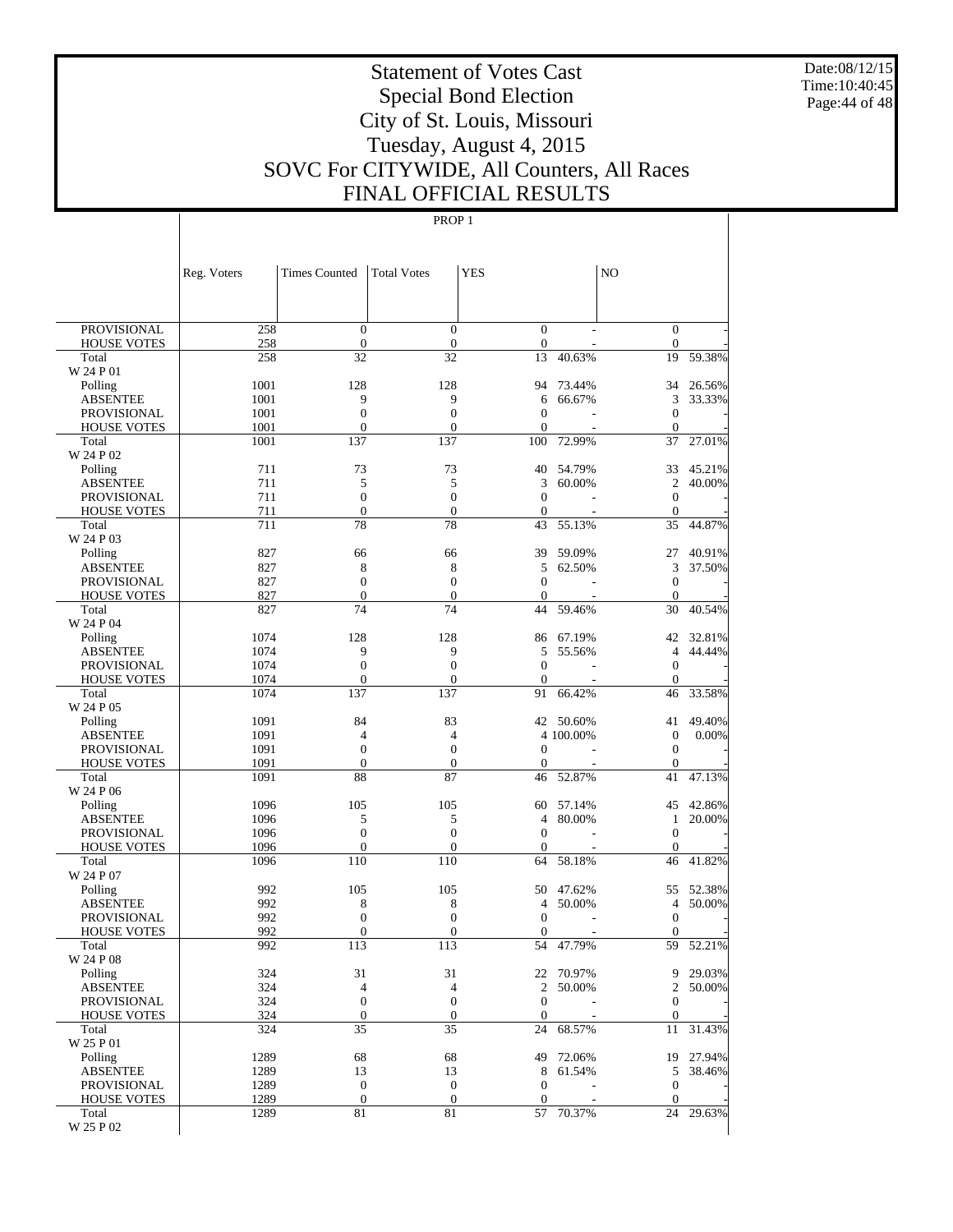# Statement of Votes Cast
## Special Bond Election
## City of St. Louis, Missouri
## Tuesday, August 4, 2015
## SOVC For CITYWIDE, All Counters, All Races
## FINAL OFFICIAL RESULTS

Date:08/12/15
Time:10:40:45

PROP 1

| | Reg. Voters | Times Counted | Total Votes | YES | | NO | |
|---|---|---|---|---|---|---|---|
| PROVISIONAL | 258 | 0 | 0 | 0 | - | 0 | - |
| HOUSE VOTES | 258 | 0 | 0 | 0 | - | 0 | - |
| Total | 258 | 32 | 32 | 13 | 40.63% | 19 | 59.38% |
| W 24 P 01 | | | | | | | |
| Polling | 1001 | 128 | 128 | 94 | 73.44% | 34 | 26.56% |
| ABSENTEE | 1001 | 9 | 9 | 6 | 66.67% | 3 | 33.33% |
| PROVISIONAL | 1001 | 0 | 0 | 0 | - | 0 | - |
| HOUSE VOTES | 1001 | 0 | 0 | 0 | - | 0 | - |
| Total | 1001 | 137 | 137 | 100 | 72.99% | 37 | 27.01% |
| W 24 P 02 | | | | | | | |
| Polling | 711 | 73 | 73 | 40 | 54.79% | 33 | 45.21% |
| ABSENTEE | 711 | 5 | 5 | 3 | 60.00% | 2 | 40.00% |
| PROVISIONAL | 711 | 0 | 0 | 0 | - | 0 | - |
| HOUSE VOTES | 711 | 0 | 0 | 0 | - | 0 | - |
| Total | 711 | 78 | 78 | 43 | 55.13% | 35 | 44.87% |
| W 24 P 03 | | | | | | | |
| Polling | 827 | 66 | 66 | 39 | 59.09% | 27 | 40.91% |
| ABSENTEE | 827 | 8 | 8 | 5 | 62.50% | 3 | 37.50% |
| PROVISIONAL | 827 | 0 | 0 | 0 | - | 0 | - |
| HOUSE VOTES | 827 | 0 | 0 | 0 | - | 0 | - |
| Total | 827 | 74 | 74 | 44 | 59.46% | 30 | 40.54% |
| W 24 P 04 | | | | | | | |
| Polling | 1074 | 128 | 128 | 86 | 67.19% | 42 | 32.81% |
| ABSENTEE | 1074 | 9 | 9 | 5 | 55.56% | 4 | 44.44% |
| PROVISIONAL | 1074 | 0 | 0 | 0 | - | 0 | - |
| HOUSE VOTES | 1074 | 0 | 0 | 0 | - | 0 | - |
| Total | 1074 | 137 | 137 | 91 | 66.42% | 46 | 33.58% |
| W 24 P 05 | | | | | | | |
| Polling | 1091 | 84 | 83 | 42 | 50.60% | 41 | 49.40% |
| ABSENTEE | 1091 | 4 | 4 | 4 | 100.00% | 0 | 0.00% |
| PROVISIONAL | 1091 | 0 | 0 | 0 | - | 0 | - |
| HOUSE VOTES | 1091 | 0 | 0 | 0 | - | 0 | - |
| Total | 1091 | 88 | 87 | 46 | 52.87% | 41 | 47.13% |
| W 24 P 06 | | | | | | | |
| Polling | 1096 | 105 | 105 | 60 | 57.14% | 45 | 42.86% |
| ABSENTEE | 1096 | 5 | 5 | 4 | 80.00% | 1 | 20.00% |
| PROVISIONAL | 1096 | 0 | 0 | 0 | - | 0 | - |
| HOUSE VOTES | 1096 | 0 | 0 | 0 | - | 0 | - |
| Total | 1096 | 110 | 110 | 64 | 58.18% | 46 | 41.82% |
| W 24 P 07 | | | | | | | |
| Polling | 992 | 105 | 105 | 50 | 47.62% | 55 | 52.38% |
| ABSENTEE | 992 | 8 | 8 | 4 | 50.00% | 4 | 50.00% |
| PROVISIONAL | 992 | 0 | 0 | 0 | - | 0 | - |
| HOUSE VOTES | 992 | 0 | 0 | 0 | - | 0 | - |
| Total | 992 | 113 | 113 | 54 | 47.79% | 59 | 52.21% |
| W 24 P 08 | | | | | | | |
| Polling | 324 | 31 | 31 | 22 | 70.97% | 9 | 29.03% |
| ABSENTEE | 324 | 4 | 4 | 2 | 50.00% | 2 | 50.00% |
| PROVISIONAL | 324 | 0 | 0 | 0 | - | 0 | - |
| HOUSE VOTES | 324 | 0 | 0 | 0 | - | 0 | - |
| Total | 324 | 35 | 35 | 24 | 68.57% | 11 | 31.43% |
| W 25 P 01 | | | | | | | |
| Polling | 1289 | 68 | 68 | 49 | 72.06% | 19 | 27.94% |
| ABSENTEE | 1289 | 13 | 13 | 8 | 61.54% | 5 | 38.46% |
| PROVISIONAL | 1289 | 0 | 0 | 0 | - | 0 | - |
| HOUSE VOTES | 1289 | 0 | 0 | 0 | - | 0 | - |
| Total | 1289 | 81 | 81 | 57 | 70.37% | 24 | 29.63% |
| W 25 P 02 | | | | | | | |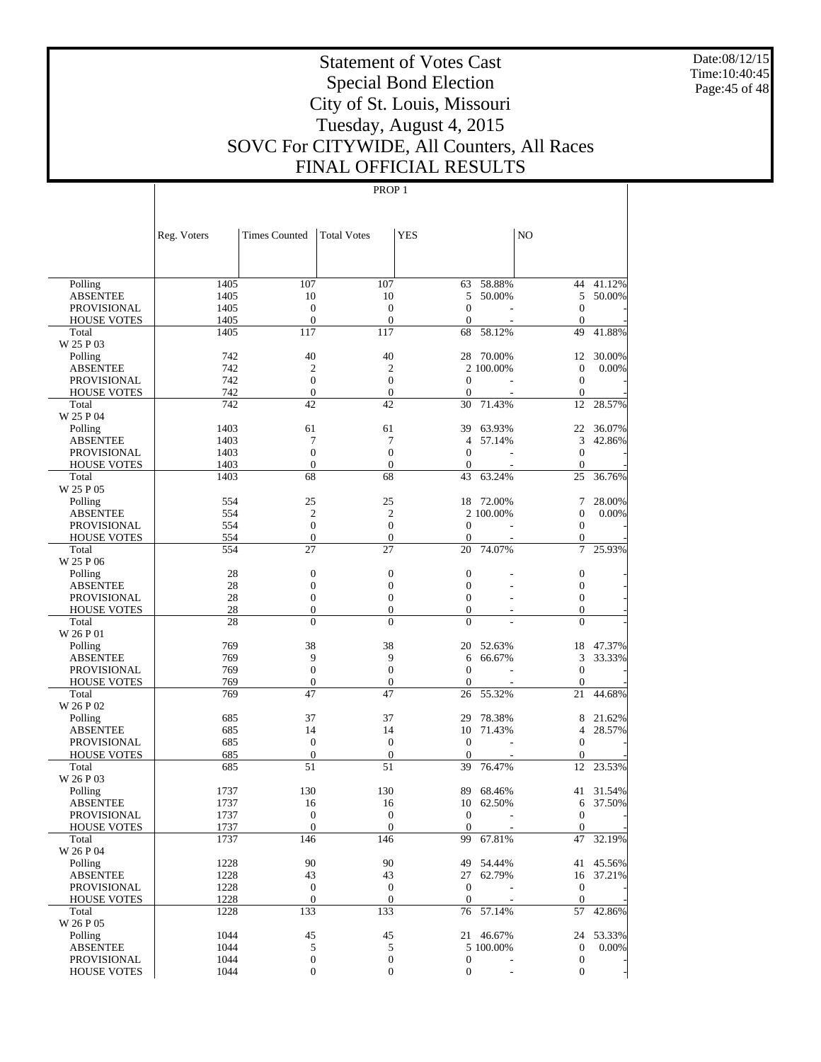# Statement of Votes Cast
## Special Bond Election
## City of St. Louis, Missouri
## Tuesday, August 4, 2015
## SOVC For CITYWIDE, All Counters, All Races
## FINAL OFFICIAL RESULTS

Date:08/12/15
Time:10:40:45

PROP 1

| | Reg. Voters | Times Counted | Total Votes | YES | | NO | |
|---|---|---|---|---|---|---|---|
| Polling | 1405 | 107 | 107 | 63 | 58.88% | 44 | 41.12% |
| ABSENTEE | 1405 | 10 | 10 | 5 | 50.00% | 5 | 50.00% |
| PROVISIONAL | 1405 | 0 | 0 | 0 | - | 0 | - |
| HOUSE VOTES | 1405 | 0 | 0 | 0 | - | 0 | - |
| Total | 1405 | 117 | 117 | 68 | 58.12% | 49 | 41.88% |
| W 25 P 03 | | | | | | | |
| Polling | 742 | 40 | 40 | 28 | 70.00% | 12 | 30.00% |
| ABSENTEE | 742 | 2 | 2 | 2 | 100.00% | 0 | 0.00% |
| PROVISIONAL | 742 | 0 | 0 | 0 | - | 0 | - |
| HOUSE VOTES | 742 | 0 | 0 | 0 | - | 0 | - |
| Total | 742 | 42 | 42 | 30 | 71.43% | 12 | 28.57% |
| W 25 P 04 | | | | | | | |
| Polling | 1403 | 61 | 61 | 39 | 63.93% | 22 | 36.07% |
| ABSENTEE | 1403 | 7 | 7 | 4 | 57.14% | 3 | 42.86% |
| PROVISIONAL | 1403 | 0 | 0 | 0 | - | 0 | - |
| HOUSE VOTES | 1403 | 0 | 0 | 0 | - | 0 | - |
| Total | 1403 | 68 | 68 | 43 | 63.24% | 25 | 36.76% |
| W 25 P 05 | | | | | | | |
| Polling | 554 | 25 | 25 | 18 | 72.00% | 7 | 28.00% |
| ABSENTEE | 554 | 2 | 2 | 2 | 100.00% | 0 | 0.00% |
| PROVISIONAL | 554 | 0 | 0 | 0 | - | 0 | - |
| HOUSE VOTES | 554 | 0 | 0 | 0 | - | 0 | - |
| Total | 554 | 27 | 27 | 20 | 74.07% | 7 | 25.93% |
| W 25 P 06 | | | | | | | |
| Polling | 28 | 0 | 0 | 0 | - | 0 | - |
| ABSENTEE | 28 | 0 | 0 | 0 | - | 0 | - |
| PROVISIONAL | 28 | 0 | 0 | 0 | - | 0 | - |
| HOUSE VOTES | 28 | 0 | 0 | 0 | - | 0 | - |
| Total | 28 | 0 | 0 | 0 | - | 0 | - |
| W 26 P 01 | | | | | | | |
| Polling | 769 | 38 | 38 | 20 | 52.63% | 18 | 47.37% |
| ABSENTEE | 769 | 9 | 9 | 6 | 66.67% | 3 | 33.33% |
| PROVISIONAL | 769 | 0 | 0 | 0 | - | 0 | - |
| HOUSE VOTES | 769 | 0 | 0 | 0 | - | 0 | - |
| Total | 769 | 47 | 47 | 26 | 55.32% | 21 | 44.68% |
| W 26 P 02 | | | | | | | |
| Polling | 685 | 37 | 37 | 29 | 78.38% | 8 | 21.62% |
| ABSENTEE | 685 | 14 | 14 | 10 | 71.43% | 4 | 28.57% |
| PROVISIONAL | 685 | 0 | 0 | 0 | - | 0 | - |
| HOUSE VOTES | 685 | 0 | 0 | 0 | - | 0 | - |
| Total | 685 | 51 | 51 | 39 | 76.47% | 12 | 23.53% |
| W 26 P 03 | | | | | | | |
| Polling | 1737 | 130 | 130 | 89 | 68.46% | 41 | 31.54% |
| ABSENTEE | 1737 | 16 | 16 | 10 | 62.50% | 6 | 37.50% |
| PROVISIONAL | 1737 | 0 | 0 | 0 | - | 0 | - |
| HOUSE VOTES | 1737 | 0 | 0 | 0 | - | 0 | - |
| Total | 1737 | 146 | 146 | 99 | 67.81% | 47 | 32.19% |
| W 26 P 04 | | | | | | | |
| Polling | 1228 | 90 | 90 | 49 | 54.44% | 41 | 45.56% |
| ABSENTEE | 1228 | 43 | 43 | 27 | 62.79% | 16 | 37.21% |
| PROVISIONAL | 1228 | 0 | 0 | 0 | - | 0 | - |
| HOUSE VOTES | 1228 | 0 | 0 | 0 | - | 0 | - |
| Total | 1228 | 133 | 133 | 76 | 57.14% | 57 | 42.86% |
| W 26 P 05 | | | | | | | |
| Polling | 1044 | 45 | 45 | 21 | 46.67% | 24 | 53.33% |
| ABSENTEE | 1044 | 5 | 5 | 5 | 100.00% | 0 | 0.00% |
| PROVISIONAL | 1044 | 0 | 0 | 0 | - | 0 | - |
| HOUSE VOTES | 1044 | 0 | 0 | 0 | - | 0 | - |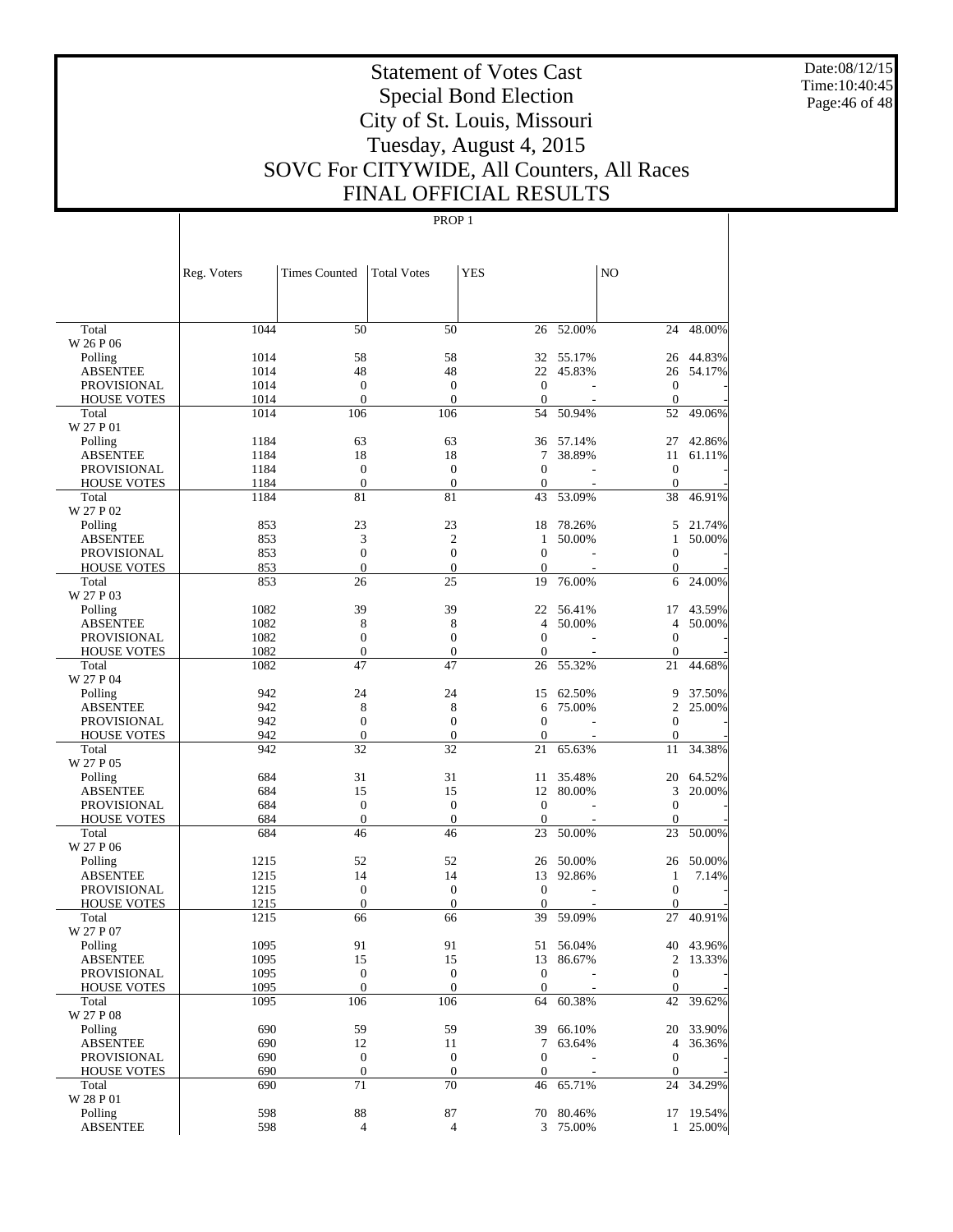# Statement of Votes Cast
## Special Bond Election
## City of St. Louis, Missouri
## Tuesday, August 4, 2015
## SOVC For CITYWIDE, All Counters, All Races
## FINAL OFFICIAL RESULTS

Date:08/12/15
Time:10:40:45

PROP 1

| | Reg. Voters | Times Counted | Total Votes | YES | | NO | |
|---|---|---|---|---|---|---|---|
| Total | 1044 | 50 | 50 | 26 | 52.00% | 24 | 48.00% |
| W 26 P 06 | | | | | | | |
| Polling | 1014 | 58 | 58 | 32 | 55.17% | 26 | 44.83% |
| ABSENTEE | 1014 | 48 | 48 | 22 | 45.83% | 26 | 54.17% |
| PROVISIONAL | 1014 | 0 | 0 | 0 | - | 0 | - |
| HOUSE VOTES | 1014 | 0 | 0 | 0 | - | 0 | - |
| Total | 1014 | 106 | 106 | 54 | 50.94% | 52 | 49.06% |
| W 27 P 01 | | | | | | | |
| Polling | 1184 | 63 | 63 | 36 | 57.14% | 27 | 42.86% |
| ABSENTEE | 1184 | 18 | 18 | 7 | 38.89% | 11 | 61.11% |
| PROVISIONAL | 1184 | 0 | 0 | 0 | - | 0 | - |
| HOUSE VOTES | 1184 | 0 | 0 | 0 | - | 0 | - |
| Total | 1184 | 81 | 81 | 43 | 53.09% | 38 | 46.91% |
| W 27 P 02 | | | | | | | |
| Polling | 853 | 23 | 23 | 18 | 78.26% | 5 | 21.74% |
| ABSENTEE | 853 | 3 | 2 | 1 | 50.00% | 1 | 50.00% |
| PROVISIONAL | 853 | 0 | 0 | 0 | - | 0 | - |
| HOUSE VOTES | 853 | 0 | 0 | 0 | - | 0 | - |
| Total | 853 | 26 | 25 | 19 | 76.00% | 6 | 24.00% |
| W 27 P 03 | | | | | | | |
| Polling | 1082 | 39 | 39 | 22 | 56.41% | 17 | 43.59% |
| ABSENTEE | 1082 | 8 | 8 | 4 | 50.00% | 4 | 50.00% |
| PROVISIONAL | 1082 | 0 | 0 | 0 | - | 0 | - |
| HOUSE VOTES | 1082 | 0 | 0 | 0 | - | 0 | - |
| Total | 1082 | 47 | 47 | 26 | 55.32% | 21 | 44.68% |
| W 27 P 04 | | | | | | | |
| Polling | 942 | 24 | 24 | 15 | 62.50% | 9 | 37.50% |
| ABSENTEE | 942 | 8 | 8 | 6 | 75.00% | 2 | 25.00% |
| PROVISIONAL | 942 | 0 | 0 | 0 | - | 0 | - |
| HOUSE VOTES | 942 | 0 | 0 | 0 | - | 0 | - |
| Total | 942 | 32 | 32 | 21 | 65.63% | 11 | 34.38% |
| W 27 P 05 | | | | | | | |
| Polling | 684 | 31 | 31 | 11 | 35.48% | 20 | 64.52% |
| ABSENTEE | 684 | 15 | 15 | 12 | 80.00% | 3 | 20.00% |
| PROVISIONAL | 684 | 0 | 0 | 0 | - | 0 | - |
| HOUSE VOTES | 684 | 0 | 0 | 0 | - | 0 | - |
| Total | 684 | 46 | 46 | 23 | 50.00% | 23 | 50.00% |
| W 27 P 06 | | | | | | | |
| Polling | 1215 | 52 | 52 | 26 | 50.00% | 26 | 50.00% |
| ABSENTEE | 1215 | 14 | 14 | 13 | 92.86% | 1 | 7.14% |
| PROVISIONAL | 1215 | 0 | 0 | 0 | - | 0 | - |
| HOUSE VOTES | 1215 | 0 | 0 | 0 | - | 0 | - |
| Total | 1215 | 66 | 66 | 39 | 59.09% | 27 | 40.91% |
| W 27 P 07 | | | | | | | |
| Polling | 1095 | 91 | 91 | 51 | 56.04% | 40 | 43.96% |
| ABSENTEE | 1095 | 15 | 15 | 13 | 86.67% | 2 | 13.33% |
| PROVISIONAL | 1095 | 0 | 0 | 0 | - | 0 | - |
| HOUSE VOTES | 1095 | 0 | 0 | 0 | - | 0 | - |
| Total | 1095 | 106 | 106 | 64 | 60.38% | 42 | 39.62% |
| W 27 P 08 | | | | | | | |
| Polling | 690 | 59 | 59 | 39 | 66.10% | 20 | 33.90% |
| ABSENTEE | 690 | 12 | 11 | 7 | 63.64% | 4 | 36.36% |
| PROVISIONAL | 690 | 0 | 0 | 0 | - | 0 | - |
| HOUSE VOTES | 690 | 0 | 0 | 0 | - | 0 | - |
| Total | 690 | 71 | 70 | 46 | 65.71% | 24 | 34.29% |
| W 28 P 01 | | | | | | | |
| Polling | 598 | 88 | 87 | 70 | 80.46% | 17 | 19.54% |
| ABSENTEE | 598 | 4 | 4 | 3 | 75.00% | 1 | 25.00% |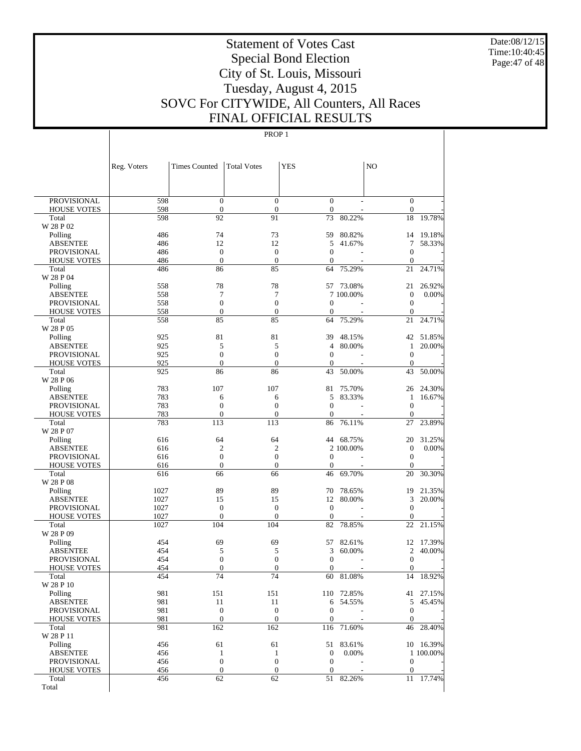# Statement of Votes Cast
## Special Bond Election
## City of St. Louis, Missouri
## Tuesday, August 4, 2015
## SOVC For CITYWIDE, All Counters, All Races
## FINAL OFFICIAL RESULTS

PROP 1

| | Reg. Voters | Times Counted | Total Votes | YES | | NO | |
|---|---|---|---|---|---|---|---|
| PROVISIONAL | 598 | 0 | 0 | 0 | - | 0 | - |
| HOUSE VOTES | 598 | 0 | 0 | 0 | - | 0 | - |
| Total | 598 | 92 | 91 | 73 | 80.22% | 18 | 19.78% |
| W 28 P 02 | | | | | | | |
| Polling | 486 | 74 | 73 | 59 | 80.82% | 14 | 19.18% |
| ABSENTEE | 486 | 12 | 12 | 5 | 41.67% | 7 | 58.33% |
| PROVISIONAL | 486 | 0 | 0 | 0 | - | 0 | - |
| HOUSE VOTES | 486 | 0 | 0 | 0 | - | 0 | - |
| Total | 486 | 86 | 85 | 64 | 75.29% | 21 | 24.71% |
| W 28 P 04 | | | | | | | |
| Polling | 558 | 78 | 78 | 57 | 73.08% | 21 | 26.92% |
| ABSENTEE | 558 | 7 | 7 | 7 | 100.00% | 0 | 0.00% |
| PROVISIONAL | 558 | 0 | 0 | 0 | - | 0 | - |
| HOUSE VOTES | 558 | 0 | 0 | 0 | - | 0 | - |
| Total | 558 | 85 | 85 | 64 | 75.29% | 21 | 24.71% |
| W 28 P 05 | | | | | | | |
| Polling | 925 | 81 | 81 | 39 | 48.15% | 42 | 51.85% |
| ABSENTEE | 925 | 5 | 5 | 4 | 80.00% | 1 | 20.00% |
| PROVISIONAL | 925 | 0 | 0 | 0 | - | 0 | - |
| HOUSE VOTES | 925 | 0 | 0 | 0 | - | 0 | - |
| Total | 925 | 86 | 86 | 43 | 50.00% | 43 | 50.00% |
| W 28 P 06 | | | | | | | |
| Polling | 783 | 107 | 107 | 81 | 75.70% | 26 | 24.30% |
| ABSENTEE | 783 | 6 | 6 | 5 | 83.33% | 1 | 16.67% |
| PROVISIONAL | 783 | 0 | 0 | 0 | - | 0 | - |
| HOUSE VOTES | 783 | 0 | 0 | 0 | - | 0 | - |
| Total | 783 | 113 | 113 | 86 | 76.11% | 27 | 23.89% |
| W 28 P 07 | | | | | | | |
| Polling | 616 | 64 | 64 | 44 | 68.75% | 20 | 31.25% |
| ABSENTEE | 616 | 2 | 2 | 2 | 100.00% | 0 | 0.00% |
| PROVISIONAL | 616 | 0 | 0 | 0 | - | 0 | - |
| HOUSE VOTES | 616 | 0 | 0 | 0 | - | 0 | - |
| Total | 616 | 66 | 66 | 46 | 69.70% | 20 | 30.30% |
| W 28 P 08 | | | | | | | |
| Polling | 1027 | 89 | 89 | 70 | 78.65% | 19 | 21.35% |
| ABSENTEE | 1027 | 15 | 15 | 12 | 80.00% | 3 | 20.00% |
| PROVISIONAL | 1027 | 0 | 0 | 0 | - | 0 | - |
| HOUSE VOTES | 1027 | 0 | 0 | 0 | - | 0 | - |
| Total | 1027 | 104 | 104 | 82 | 78.85% | 22 | 21.15% |
| W 28 P 09 | | | | | | | |
| Polling | 454 | 69 | 69 | 57 | 82.61% | 12 | 17.39% |
| ABSENTEE | 454 | 5 | 5 | 3 | 60.00% | 2 | 40.00% |
| PROVISIONAL | 454 | 0 | 0 | 0 | - | 0 | - |
| HOUSE VOTES | 454 | 0 | 0 | 0 | - | 0 | - |
| Total | 454 | 74 | 74 | 60 | 81.08% | 14 | 18.92% |
| W 28 P 10 | | | | | | | |
| Polling | 981 | 151 | 151 | 110 | 72.85% | 41 | 27.15% |
| ABSENTEE | 981 | 11 | 11 | 6 | 54.55% | 5 | 45.45% |
| PROVISIONAL | 981 | 0 | 0 | 0 | - | 0 | - |
| HOUSE VOTES | 981 | 0 | 0 | 0 | - | 0 | - |
| Total | 981 | 162 | 162 | 116 | 71.60% | 46 | 28.40% |
| W 28 P 11 | | | | | | | |
| Polling | 456 | 61 | 61 | 51 | 83.61% | 10 | 16.39% |
| ABSENTEE | 456 | 1 | 1 | 0 | 0.00% | 1 | 100.00% |
| PROVISIONAL | 456 | 0 | 0 | 0 | - | 0 | - |
| HOUSE VOTES | 456 | 0 | 0 | 0 | - | 0 | - |
| Total | 456 | 62 | 62 | 51 | 82.26% | 11 | 17.74% |
| Total | | | | | | | |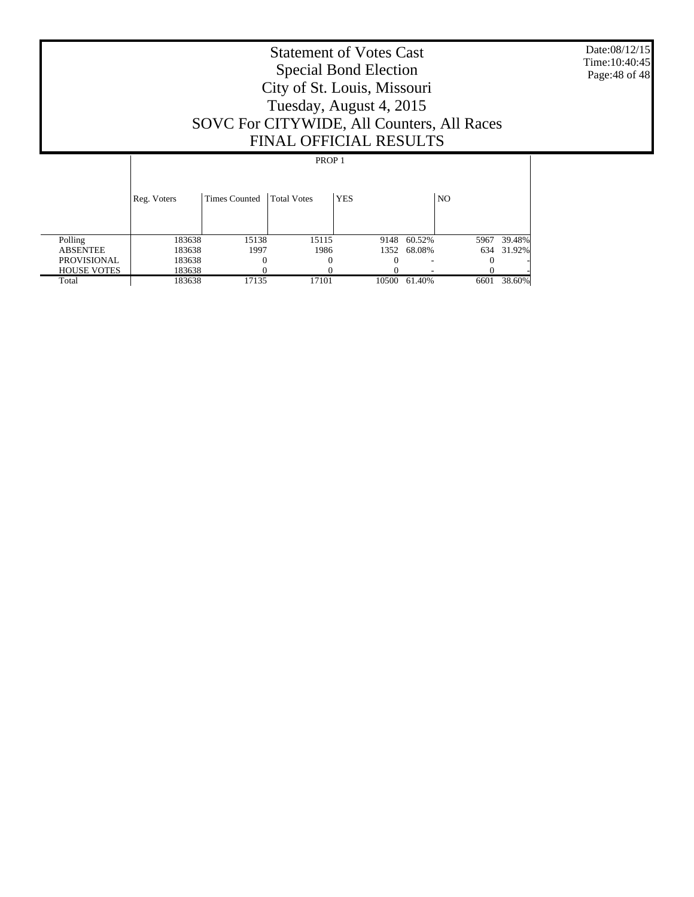# Statement of Votes Cast
# Special Bond Election
# City of St. Louis, Missouri
# Tuesday, August 4, 2015
# SOVC For CITYWIDE, All Counters, All Races
# FINAL OFFICIAL RESULTS

Date:08/12/15
Time:10:40:45

| | PROP 1 | | | | | | |
|---|---|---|---|---|---|---|---|
| | Reg. Voters | Times Counted | Total Votes | YES | | NO | |
| Polling | 183638 | 15138 | 15115 | 9148 | 60.52% | 5967 | 39.48% |
| ABSENTEE | 183638 | 1997 | 1986 | 1352 | 68.08% | 634 | 31.92% |
| PROVISIONAL | 183638 | 0 | 0 | 0 | - | 0 | - |
| HOUSE VOTES | 183638 | 0 | 0 | 0 | - | 0 | - |
| Total | 183638 | 17135 | 17101 | 10500 | 61.40% | 6601 | 38.60% |